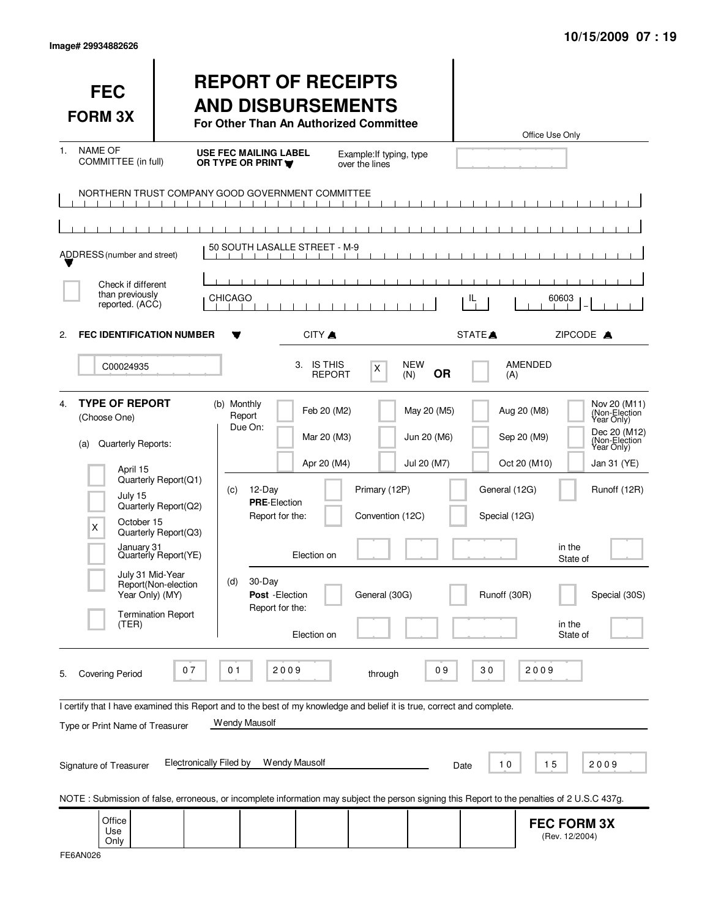Image# 29934882626

10/15/2009 07 : 19

# FEC FORM 3X

## REPORT OF RECEIPTS AND DISBURSEMENTS

**For Other Than An Authorized Committee**

Office Use Only

1. NAME OF COMMITTEE (in full) — **USE FEC MAILING LABEL OR TYPE OR PRINT** — Example: If typing, type over the lines

NORTHERN TRUST COMPANY GOOD GOVERNMENT COMMITTEE

ADDRESS (number and street): 50 SOUTH LASALLE STREET - M-9

[ ] Check if different than previously reported. (ACC)

CITY: CHICAGO | STATE: IL | ZIPCODE: 60603

2. **FEC IDENTIFICATION NUMBER**: C00024935

3. IS THIS REPORT: [X] NEW (N) **OR** [ ] AMENDED (A)

4. **TYPE OF REPORT** (Choose One)

(a) Quarterly Reports:

- [ ] April 15 Quarterly Report(Q1)
- [ ] July 15 Quarterly Report(Q2)
- [X] October 15 Quarterly Report(Q3)
- [ ] January 31 Quarterly Report(YE)
- [ ] July 31 Mid-Year Report(Non-election Year Only) (MY)
- [ ] Termination Report (TER)

(b) Monthly Report Due On:

- [ ] Feb 20 (M2)
- [ ] Mar 20 (M3)
- [ ] Apr 20 (M4)
- [ ] May 20 (M5)
- [ ] Jun 20 (M6)
- [ ] Jul 20 (M7)
- [ ] Aug 20 (M8)
- [ ] Sep 20 (M9)
- [ ] Oct 20 (M10)
- [ ] Nov 20 (M11) (Non-Election Year Only)
- [ ] Dec 20 (M12) (Non-Election Year Only)
- [ ] Jan 31 (YE)

(c) 12-Day **PRE**-Election Report for the:

- [ ] Primary (12P)
- [ ] General (12G)
- [ ] Runoff (12R)
- [ ] Convention (12C)
- [ ] Special (12G)

Election on ______ in the State of ______

(d) 30-Day **Post** -Election Report for the:

- [ ] General (30G)
- [ ] Runoff (30R)
- [ ] Special (30S)

Election on ______ in the State of ______

5. Covering Period 07 01 2009 through 09 30 2009

I certify that I have examined this Report and to the best of my knowledge and belief it is true, correct and complete.

Type or Print Name of Treasurer: Wendy Mausolf

Signature of Treasurer: Electronically Filed by Wendy Mausolf — Date 10 15 2009

NOTE : Submission of false, erroneous, or incomplete information may subject the person signing this Report to the penalties of 2 U.S.C 437g.

Office Use Only

**FEC FORM 3X** (Rev. 12/2004)

FE6AN026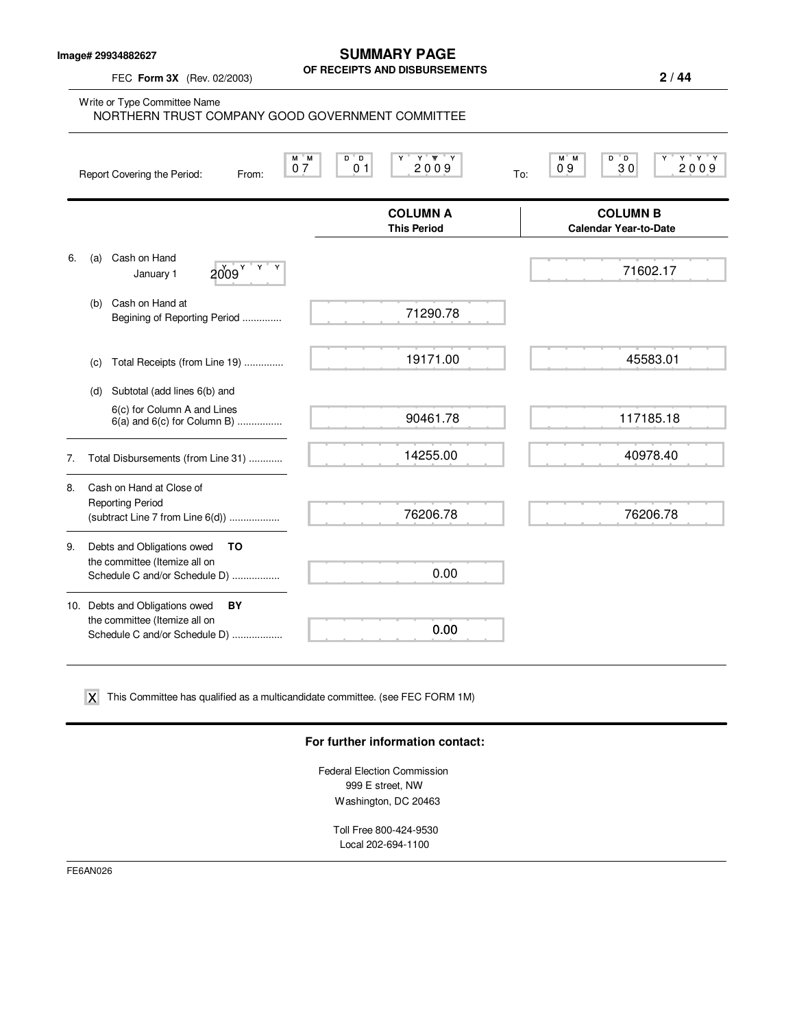Image# 29934882627

# SUMMARY PAGE
## OF RECEIPTS AND DISBURSEMENTS

FEC **Form 3X** (Rev. 02/2003)

Write or Type Committee Name
NORTHERN TRUST COMPANY GOOD GOVERNMENT COMMITTEE

Report Covering the Period: From: 07 01 2009 To: 09 30 2009

| | COLUMN A This Period | COLUMN B Calendar Year-to-Date |
|---|---|---|
| 6. (a) Cash on Hand January 1 2009 | | 71602.17 |
| (b) Cash on Hand at Begining of Reporting Period .............. | 71290.78 | |
| (c) Total Receipts (from Line 19) .............. | 19171.00 | 45583.01 |
| (d) Subtotal (add lines 6(b) and 6(c) for Column A and Lines 6(a) and 6(c) for Column B) ................ | 90461.78 | 117185.18 |
| 7. Total Disbursements (from Line 31) ............ | 14255.00 | 40978.40 |
| 8. Cash on Hand at Close of Reporting Period (subtract Line 7 from Line 6(d)) .................. | 76206.78 | 76206.78 |
| 9. Debts and Obligations owed **TO** the committee (Itemize all on Schedule C and/or Schedule D) ................. | 0.00 | |
| 10. Debts and Obligations owed **BY** the committee (Itemize all on Schedule C and/or Schedule D) .................. | 0.00 | |

[X] This Committee has qualified as a multicandidate committee. (see FEC FORM 1M)

**For further information contact:**

Federal Election Commission
999 E street, NW
Washington, DC 20463

Toll Free 800-424-9530
Local 202-694-1100

FE6AN026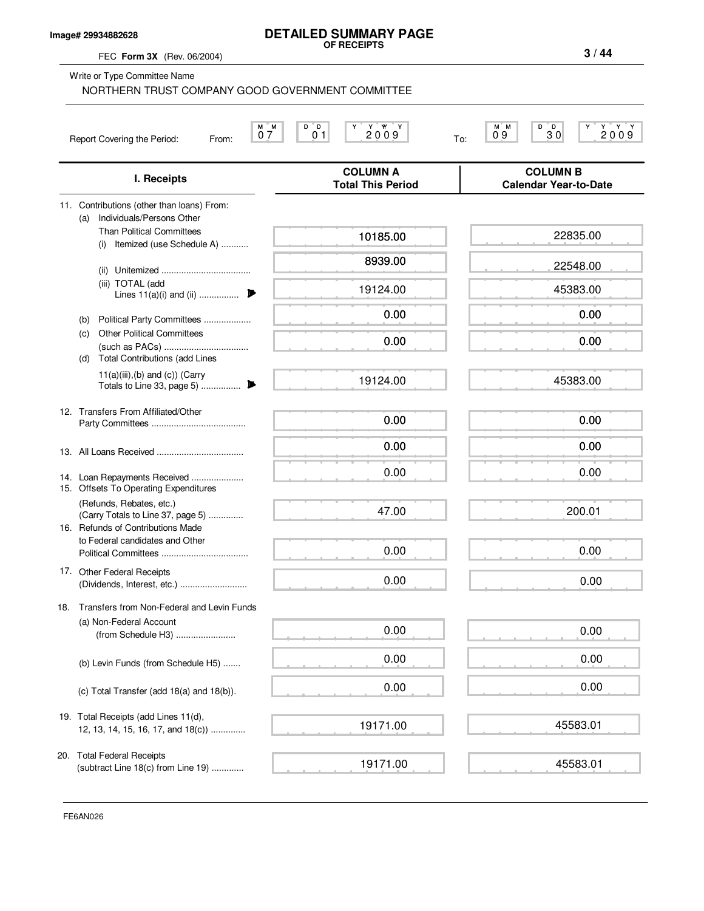Image# 29934882628

# DETAILED SUMMARY PAGE
**OF RECEIPTS**

FEC **Form 3X** (Rev. 06/2004)

Write or Type Committee Name

NORTHERN TRUST COMPANY GOOD GOVERNMENT COMMITTEE

Report Covering the Period: From: 07 01 2009 To: 09 30 2009

| I. Receipts | COLUMN A Total This Period | COLUMN B Calendar Year-to-Date |
|---|---|---|
| 11. Contributions (other than loans) From: | | |
| (a) Individuals/Persons Other Than Political Committees (i) Itemized (use Schedule A) | 10185.00 | 22835.00 |
| (ii) Unitemized | 8939.00 | 22548.00 |
| (iii) TOTAL (add Lines 11(a)(i) and (ii) | 19124.00 | 45383.00 |
| (b) Political Party Committees | 0.00 | 0.00 |
| (c) Other Political Committees (such as PACs) | 0.00 | 0.00 |
| (d) Total Contributions (add Lines 11(a)(iii),(b) and (c)) (Carry Totals to Line 33, page 5) | 19124.00 | 45383.00 |
| 12. Transfers From Affiliated/Other Party Committees | 0.00 | 0.00 |
| 13. All Loans Received | 0.00 | 0.00 |
| 14. Loan Repayments Received | 0.00 | 0.00 |
| 15. Offsets To Operating Expenditures (Refunds, Rebates, etc.) (Carry Totals to Line 37, page 5) | 47.00 | 200.01 |
| 16. Refunds of Contributions Made to Federal candidates and Other Political Committees | 0.00 | 0.00 |
| 17. Other Federal Receipts (Dividends, Interest, etc.) | 0.00 | 0.00 |
| 18. Transfers from Non-Federal and Levin Funds | | |
| (a) Non-Federal Account (from Schedule H3) | 0.00 | 0.00 |
| (b) Levin Funds (from Schedule H5) | 0.00 | 0.00 |
| (c) Total Transfer (add 18(a) and 18(b)). | 0.00 | 0.00 |
| 19. Total Receipts (add Lines 11(d), 12, 13, 14, 15, 16, 17, and 18(c)) | 19171.00 | 45583.01 |
| 20. Total Federal Receipts (subtract Line 18(c) from Line 19) | 19171.00 | 45583.01 |

FE6AN026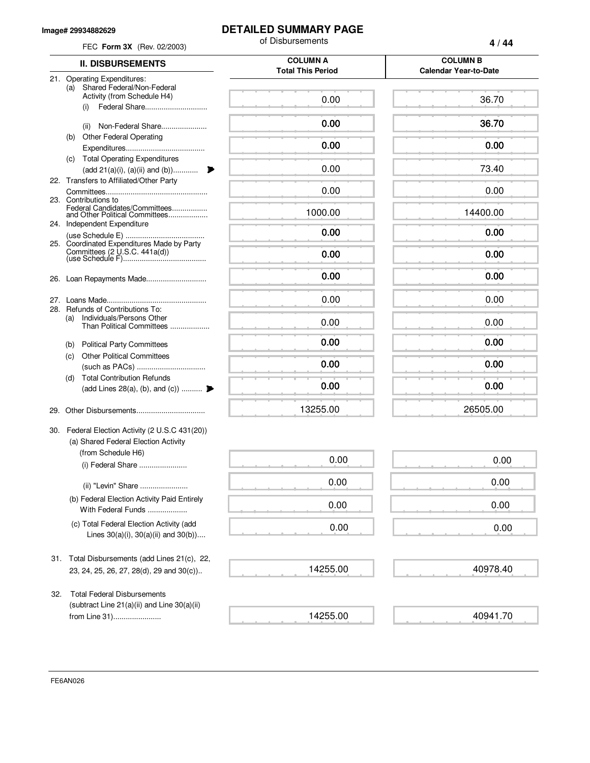Image# 29934882629

# DETAILED SUMMARY PAGE

of Disbursements

FEC **Form 3X** (Rev. 02/2003)

| II. DISBURSEMENTS | COLUMN A Total This Period | COLUMN B Calendar Year-to-Date |
|---|---|---|
| 21. Operating Expenditures: | | |
| (a) Shared Federal/Non-Federal Activity (from Schedule H4) | | |
| (i) Federal Share | 0.00 | 36.70 |
| (ii) Non-Federal Share | 0.00 | 36.70 |
| (b) Other Federal Operating Expenditures | 0.00 | 0.00 |
| (c) Total Operating Expenditures (add 21(a)(i), (a)(ii) and (b)) | 0.00 | 73.40 |
| 22. Transfers to Affiliated/Other Party Committees | 0.00 | 0.00 |
| 23. Contributions to Federal Candidates/Committees and Other Political Committees | 1000.00 | 14400.00 |
| 24. Independent Expenditure (use Schedule E) | 0.00 | 0.00 |
| 25. Coordinated Expenditures Made by Party Committees (2 U.S.C. 441a(d)) (use Schedule F) | 0.00 | 0.00 |
| 26. Loan Repayments Made | 0.00 | 0.00 |
| 27. Loans Made | 0.00 | 0.00 |
| 28. Refunds of Contributions To: | | |
| (a) Individuals/Persons Other Than Political Committees | 0.00 | 0.00 |
| (b) Political Party Committees | 0.00 | 0.00 |
| (c) Other Political Committees (such as PACs) | 0.00 | 0.00 |
| (d) Total Contribution Refunds (add Lines 28(a), (b), and (c)) | 0.00 | 0.00 |
| 29. Other Disbursements | 13255.00 | 26505.00 |
| 30. Federal Election Activity (2 U.S.C 431(20)) | | |
| (a) Shared Federal Election Activity (from Schedule H6) | | |
| (i) Federal Share | 0.00 | 0.00 |
| (ii) "Levin" Share | 0.00 | 0.00 |
| (b) Federal Election Activity Paid Entirely With Federal Funds | 0.00 | 0.00 |
| (c) Total Federal Election Activity (add Lines 30(a)(i), 30(a)(ii) and 30(b)) | 0.00 | 0.00 |
| 31. Total Disbursements (add Lines 21(c), 22, 23, 24, 25, 26, 27, 28(d), 29 and 30(c)) | 14255.00 | 40978.40 |
| 32. Total Federal Disbursements (subtract Line 21(a)(ii) and Line 30(a)(ii) from Line 31) | 14255.00 | 40941.70 |

FE6AN026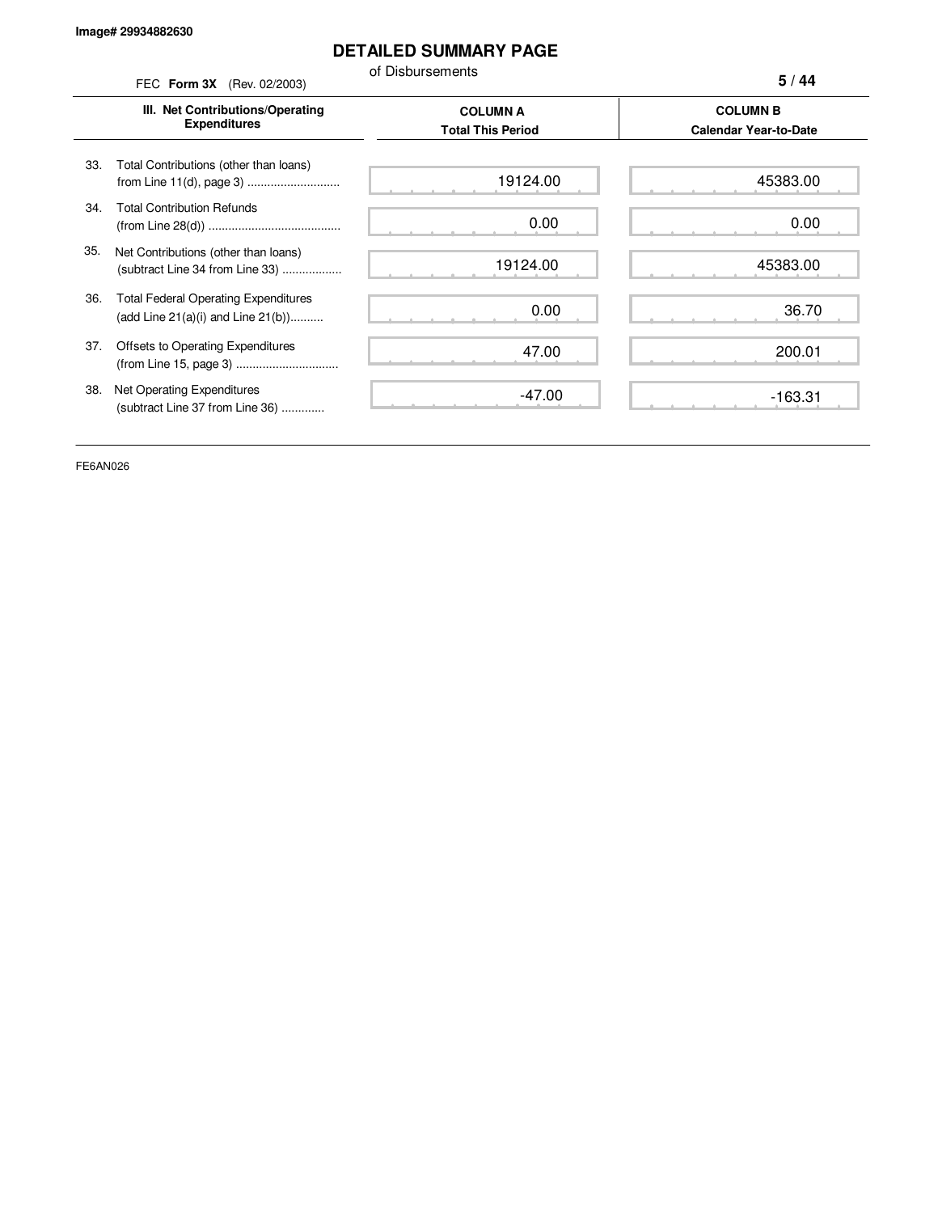Image# 29934882630

# DETAILED SUMMARY PAGE

of Disbursements

FEC **Form 3X** (Rev. 02/2003)

| III. Net Contributions/Operating Expenditures | COLUMN A Total This Period | COLUMN B Calendar Year-to-Date |
|---|---|---|
| 33. Total Contributions (other than loans) from Line 11(d), page 3 ............................ | 19124.00 | 45383.00 |
| 34. Total Contribution Refunds (from Line 28(d)) ........................................ | 0.00 | 0.00 |
| 35. Net Contributions (other than loans) (subtract Line 34 from Line 33) .................. | 19124.00 | 45383.00 |
| 36. Total Federal Operating Expenditures (add Line 21(a)(i) and Line 21(b)).......... | 0.00 | 36.70 |
| 37. Offsets to Operating Expenditures (from Line 15, page 3) ............................... | 47.00 | 200.01 |
| 38. Net Operating Expenditures (subtract Line 37 from Line 36) ............ | -47.00 | -163.31 |

FE6AN026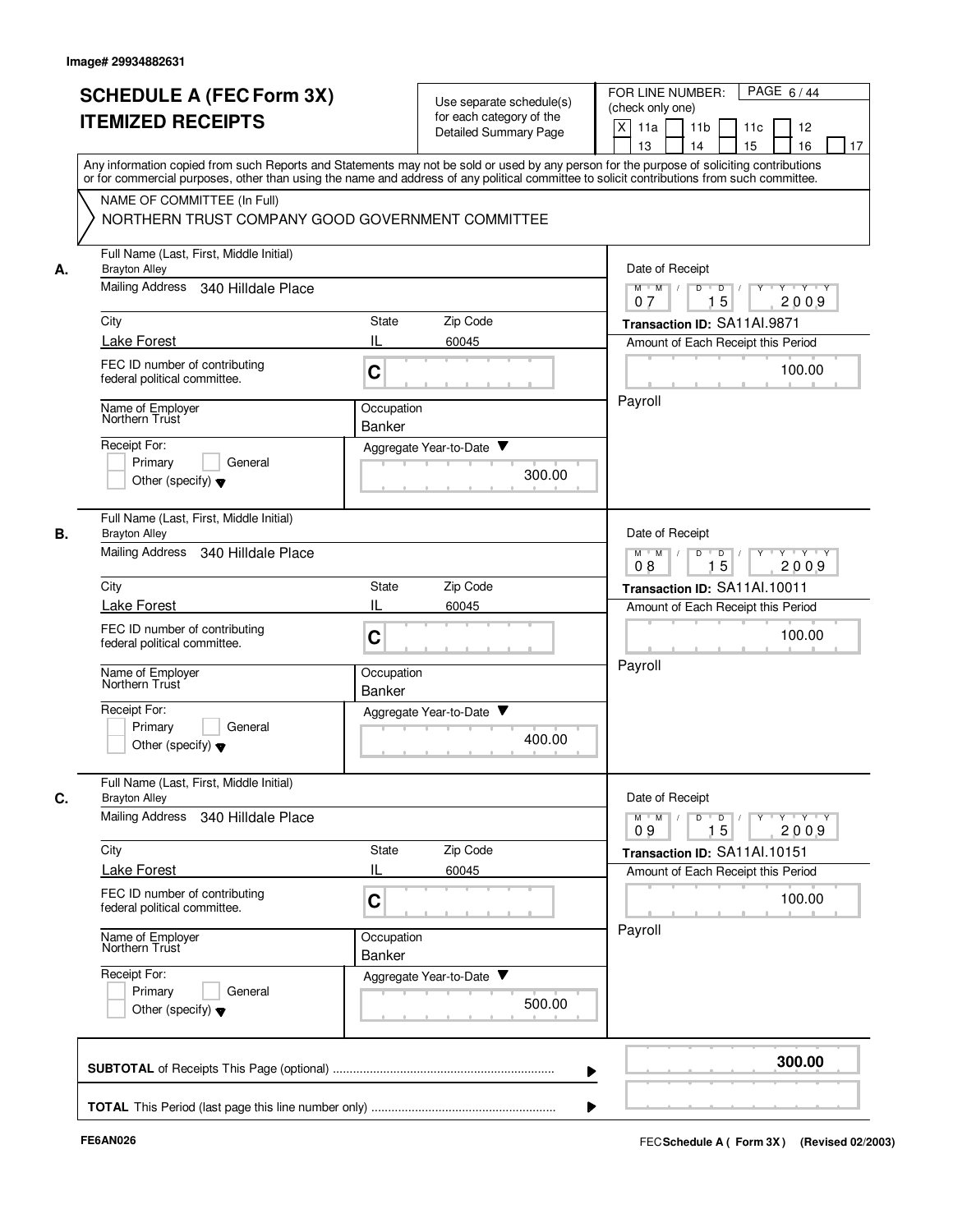Image# 29934882631

# SCHEDULE A (FEC Form 3X) ITEMIZED RECEIPTS

Use separate schedule(s) for each category of the Detailed Summary Page

FOR LINE NUMBER: (check only one)

[X] 11a [ ] 11b [ ] 11c [ ] 12 [ ] 13 [ ] 14 [ ] 15 [ ] 16 [ ] 17

PAGE 6 / 44

Any information copied from such Reports and Statements may not be sold or used by any person for the purpose of soliciting contributions or for commercial purposes, other than using the name and address of any political committee to solicit contributions from such committee.

NAME OF COMMITTEE (In Full)
NORTHERN TRUST COMPANY GOOD GOVERNMENT COMMITTEE

**A.**

Full Name (Last, First, Middle Initial): Brayton Alley
Mailing Address: 340 Hilldale Place
City: Lake Forest | State: IL | Zip Code: 60045
FEC ID number of contributing federal political committee: C
Name of Employer: Northern Trust
Occupation: Banker
Receipt For: [ ] Primary [ ] General [ ] Other (specify)
Aggregate Year-to-Date: 300.00

Date of Receipt: 07 / 15 / 2009
Transaction ID: SA11AI.9871
Amount of Each Receipt this Period: 100.00
Payroll

**B.**

Full Name (Last, First, Middle Initial): Brayton Alley
Mailing Address: 340 Hilldale Place
City: Lake Forest | State: IL | Zip Code: 60045
FEC ID number of contributing federal political committee: C
Name of Employer: Northern Trust
Occupation: Banker
Receipt For: [ ] Primary [ ] General [ ] Other (specify)
Aggregate Year-to-Date: 400.00

Date of Receipt: 08 / 15 / 2009
Transaction ID: SA11AI.10011
Amount of Each Receipt this Period: 100.00
Payroll

**C.**

Full Name (Last, First, Middle Initial): Brayton Alley
Mailing Address: 340 Hilldale Place
City: Lake Forest | State: IL | Zip Code: 60045
FEC ID number of contributing federal political committee: C
Name of Employer: Northern Trust
Occupation: Banker
Receipt For: [ ] Primary [ ] General [ ] Other (specify)
Aggregate Year-to-Date: 500.00

Date of Receipt: 09 / 15 / 2009
Transaction ID: SA11AI.10151
Amount of Each Receipt this Period: 100.00
Payroll

**SUBTOTAL** of Receipts This Page (optional) ........ **300.00**

**TOTAL** This Period (last page this line number only) ........

FE6AN026

FEC **Schedule A ( Form 3X)** (Revised 02/2003)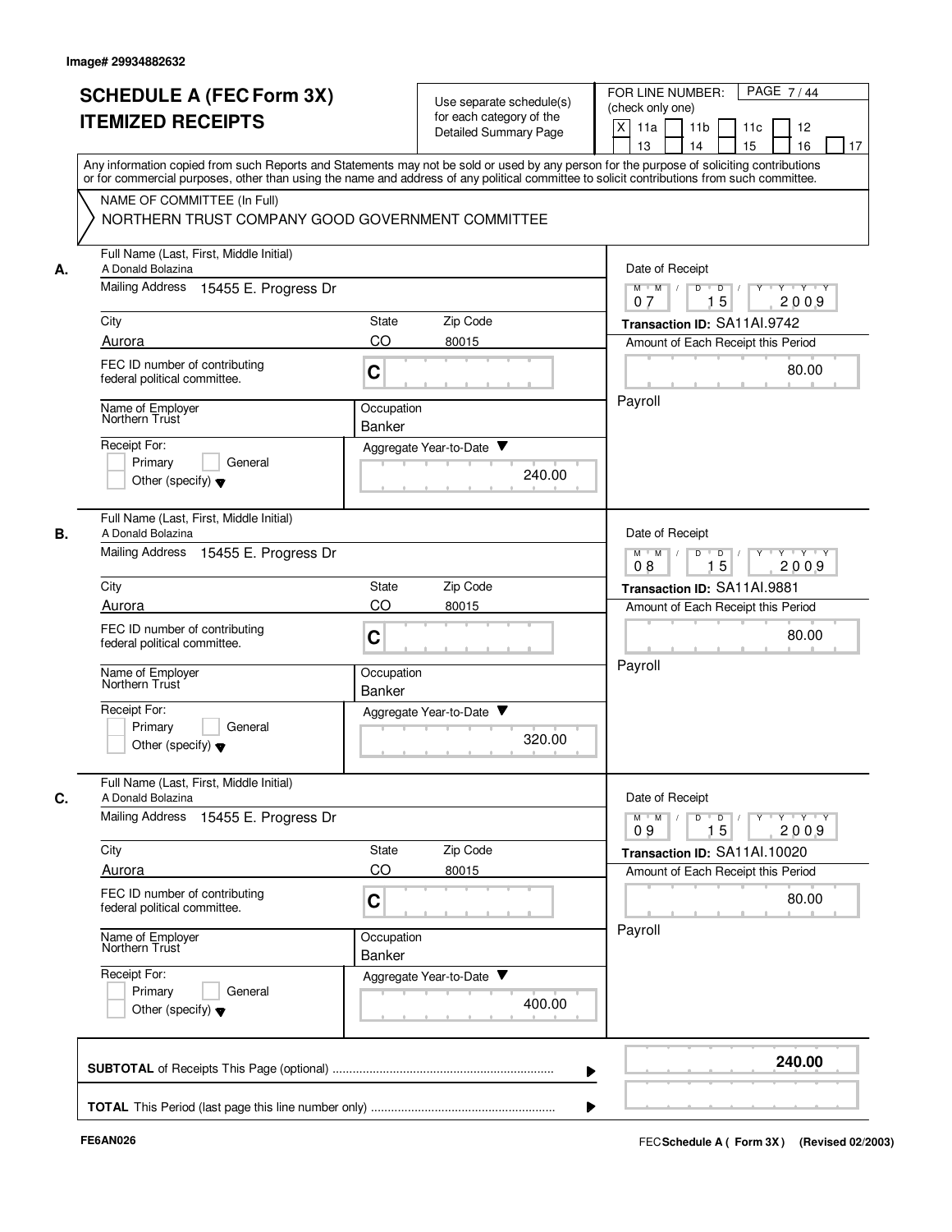Image# 29934882632

# SCHEDULE A (FEC Form 3X) ITEMIZED RECEIPTS

Use separate schedule(s) for each category of the Detailed Summary Page

FOR LINE NUMBER: (check only one)

[X] 11a [ ] 11b [ ] 11c [ ] 12 [ ] 13 [ ] 14 [ ] 15 [ ] 16 [ ] 17

Any information copied from such Reports and Statements may not be sold or used by any person for the purpose of soliciting contributions or for commercial purposes, other than using the name and address of any political committee to solicit contributions from such committee.

NAME OF COMMITTEE (In Full)

NORTHERN TRUST COMPANY GOOD GOVERNMENT COMMITTEE

**A.**

Full Name (Last, First, Middle Initial): A Donald Bolazina

Mailing Address: 15455 E. Progress Dr

City: Aurora | State: CO | Zip Code: 80015

FEC ID number of contributing federal political committee: C

Name of Employer: Northern Trust

Occupation: Banker

Receipt For: [ ] Primary [ ] General [ ] Other (specify)

Aggregate Year-to-Date: 240.00

Date of Receipt: 07 / 15 / 2009

Transaction ID: SA11AI.9742

Amount of Each Receipt this Period: 80.00

Payroll

**B.**

Full Name (Last, First, Middle Initial): A Donald Bolazina

Mailing Address: 15455 E. Progress Dr

City: Aurora | State: CO | Zip Code: 80015

FEC ID number of contributing federal political committee: C

Name of Employer: Northern Trust

Occupation: Banker

Receipt For: [ ] Primary [ ] General [ ] Other (specify)

Aggregate Year-to-Date: 320.00

Date of Receipt: 08 / 15 / 2009

Transaction ID: SA11AI.9881

Amount of Each Receipt this Period: 80.00

Payroll

**C.**

Full Name (Last, First, Middle Initial): A Donald Bolazina

Mailing Address: 15455 E. Progress Dr

City: Aurora | State: CO | Zip Code: 80015

FEC ID number of contributing federal political committee: C

Name of Employer: Northern Trust

Occupation: Banker

Receipt For: [ ] Primary [ ] General [ ] Other (specify)

Aggregate Year-to-Date: 400.00

Date of Receipt: 09 / 15 / 2009

Transaction ID: SA11AI.10020

Amount of Each Receipt this Period: 80.00

Payroll

**SUBTOTAL** of Receipts This Page (optional): **240.00**

**TOTAL** This Period (last page this line number only):

FE6AN026

FEC **Schedule A ( Form 3X )** (Revised 02/2003)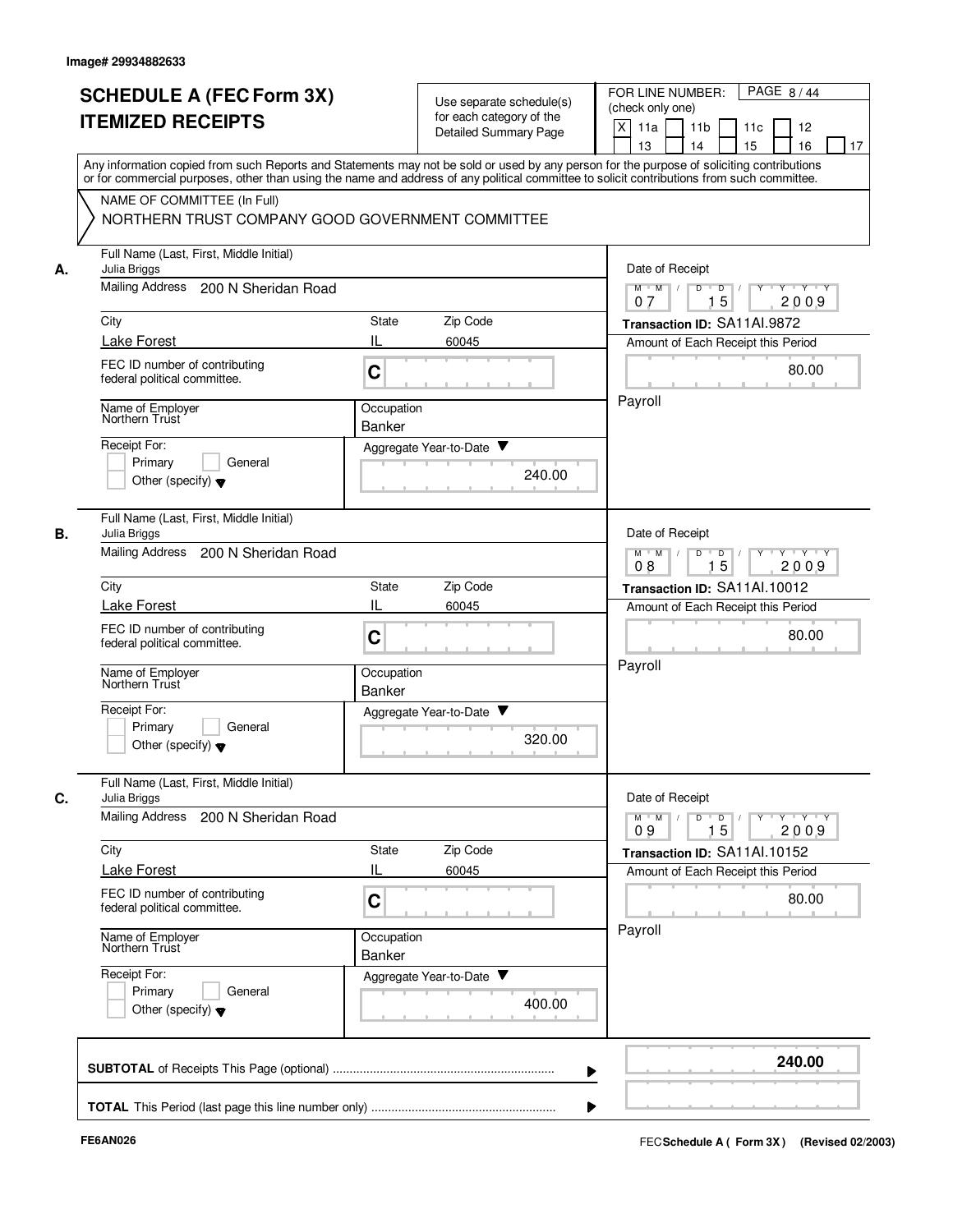Image# 29934882633

# SCHEDULE A (FEC Form 3X) ITEMIZED RECEIPTS

Use separate schedule(s) for each category of the Detailed Summary Page

FOR LINE NUMBER: (check only one)

[X] 11a [ ] 11b [ ] 11c [ ] 12 [ ] 13 [ ] 14 [ ] 15 [ ] 16 [ ] 17

Any information copied from such Reports and Statements may not be sold or used by any person for the purpose of soliciting contributions or for commercial purposes, other than using the name and address of any political committee to solicit contributions from such committee.

NAME OF COMMITTEE (In Full)

NORTHERN TRUST COMPANY GOOD GOVERNMENT COMMITTEE

## A.

Full Name (Last, First, Middle Initial): Julia Briggs

Mailing Address: 200 N Sheridan Road

City: Lake Forest | State: IL | Zip Code: 60045

FEC ID number of contributing federal political committee: C

Name of Employer: Northern Trust

Occupation: Banker

Receipt For: [ ] Primary [ ] General [ ] Other (specify)

Aggregate Year-to-Date: 240.00

Date of Receipt: 07 15 2009

Transaction ID: SA11AI.9872

Amount of Each Receipt this Period: 80.00

Payroll

## B.

Full Name (Last, First, Middle Initial): Julia Briggs

Mailing Address: 200 N Sheridan Road

City: Lake Forest | State: IL | Zip Code: 60045

FEC ID number of contributing federal political committee: C

Name of Employer: Northern Trust

Occupation: Banker

Receipt For: [ ] Primary [ ] General [ ] Other (specify)

Aggregate Year-to-Date: 320.00

Date of Receipt: 08 15 2009

Transaction ID: SA11AI.10012

Amount of Each Receipt this Period: 80.00

Payroll

## C.

Full Name (Last, First, Middle Initial): Julia Briggs

Mailing Address: 200 N Sheridan Road

City: Lake Forest | State: IL | Zip Code: 60045

FEC ID number of contributing federal political committee: C

Name of Employer: Northern Trust

Occupation: Banker

Receipt For: [ ] Primary [ ] General [ ] Other (specify)

Aggregate Year-to-Date: 400.00

Date of Receipt: 09 15 2009

Transaction ID: SA11AI.10152

Amount of Each Receipt this Period: 80.00

Payroll

**SUBTOTAL** of Receipts This Page (optional): **240.00**

**TOTAL** This Period (last page this line number only):

FE6AN026

FEC **Schedule A ( Form 3X)** (Revised 02/2003)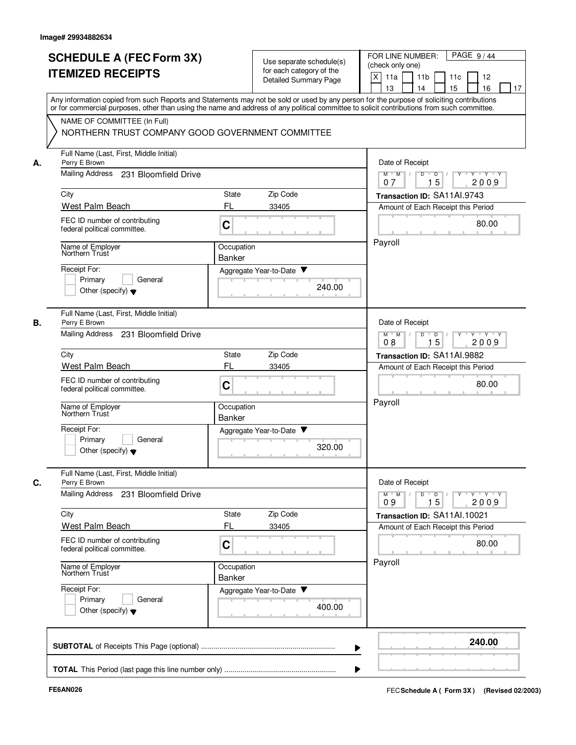Image# 29934882634

# SCHEDULE A (FEC Form 3X) ITEMIZED RECEIPTS

Use separate schedule(s) for each category of the Detailed Summary Page

FOR LINE NUMBER: (check only one)

[X] 11a [ ] 11b [ ] 11c [ ] 12 [ ] 13 [ ] 14 [ ] 15 [ ] 16 [ ] 17

PAGE 9 / 44

Any information copied from such Reports and Statements may not be sold or used by any person for the purpose of soliciting contributions or for commercial purposes, other than using the name and address of any political committee to solicit contributions from such committee.

NAME OF COMMITTEE (In Full)
NORTHERN TRUST COMPANY GOOD GOVERNMENT COMMITTEE

---

**A.** Full Name (Last, First, Middle Initial): Perry E Brown

Mailing Address: 231 Bloomfield Drive

City: West Palm Beach | State: FL | Zip Code: 33405

FEC ID number of contributing federal political committee: C

Name of Employer: Northern Trust | Occupation: Banker

Receipt For: [ ] Primary [ ] General [ ] Other (specify)

Aggregate Year-to-Date: 240.00

Date of Receipt: 07 / 15 / 2009

Transaction ID: SA11AI.9743

Amount of Each Receipt this Period: 80.00

Payroll

---

**B.** Full Name (Last, First, Middle Initial): Perry E Brown

Mailing Address: 231 Bloomfield Drive

City: West Palm Beach | State: FL | Zip Code: 33405

FEC ID number of contributing federal political committee: C

Name of Employer: Northern Trust | Occupation: Banker

Receipt For: [ ] Primary [ ] General [ ] Other (specify)

Aggregate Year-to-Date: 320.00

Date of Receipt: 08 / 15 / 2009

Transaction ID: SA11AI.9882

Amount of Each Receipt this Period: 80.00

Payroll

---

**C.** Full Name (Last, First, Middle Initial): Perry E Brown

Mailing Address: 231 Bloomfield Drive

City: West Palm Beach | State: FL | Zip Code: 33405

FEC ID number of contributing federal political committee: C

Name of Employer: Northern Trust | Occupation: Banker

Receipt For: [ ] Primary [ ] General [ ] Other (specify)

Aggregate Year-to-Date: 400.00

Date of Receipt: 09 / 15 / 2009

Transaction ID: SA11AI.10021

Amount of Each Receipt this Period: 80.00

Payroll

---

**SUBTOTAL** of Receipts This Page (optional): **240.00**

**TOTAL** This Period (last page this line number only):

FE6AN026

FEC Schedule A ( Form 3X ) (Revised 02/2003)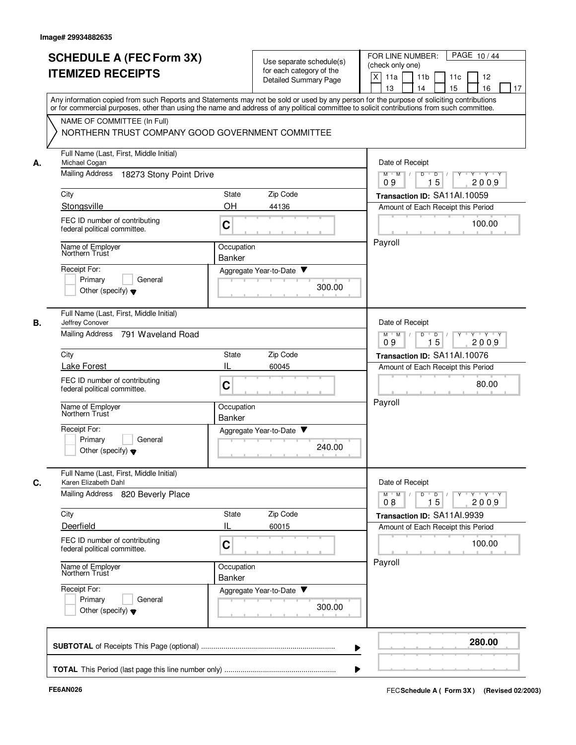Image# 29934882635

# SCHEDULE A (FEC Form 3X) ITEMIZED RECEIPTS

Use separate schedule(s) for each category of the Detailed Summary Page

FOR LINE NUMBER: (check only one)

- [X] 11a
- [ ] 11b
- [ ] 11c
- [ ] 12
- [ ] 13
- [ ] 14
- [ ] 15
- [ ] 16
- [ ] 17

PAGE 10 / 44

Any information copied from such Reports and Statements may not be sold or used by any person for the purpose of soliciting contributions or for commercial purposes, other than using the name and address of any political committee to solicit contributions from such committee.

NAME OF COMMITTEE (In Full)

NORTHERN TRUST COMPANY GOOD GOVERNMENT COMMITTEE

---

**A.** Full Name (Last, First, Middle Initial): Michael Cogan

Mailing Address: 18273 Stony Point Drive

City: Stongsville | State: OH | Zip Code: 44136

FEC ID number of contributing federal political committee: C

Name of Employer: Northern Trust

Occupation: Banker

Receipt For: Primary / General / Other (specify)

Aggregate Year-to-Date: 300.00

Date of Receipt: 09 / 15 / 2009

Transaction ID: SA11AI.10059

Amount of Each Receipt this Period: 100.00

Payroll

---

**B.** Full Name (Last, First, Middle Initial): Jeffrey Conover

Mailing Address: 791 Waveland Road

City: Lake Forest | State: IL | Zip Code: 60045

FEC ID number of contributing federal political committee: C

Name of Employer: Northern Trust

Occupation: Banker

Receipt For: Primary / General / Other (specify)

Aggregate Year-to-Date: 240.00

Date of Receipt: 09 / 15 / 2009

Transaction ID: SA11AI.10076

Amount of Each Receipt this Period: 80.00

Payroll

---

**C.** Full Name (Last, First, Middle Initial): Karen Elizabeth Dahl

Mailing Address: 820 Beverly Place

City: Deerfield | State: IL | Zip Code: 60015

FEC ID number of contributing federal political committee: C

Name of Employer: Northern Trust

Occupation: Banker

Receipt For: Primary / General / Other (specify)

Aggregate Year-to-Date: 300.00

Date of Receipt: 08 / 15 / 2009

Transaction ID: SA11AI.9939

Amount of Each Receipt this Period: 100.00

Payroll

---

**SUBTOTAL** of Receipts This Page (optional): **280.00**

**TOTAL** This Period (last page this line number only):

FE6AN026

FEC Schedule A ( Form 3X ) (Revised 02/2003)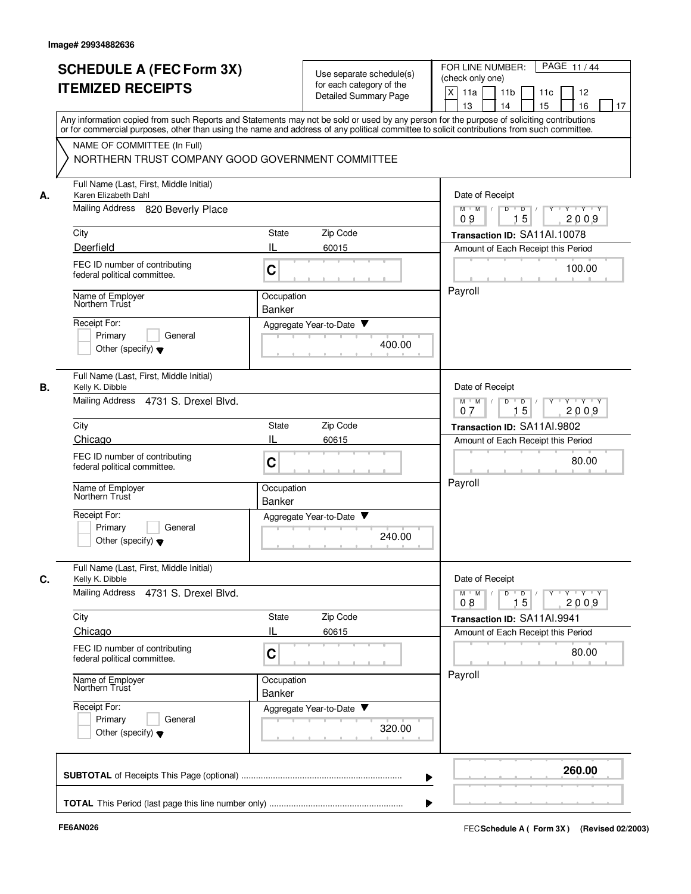Image# 29934882636

# SCHEDULE A (FEC Form 3X) ITEMIZED RECEIPTS

Use separate schedule(s) for each category of the Detailed Summary Page

FOR LINE NUMBER: (check only one)
[X] 11a [ ] 11b [ ] 11c [ ] 12 [ ] 13 [ ] 14 [ ] 15 [ ] 16 [ ] 17

PAGE 11 / 44

Any information copied from such Reports and Statements may not be sold or used by any person for the purpose of soliciting contributions or for commercial purposes, other than using the name and address of any political committee to solicit contributions from such committee.

NAME OF COMMITTEE (In Full)
NORTHERN TRUST COMPANY GOOD GOVERNMENT COMMITTEE

---

**A.** Full Name (Last, First, Middle Initial): Karen Elizabeth Dahl

Mailing Address: 820 Beverly Place

City: Deerfield | State: IL | Zip Code: 60015

FEC ID number of contributing federal political committee: C

Name of Employer: Northern Trust | Occupation: Banker

Receipt For: [ ] Primary [ ] General [ ] Other (specify)

Aggregate Year-to-Date: 400.00

Date of Receipt: 09 / 15 / 2009

Transaction ID: SA11AI.10078

Amount of Each Receipt this Period: 100.00

Payroll

---

**B.** Full Name (Last, First, Middle Initial): Kelly K. Dibble

Mailing Address: 4731 S. Drexel Blvd.

City: Chicago | State: IL | Zip Code: 60615

FEC ID number of contributing federal political committee: C

Name of Employer: Northern Trust | Occupation: Banker

Receipt For: [ ] Primary [ ] General [ ] Other (specify)

Aggregate Year-to-Date: 240.00

Date of Receipt: 07 / 15 / 2009

Transaction ID: SA11AI.9802

Amount of Each Receipt this Period: 80.00

Payroll

---

**C.** Full Name (Last, First, Middle Initial): Kelly K. Dibble

Mailing Address: 4731 S. Drexel Blvd.

City: Chicago | State: IL | Zip Code: 60615

FEC ID number of contributing federal political committee: C

Name of Employer: Northern Trust | Occupation: Banker

Receipt For: [ ] Primary [ ] General [ ] Other (specify)

Aggregate Year-to-Date: 320.00

Date of Receipt: 08 / 15 / 2009

Transaction ID: SA11AI.9941

Amount of Each Receipt this Period: 80.00

Payroll

---

**SUBTOTAL** of Receipts This Page (optional) ........ **260.00**

**TOTAL** This Period (last page this line number only) ........

FE6AN026

FEC Schedule A ( Form 3X ) (Revised 02/2003)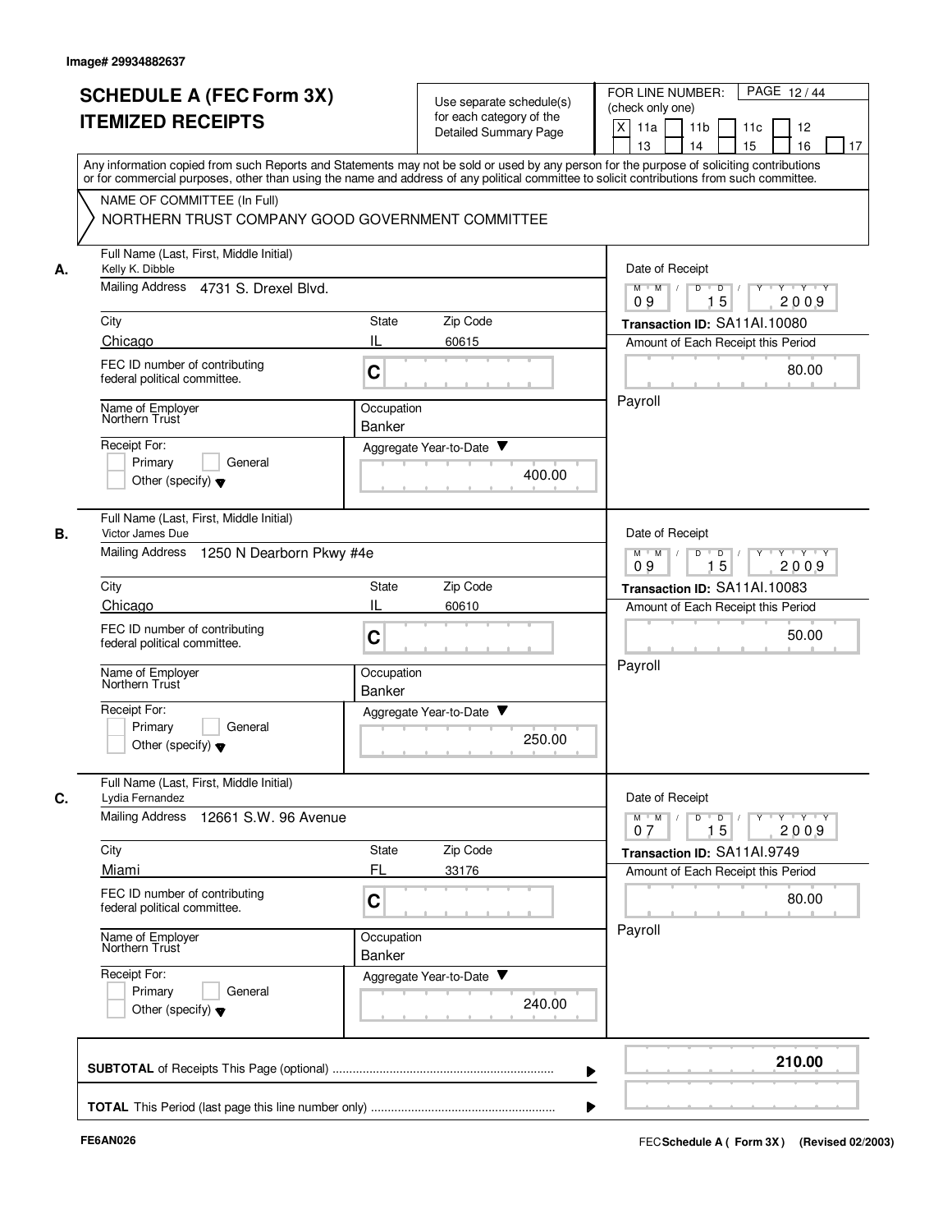Image# 29934882637

# SCHEDULE A (FEC Form 3X)
# ITEMIZED RECEIPTS

Use separate schedule(s) for each category of the Detailed Summary Page

FOR LINE NUMBER: (check only one)

[X] 11a [ ] 11b [ ] 11c [ ] 12 [ ] 13 [ ] 14 [ ] 15 [ ] 16 [ ] 17

PAGE 12 / 44

Any information copied from such Reports and Statements may not be sold or used by any person for the purpose of soliciting contributions or for commercial purposes, other than using the name and address of any political committee to solicit contributions from such committee.

NAME OF COMMITTEE (In Full)

NORTHERN TRUST COMPANY GOOD GOVERNMENT COMMITTEE

---

**A.** Full Name (Last, First, Middle Initial): Kelly K. Dibble

Mailing Address: 4731 S. Drexel Blvd.

| City | State | Zip Code |
|---|---|---|
| Chicago | IL | 60615 |

FEC ID number of contributing federal political committee: C

Name of Employer: Northern Trust

Occupation: Banker

Receipt For: [ ] Primary [ ] General [ ] Other (specify)

Aggregate Year-to-Date: 400.00

Date of Receipt: 09 / 15 / 2009

Transaction ID: SA11AI.10080

Amount of Each Receipt this Period: 80.00

Payroll

---

**B.** Full Name (Last, First, Middle Initial): Victor James Due

Mailing Address: 1250 N Dearborn Pkwy #4e

| City | State | Zip Code |
|---|---|---|
| Chicago | IL | 60610 |

FEC ID number of contributing federal political committee: C

Name of Employer: Northern Trust

Occupation: Banker

Receipt For: [ ] Primary [ ] General [ ] Other (specify)

Aggregate Year-to-Date: 250.00

Date of Receipt: 09 / 15 / 2009

Transaction ID: SA11AI.10083

Amount of Each Receipt this Period: 50.00

Payroll

---

**C.** Full Name (Last, First, Middle Initial): Lydia Fernandez

Mailing Address: 12661 S.W. 96 Avenue

| City | State | Zip Code |
|---|---|---|
| Miami | FL | 33176 |

FEC ID number of contributing federal political committee: C

Name of Employer: Northern Trust

Occupation: Banker

Receipt For: [ ] Primary [ ] General [ ] Other (specify)

Aggregate Year-to-Date: 240.00

Date of Receipt: 07 / 15 / 2009

Transaction ID: SA11AI.9749

Amount of Each Receipt this Period: 80.00

Payroll

---

**SUBTOTAL** of Receipts This Page (optional) ........ **210.00**

**TOTAL** This Period (last page this line number only) ........

FE6AN026

FEC **Schedule A ( Form 3X)** (Revised 02/2003)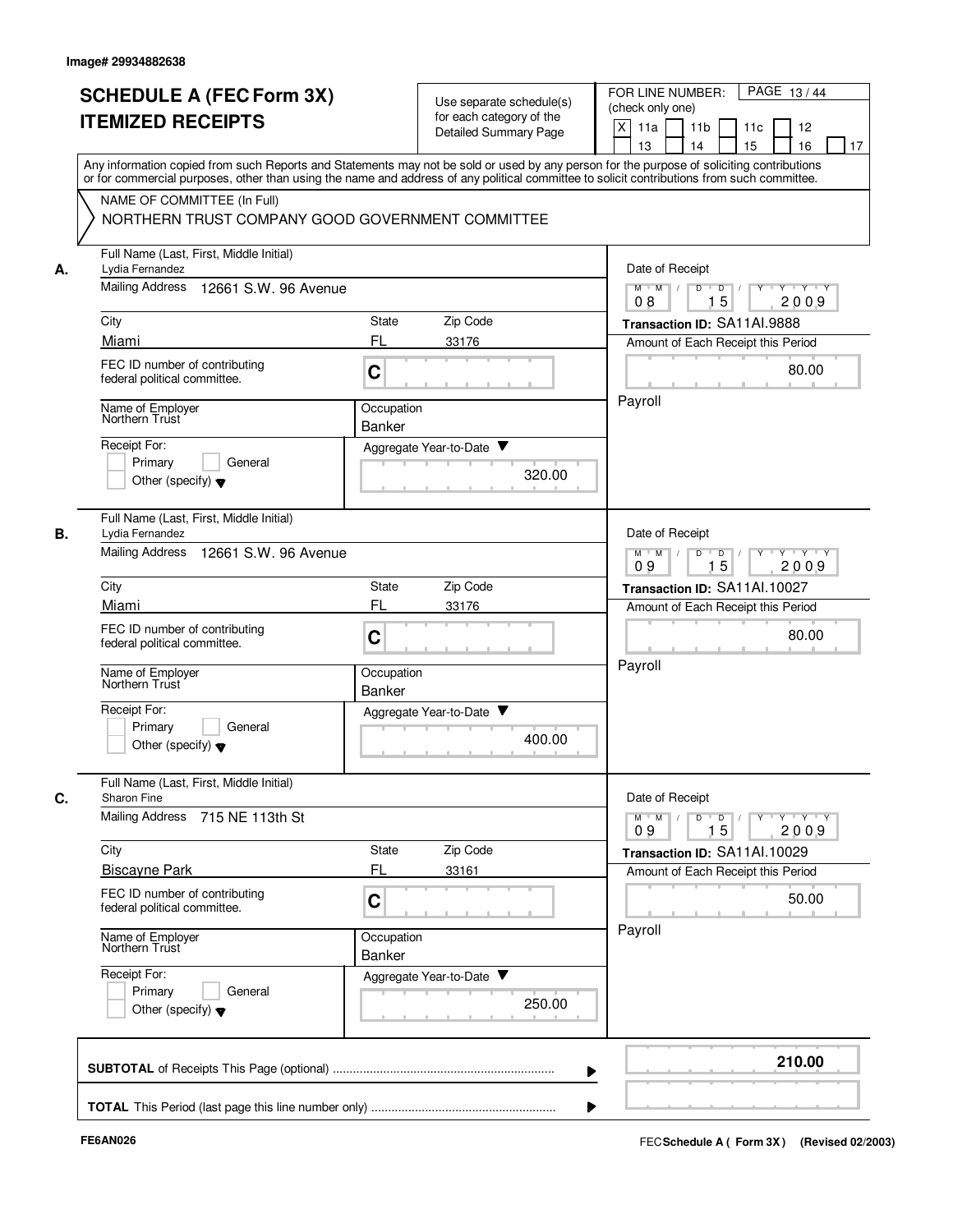Image# 29934882638

# SCHEDULE A (FEC Form 3X) ITEMIZED RECEIPTS

Use separate schedule(s) for each category of the Detailed Summary Page

FOR LINE NUMBER: (check only one)

[X] 11a [ ] 11b [ ] 11c [ ] 12 [ ] 13 [ ] 14 [ ] 15 [ ] 16 [ ] 17

Any information copied from such Reports and Statements may not be sold or used by any person for the purpose of soliciting contributions or for commercial purposes, other than using the name and address of any political committee to solicit contributions from such committee.

NAME OF COMMITTEE (In Full)

NORTHERN TRUST COMPANY GOOD GOVERNMENT COMMITTEE

**A.**

| Field | Value |
|---|---|
| Full Name (Last, First, Middle Initial) | Lydia Fernandez |
| Mailing Address | 12661 S.W. 96 Avenue |
| City | Miami |
| State | FL |
| Zip Code | 33176 |
| FEC ID number of contributing federal political committee. | C |
| Name of Employer | Northern Trust |
| Occupation | Banker |
| Receipt For: | Primary / General / Other (specify) |
| Aggregate Year-to-Date | 320.00 |
| Date of Receipt | 08 15 2009 |
| Transaction ID | SA11AI.9888 |
| Amount of Each Receipt this Period | 80.00 |
| | Payroll |

**B.**

| Field | Value |
|---|---|
| Full Name (Last, First, Middle Initial) | Lydia Fernandez |
| Mailing Address | 12661 S.W. 96 Avenue |
| City | Miami |
| State | FL |
| Zip Code | 33176 |
| FEC ID number of contributing federal political committee. | C |
| Name of Employer | Northern Trust |
| Occupation | Banker |
| Receipt For: | Primary / General / Other (specify) |
| Aggregate Year-to-Date | 400.00 |
| Date of Receipt | 09 15 2009 |
| Transaction ID | SA11AI.10027 |
| Amount of Each Receipt this Period | 80.00 |
| | Payroll |

**C.**

| Field | Value |
|---|---|
| Full Name (Last, First, Middle Initial) | Sharon Fine |
| Mailing Address | 715 NE 113th St |
| City | Biscayne Park |
| State | FL |
| Zip Code | 33161 |
| FEC ID number of contributing federal political committee. | C |
| Name of Employer | Northern Trust |
| Occupation | Banker |
| Receipt For: | Primary / General / Other (specify) |
| Aggregate Year-to-Date | 250.00 |
| Date of Receipt | 09 15 2009 |
| Transaction ID | SA11AI.10029 |
| Amount of Each Receipt this Period | 50.00 |
| | Payroll |

**SUBTOTAL** of Receipts This Page (optional) ........ **210.00**

**TOTAL** This Period (last page this line number only) ........

FE6AN026

FEC **Schedule A ( Form 3X )** (Revised 02/2003)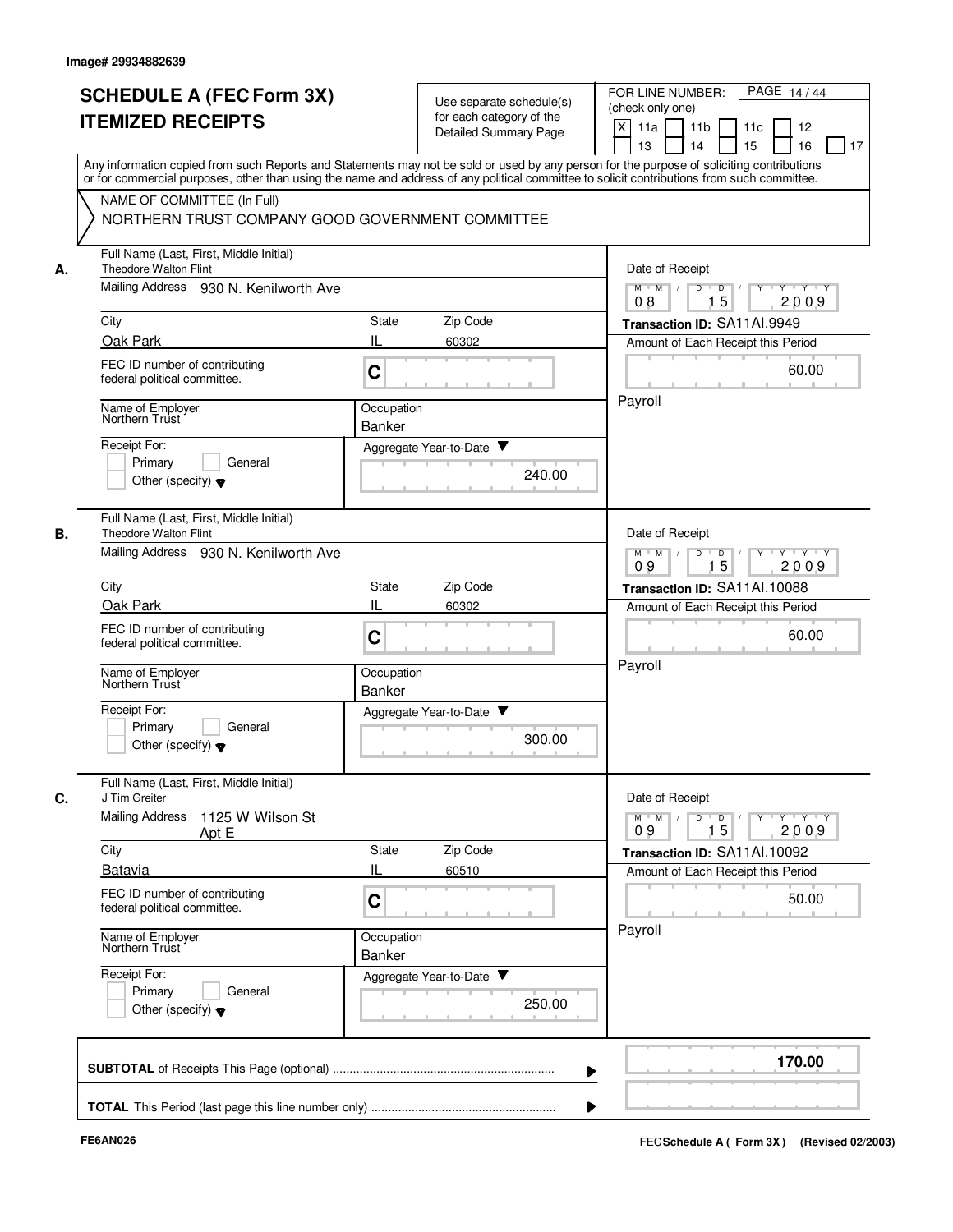Image# 29934882639

# SCHEDULE A (FEC Form 3X) ITEMIZED RECEIPTS

Use separate schedule(s) for each category of the Detailed Summary Page

FOR LINE NUMBER: (check only one)

[X] 11a [ ] 11b [ ] 11c [ ] 12 [ ] 13 [ ] 14 [ ] 15 [ ] 16 [ ] 17

Any information copied from such Reports and Statements may not be sold or used by any person for the purpose of soliciting contributions or for commercial purposes, other than using the name and address of any political committee to solicit contributions from such committee.

NAME OF COMMITTEE (In Full)

NORTHERN TRUST COMPANY GOOD GOVERNMENT COMMITTEE

---

**A.**

Full Name (Last, First, Middle Initial): Theodore Walton Flint

Mailing Address: 930 N. Kenilworth Ave

City: Oak Park | State: IL | Zip Code: 60302

FEC ID number of contributing federal political committee: C

Name of Employer: Northern Trust | Occupation: Banker

Receipt For: [ ] Primary [ ] General [ ] Other (specify)

Aggregate Year-to-Date: 240.00

Date of Receipt: 08 15 2009

Transaction ID: SA11AI.9949

Amount of Each Receipt this Period: 60.00

Payroll

---

**B.**

Full Name (Last, First, Middle Initial): Theodore Walton Flint

Mailing Address: 930 N. Kenilworth Ave

City: Oak Park | State: IL | Zip Code: 60302

FEC ID number of contributing federal political committee: C

Name of Employer: Northern Trust | Occupation: Banker

Receipt For: [ ] Primary [ ] General [ ] Other (specify)

Aggregate Year-to-Date: 300.00

Date of Receipt: 09 15 2009

Transaction ID: SA11AI.10088

Amount of Each Receipt this Period: 60.00

Payroll

---

**C.**

Full Name (Last, First, Middle Initial): J Tim Greiter

Mailing Address: 1125 W Wilson St Apt E

City: Batavia | State: IL | Zip Code: 60510

FEC ID number of contributing federal political committee: C

Name of Employer: Northern Trust | Occupation: Banker

Receipt For: [ ] Primary [ ] General [ ] Other (specify)

Aggregate Year-to-Date: 250.00

Date of Receipt: 09 15 2009

Transaction ID: SA11AI.10092

Amount of Each Receipt this Period: 50.00

Payroll

---

**SUBTOTAL** of Receipts This Page (optional): **170.00**

**TOTAL** This Period (last page this line number only):

FE6AN026 FEC **Schedule A ( Form 3X)** (Revised 02/2003)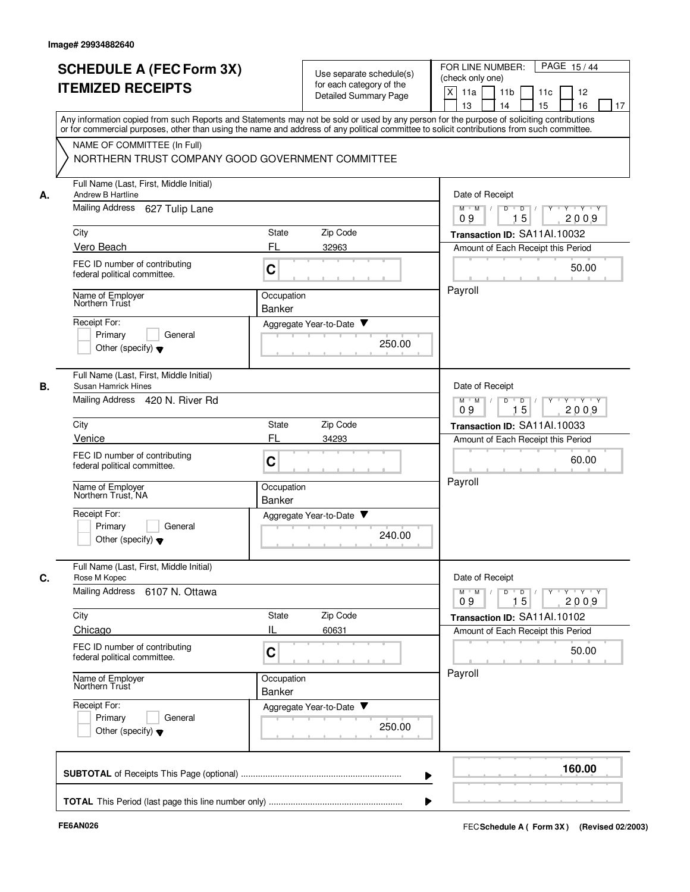Image# 29934882640

# SCHEDULE A (FEC Form 3X)
# ITEMIZED RECEIPTS

Use separate schedule(s) for each category of the Detailed Summary Page

FOR LINE NUMBER: (check only one)

[X] 11a [ ] 11b [ ] 11c [ ] 12 [ ] 13 [ ] 14 [ ] 15 [ ] 16 [ ] 17

PAGE 15 / 44

Any information copied from such Reports and Statements may not be sold or used by any person for the purpose of soliciting contributions or for commercial purposes, other than using the name and address of any political committee to solicit contributions from such committee.

NAME OF COMMITTEE (In Full)
NORTHERN TRUST COMPANY GOOD GOVERNMENT COMMITTEE

**A.**

| Field | Value |
|---|---|
| Full Name (Last, First, Middle Initial) | Andrew B Hartline |
| Mailing Address | 627 Tulip Lane |
| City | Vero Beach |
| State | FL |
| Zip Code | 32963 |
| FEC ID number of contributing federal political committee. | C |
| Name of Employer | Northern Trust |
| Occupation | Banker |
| Receipt For: | [ ] Primary [ ] General [ ] Other (specify) |
| Aggregate Year-to-Date | 250.00 |
| Date of Receipt | 09 / 15 / 2009 |
| Transaction ID | SA11AI.10032 |
| Amount of Each Receipt this Period | 50.00 |
| Memo | Payroll |

**B.**

| Field | Value |
|---|---|
| Full Name (Last, First, Middle Initial) | Susan Hamrick Hines |
| Mailing Address | 420 N. River Rd |
| City | Venice |
| State | FL |
| Zip Code | 34293 |
| FEC ID number of contributing federal political committee. | C |
| Name of Employer | Northern Trust, NA |
| Occupation | Banker |
| Receipt For: | [ ] Primary [ ] General [ ] Other (specify) |
| Aggregate Year-to-Date | 240.00 |
| Date of Receipt | 09 / 15 / 2009 |
| Transaction ID | SA11AI.10033 |
| Amount of Each Receipt this Period | 60.00 |
| Memo | Payroll |

**C.**

| Field | Value |
|---|---|
| Full Name (Last, First, Middle Initial) | Rose M Kopec |
| Mailing Address | 6107 N. Ottawa |
| City | Chicago |
| State | IL |
| Zip Code | 60631 |
| FEC ID number of contributing federal political committee. | C |
| Name of Employer | Northern Trust |
| Occupation | Banker |
| Receipt For: | [ ] Primary [ ] General [ ] Other (specify) |
| Aggregate Year-to-Date | 250.00 |
| Date of Receipt | 09 / 15 / 2009 |
| Transaction ID | SA11AI.10102 |
| Amount of Each Receipt this Period | 50.00 |
| Memo | Payroll |

**SUBTOTAL** of Receipts This Page (optional) ........ **160.00**

**TOTAL** This Period (last page this line number only) ........

FE6AN026

FEC **Schedule A ( Form 3X )** (Revised 02/2003)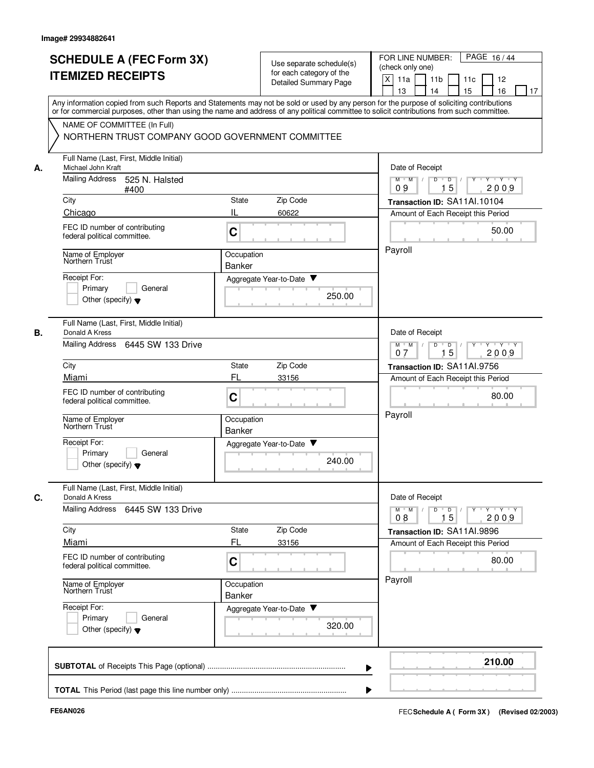Image# 29934882641

# SCHEDULE A (FEC Form 3X) ITEMIZED RECEIPTS

Use separate schedule(s) for each category of the Detailed Summary Page

FOR LINE NUMBER: (check only one)
[X] 11a [ ] 11b [ ] 11c [ ] 12 [ ] 13 [ ] 14 [ ] 15 [ ] 16 [ ] 17

PAGE 16 / 44

Any information copied from such Reports and Statements may not be sold or used by any person for the purpose of soliciting contributions or for commercial purposes, other than using the name and address of any political committee to solicit contributions from such committee.

NAME OF COMMITTEE (In Full)
NORTHERN TRUST COMPANY GOOD GOVERNMENT COMMITTEE

## A.

Full Name (Last, First, Middle Initial): Michael John Kraft
Mailing Address: 525 N. Halsted #400
City: Chicago | State: IL | Zip Code: 60622
FEC ID number of contributing federal political committee: C
Name of Employer: Northern Trust
Occupation: Banker
Receipt For: [ ] Primary [ ] General [ ] Other (specify)
Aggregate Year-to-Date: 250.00

Date of Receipt: 09 / 15 / 2009
Transaction ID: SA11AI.10104
Amount of Each Receipt this Period: 50.00
Payroll

## B.

Full Name (Last, First, Middle Initial): Donald A Kress
Mailing Address: 6445 SW 133 Drive
City: Miami | State: FL | Zip Code: 33156
FEC ID number of contributing federal political committee: C
Name of Employer: Northern Trust
Occupation: Banker
Receipt For: [ ] Primary [ ] General [ ] Other (specify)
Aggregate Year-to-Date: 240.00

Date of Receipt: 07 / 15 / 2009
Transaction ID: SA11AI.9756
Amount of Each Receipt this Period: 80.00
Payroll

## C.

Full Name (Last, First, Middle Initial): Donald A Kress
Mailing Address: 6445 SW 133 Drive
City: Miami | State: FL | Zip Code: 33156
FEC ID number of contributing federal political committee: C
Name of Employer: Northern Trust
Occupation: Banker
Receipt For: [ ] Primary [ ] General [ ] Other (specify)
Aggregate Year-to-Date: 320.00

Date of Receipt: 08 / 15 / 2009
Transaction ID: SA11AI.9896
Amount of Each Receipt this Period: 80.00
Payroll

**SUBTOTAL** of Receipts This Page (optional): **210.00**

**TOTAL** This Period (last page this line number only):

FE6AN026

FEC **Schedule A ( Form 3X)** (Revised 02/2003)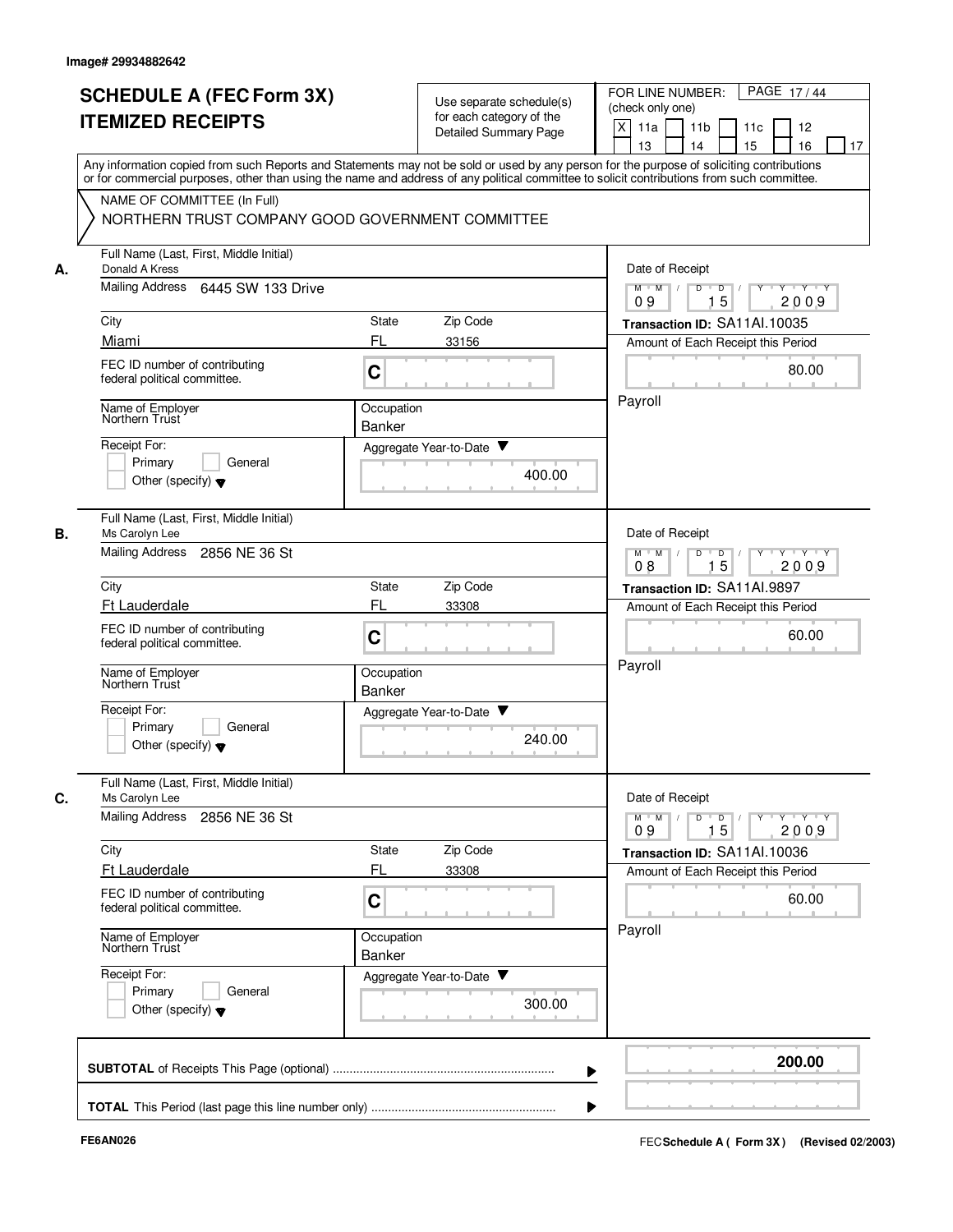Image# 29934882642

# SCHEDULE A (FEC Form 3X) ITEMIZED RECEIPTS

Use separate schedule(s) for each category of the Detailed Summary Page

FOR LINE NUMBER: (check only one)

[X] 11a [ ] 11b [ ] 11c [ ] 12 [ ] 13 [ ] 14 [ ] 15 [ ] 16 [ ] 17

PAGE 17 / 44

Any information copied from such Reports and Statements may not be sold or used by any person for the purpose of soliciting contributions or for commercial purposes, other than using the name and address of any political committee to solicit contributions from such committee.

NAME OF COMMITTEE (In Full)
NORTHERN TRUST COMPANY GOOD GOVERNMENT COMMITTEE

**A.** Full Name (Last, First, Middle Initial): Donald A Kress
Mailing Address: 6445 SW 133 Drive
City: Miami | State: FL | Zip Code: 33156
FEC ID number of contributing federal political committee: C
Name of Employer: Northern Trust
Occupation: Banker
Receipt For: [ ] Primary [ ] General [ ] Other (specify)
Aggregate Year-to-Date: 400.00
Date of Receipt: 09 / 15 / 2009
Transaction ID: SA11AI.10035
Amount of Each Receipt this Period: 80.00
Payroll

**B.** Full Name (Last, First, Middle Initial): Ms Carolyn Lee
Mailing Address: 2856 NE 36 St
City: Ft Lauderdale | State: FL | Zip Code: 33308
FEC ID number of contributing federal political committee: C
Name of Employer: Northern Trust
Occupation: Banker
Receipt For: [ ] Primary [ ] General [ ] Other (specify)
Aggregate Year-to-Date: 240.00
Date of Receipt: 08 / 15 / 2009
Transaction ID: SA11AI.9897
Amount of Each Receipt this Period: 60.00
Payroll

**C.** Full Name (Last, First, Middle Initial): Ms Carolyn Lee
Mailing Address: 2856 NE 36 St
City: Ft Lauderdale | State: FL | Zip Code: 33308
FEC ID number of contributing federal political committee: C
Name of Employer: Northern Trust
Occupation: Banker
Receipt For: [ ] Primary [ ] General [ ] Other (specify)
Aggregate Year-to-Date: 300.00
Date of Receipt: 09 / 15 / 2009
Transaction ID: SA11AI.10036
Amount of Each Receipt this Period: 60.00
Payroll

**SUBTOTAL** of Receipts This Page (optional) ........ **200.00**

**TOTAL** This Period (last page this line number only) ........

FE6AN026 — FEC Schedule A (Form 3X) (Revised 02/2003)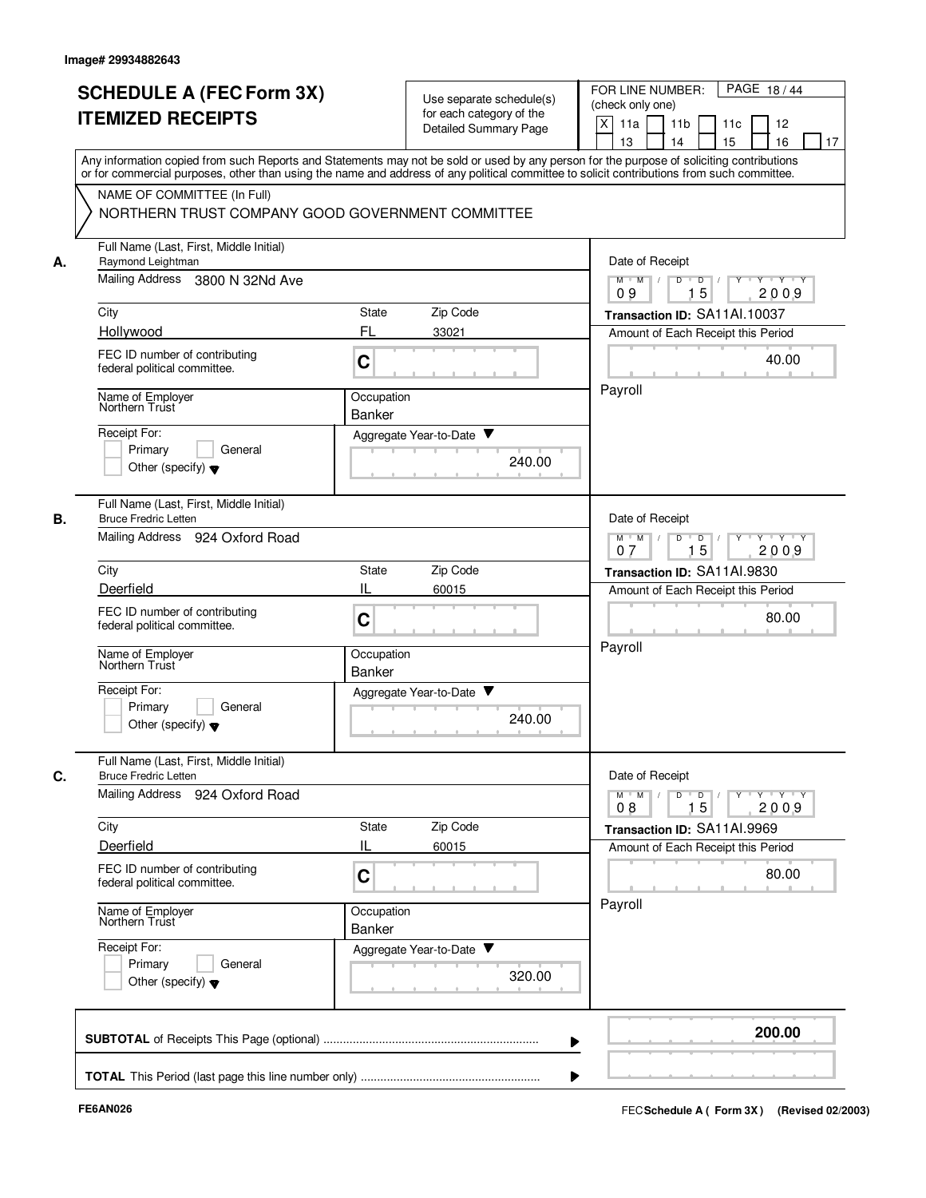Image# 29934882643

# SCHEDULE A (FEC Form 3X) ITEMIZED RECEIPTS

Use separate schedule(s) for each category of the Detailed Summary Page

FOR LINE NUMBER: (check only one)

[X] 11a [ ] 11b [ ] 11c [ ] 12 [ ] 13 [ ] 14 [ ] 15 [ ] 16 [ ] 17

Any information copied from such Reports and Statements may not be sold or used by any person for the purpose of soliciting contributions or for commercial purposes, other than using the name and address of any political committee to solicit contributions from such committee.

NAME OF COMMITTEE (In Full)
NORTHERN TRUST COMPANY GOOD GOVERNMENT COMMITTEE

**A.**

| Field | Value |
|---|---|
| Full Name (Last, First, Middle Initial) | Raymond Leightman |
| Mailing Address | 3800 N 32Nd Ave |
| City | Hollywood |
| State | FL |
| Zip Code | 33021 |
| FEC ID number of contributing federal political committee. | C |
| Name of Employer | Northern Trust |
| Occupation | Banker |
| Receipt For | Primary / General / Other (specify) |
| Aggregate Year-to-Date | 240.00 |
| Date of Receipt | 09 / 15 / 2009 |
| Transaction ID | SA11AI.10037 |
| Amount of Each Receipt this Period | 40.00 |
| Memo | Payroll |

**B.**

| Field | Value |
|---|---|
| Full Name (Last, First, Middle Initial) | Bruce Fredric Letten |
| Mailing Address | 924 Oxford Road |
| City | Deerfield |
| State | IL |
| Zip Code | 60015 |
| FEC ID number of contributing federal political committee. | C |
| Name of Employer | Northern Trust |
| Occupation | Banker |
| Receipt For | Primary / General / Other (specify) |
| Aggregate Year-to-Date | 240.00 |
| Date of Receipt | 07 / 15 / 2009 |
| Transaction ID | SA11AI.9830 |
| Amount of Each Receipt this Period | 80.00 |
| Memo | Payroll |

**C.**

| Field | Value |
|---|---|
| Full Name (Last, First, Middle Initial) | Bruce Fredric Letten |
| Mailing Address | 924 Oxford Road |
| City | Deerfield |
| State | IL |
| Zip Code | 60015 |
| FEC ID number of contributing federal political committee. | C |
| Name of Employer | Northern Trust |
| Occupation | Banker |
| Receipt For | Primary / General / Other (specify) |
| Aggregate Year-to-Date | 320.00 |
| Date of Receipt | 08 / 15 / 2009 |
| Transaction ID | SA11AI.9969 |
| Amount of Each Receipt this Period | 80.00 |
| Memo | Payroll |

**SUBTOTAL** of Receipts This Page (optional) ........ **200.00**

**TOTAL** This Period (last page this line number only) ........

FE6AN026

FEC **Schedule A ( Form 3X)** (Revised 02/2003)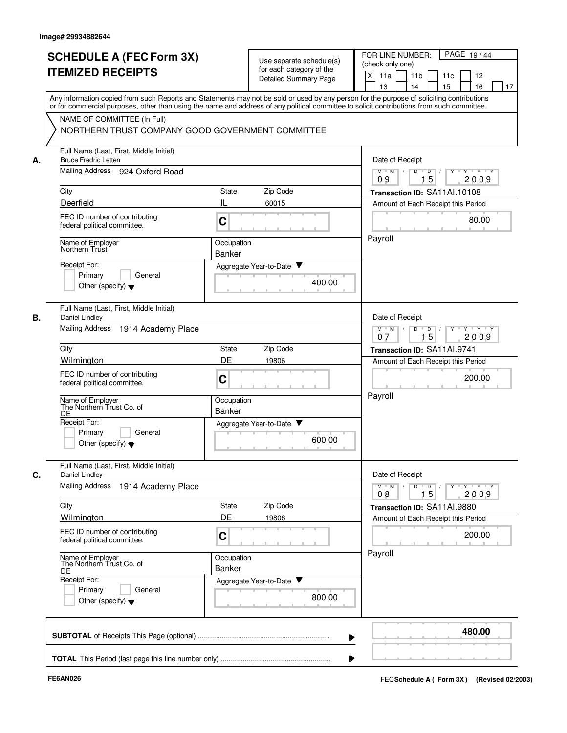Image# 29934882644

# SCHEDULE A (FEC Form 3X)
# ITEMIZED RECEIPTS

Use separate schedule(s) for each category of the Detailed Summary Page

FOR LINE NUMBER: (check only one)

- [X] 11a
- [ ] 11b
- [ ] 11c
- [ ] 12
- [ ] 13
- [ ] 14
- [ ] 15
- [ ] 16
- [ ] 17

Any information copied from such Reports and Statements may not be sold or used by any person for the purpose of soliciting contributions or for commercial purposes, other than using the name and address of any political committee to solicit contributions from such committee.

NAME OF COMMITTEE (In Full)
NORTHERN TRUST COMPANY GOOD GOVERNMENT COMMITTEE

**A.**

Full Name (Last, First, Middle Initial): Bruce Fredric Letten
Mailing Address: 924 Oxford Road
City: Deerfield | State: IL | Zip Code: 60015
FEC ID number of contributing federal political committee: C
Name of Employer: Northern Trust
Occupation: Banker
Receipt For: Primary / General / Other (specify)
Aggregate Year-to-Date: 400.00
Date of Receipt: 09 15 2009
Transaction ID: SA11AI.10108
Amount of Each Receipt this Period: 80.00
Payroll

**B.**

Full Name (Last, First, Middle Initial): Daniel Lindley
Mailing Address: 1914 Academy Place
City: Wilmington | State: DE | Zip Code: 19806
FEC ID number of contributing federal political committee: C
Name of Employer: The Northern Trust Co. of DE
Occupation: Banker
Receipt For: Primary / General / Other (specify)
Aggregate Year-to-Date: 600.00
Date of Receipt: 07 15 2009
Transaction ID: SA11AI.9741
Amount of Each Receipt this Period: 200.00
Payroll

**C.**

Full Name (Last, First, Middle Initial): Daniel Lindley
Mailing Address: 1914 Academy Place
City: Wilmington | State: DE | Zip Code: 19806
FEC ID number of contributing federal political committee: C
Name of Employer: The Northern Trust Co. of DE
Occupation: Banker
Receipt For: Primary / General / Other (specify)
Aggregate Year-to-Date: 800.00
Date of Receipt: 08 15 2009
Transaction ID: SA11AI.9880
Amount of Each Receipt this Period: 200.00
Payroll

**SUBTOTAL** of Receipts This Page (optional): **480.00**

**TOTAL** This Period (last page this line number only):

FE6AN026 — FEC Schedule A ( Form 3X ) (Revised 02/2003)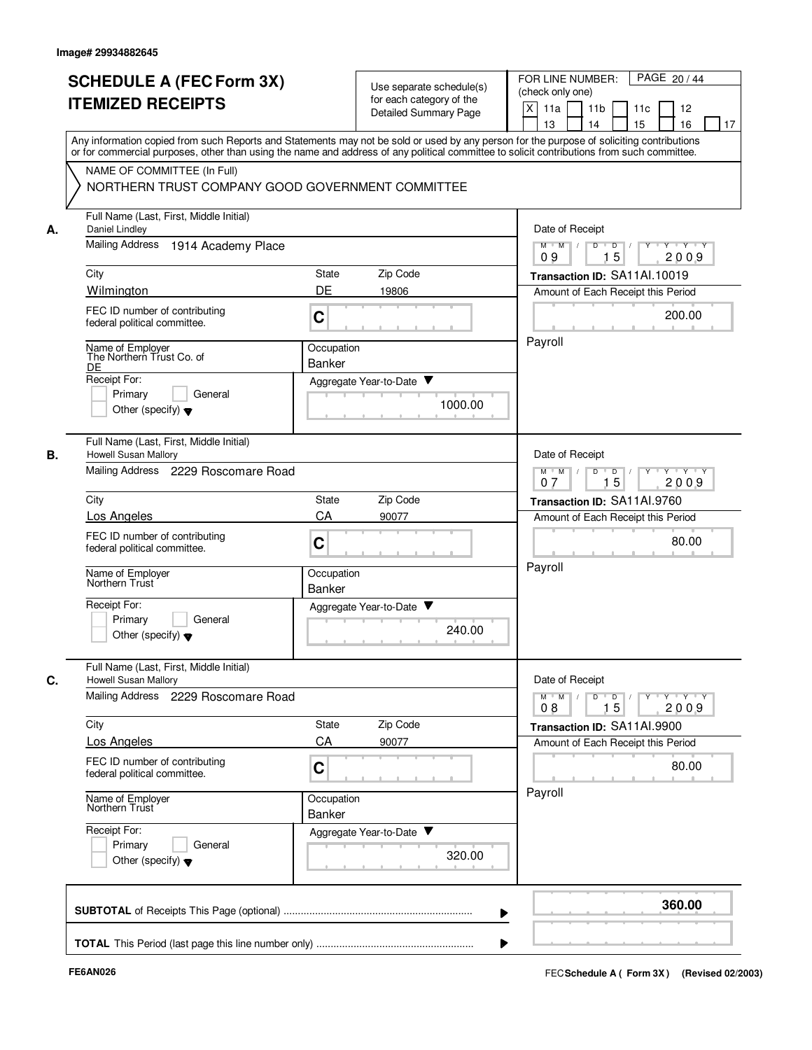Image# 29934882645

# SCHEDULE A (FEC Form 3X) ITEMIZED RECEIPTS

Use separate schedule(s) for each category of the Detailed Summary Page

FOR LINE NUMBER: (check only one)

[X] 11a [ ] 11b [ ] 11c [ ] 12 [ ] 13 [ ] 14 [ ] 15 [ ] 16 [ ] 17

PAGE 20 / 44

Any information copied from such Reports and Statements may not be sold or used by any person for the purpose of soliciting contributions or for commercial purposes, other than using the name and address of any political committee to solicit contributions from such committee.

NAME OF COMMITTEE (In Full)

NORTHERN TRUST COMPANY GOOD GOVERNMENT COMMITTEE

---

**A.** Full Name (Last, First, Middle Initial): Daniel Lindley

Mailing Address: 1914 Academy Place

City: Wilmington | State: DE | Zip Code: 19806

FEC ID number of contributing federal political committee: C

Name of Employer: The Northern Trust Co. of DE

Occupation: Banker

Receipt For: [ ] Primary [ ] General [ ] Other (specify)

Aggregate Year-to-Date: 1000.00

Date of Receipt: 09 / 15 / 2009

Transaction ID: SA11AI.10019

Amount of Each Receipt this Period: 200.00

Payroll

---

**B.** Full Name (Last, First, Middle Initial): Howell Susan Mallory

Mailing Address: 2229 Roscomare Road

City: Los Angeles | State: CA | Zip Code: 90077

FEC ID number of contributing federal political committee: C

Name of Employer: Northern Trust

Occupation: Banker

Receipt For: [ ] Primary [ ] General [ ] Other (specify)

Aggregate Year-to-Date: 240.00

Date of Receipt: 07 / 15 / 2009

Transaction ID: SA11AI.9760

Amount of Each Receipt this Period: 80.00

Payroll

---

**C.** Full Name (Last, First, Middle Initial): Howell Susan Mallory

Mailing Address: 2229 Roscomare Road

City: Los Angeles | State: CA | Zip Code: 90077

FEC ID number of contributing federal political committee: C

Name of Employer: Northern Trust

Occupation: Banker

Receipt For: [ ] Primary [ ] General [ ] Other (specify)

Aggregate Year-to-Date: 320.00

Date of Receipt: 08 / 15 / 2009

Transaction ID: SA11AI.9900

Amount of Each Receipt this Period: 80.00

Payroll

---

**SUBTOTAL** of Receipts This Page (optional): **360.00**

**TOTAL** This Period (last page this line number only):

FE6AN026

FEC Schedule A ( Form 3X ) (Revised 02/2003)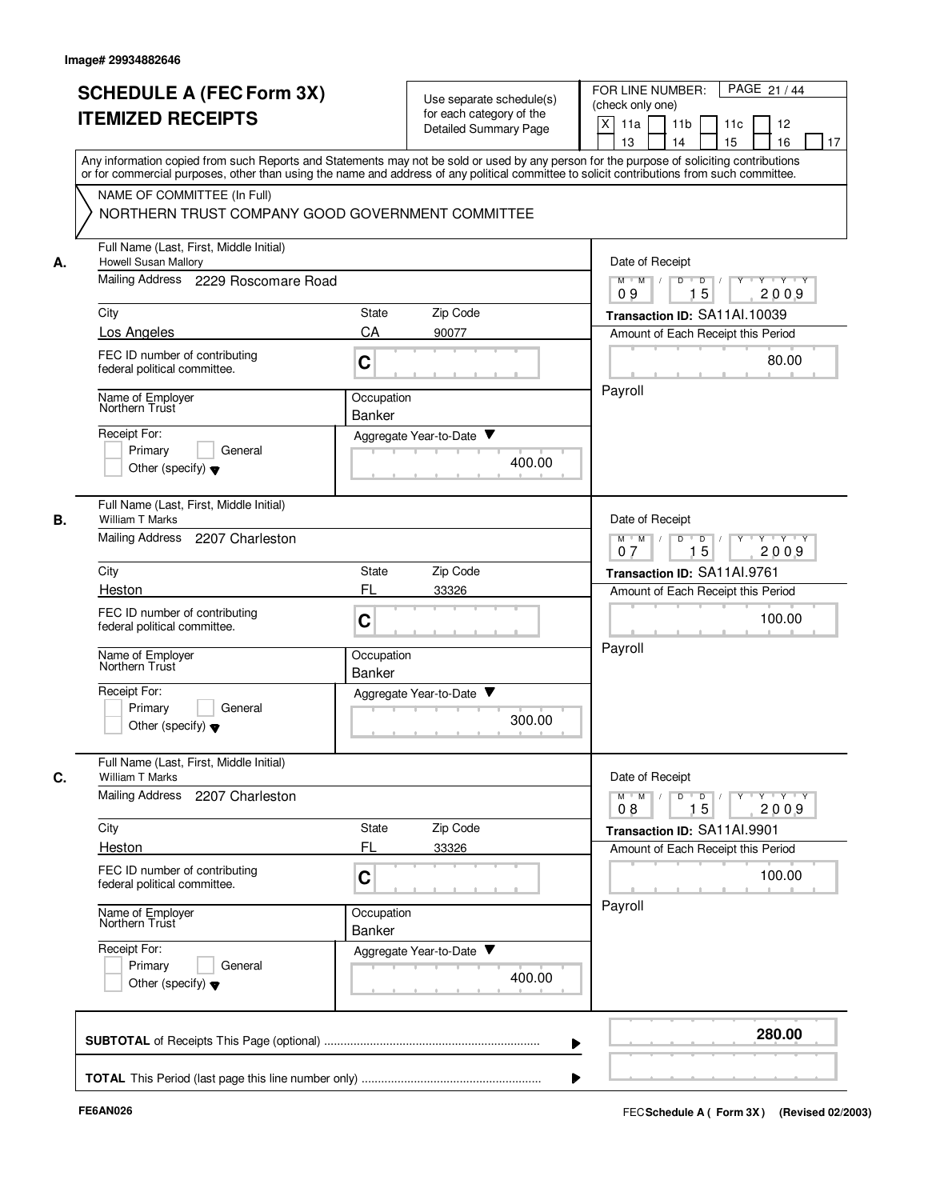Image# 29934882646

# SCHEDULE A (FEC Form 3X) ITEMIZED RECEIPTS

Use separate schedule(s) for each category of the Detailed Summary Page

FOR LINE NUMBER: (check only one)

[X] 11a [ ] 11b [ ] 11c [ ] 12 [ ] 13 [ ] 14 [ ] 15 [ ] 16 [ ] 17

Any information copied from such Reports and Statements may not be sold or used by any person for the purpose of soliciting contributions or for commercial purposes, other than using the name and address of any political committee to solicit contributions from such committee.

NAME OF COMMITTEE (In Full)

NORTHERN TRUST COMPANY GOOD GOVERNMENT COMMITTEE

---

**A.**

Full Name (Last, First, Middle Initial): Howell Susan Mallory

Mailing Address: 2229 Roscomare Road

City: Los Angeles | State: CA | Zip Code: 90077

FEC ID number of contributing federal political committee: C

Name of Employer: Northern Trust

Occupation: Banker

Receipt For: [ ] Primary [ ] General [ ] Other (specify)

Aggregate Year-to-Date: 400.00

Date of Receipt: 09 / 15 / 2009

Transaction ID: SA11AI.10039

Amount of Each Receipt this Period: 80.00

Payroll

---

**B.**

Full Name (Last, First, Middle Initial): William T Marks

Mailing Address: 2207 Charleston

City: Heston | State: FL | Zip Code: 33326

FEC ID number of contributing federal political committee: C

Name of Employer: Northern Trust

Occupation: Banker

Receipt For: [ ] Primary [ ] General [ ] Other (specify)

Aggregate Year-to-Date: 300.00

Date of Receipt: 07 / 15 / 2009

Transaction ID: SA11AI.9761

Amount of Each Receipt this Period: 100.00

Payroll

---

**C.**

Full Name (Last, First, Middle Initial): William T Marks

Mailing Address: 2207 Charleston

City: Heston | State: FL | Zip Code: 33326

FEC ID number of contributing federal political committee: C

Name of Employer: Northern Trust

Occupation: Banker

Receipt For: [ ] Primary [ ] General [ ] Other (specify)

Aggregate Year-to-Date: 400.00

Date of Receipt: 08 / 15 / 2009

Transaction ID: SA11AI.9901

Amount of Each Receipt this Period: 100.00

Payroll

---

**SUBTOTAL** of Receipts This Page (optional): **280.00**

**TOTAL** This Period (last page this line number only):

FE6AN026

FEC **Schedule A ( Form 3X )** (Revised 02/2003)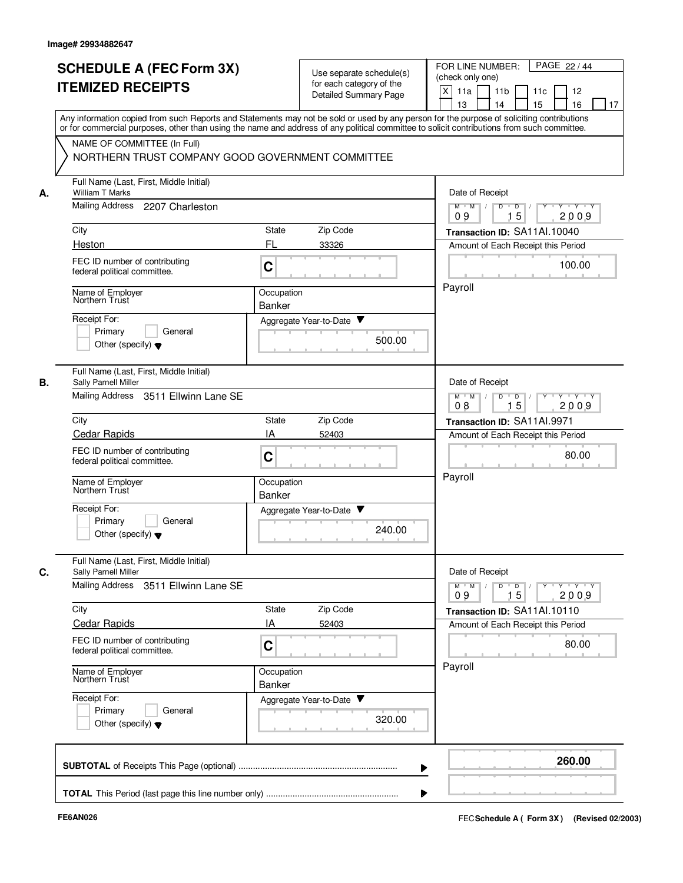Image# 29934882647

# SCHEDULE A (FEC Form 3X)
# ITEMIZED RECEIPTS

Use separate schedule(s) for each category of the Detailed Summary Page

FOR LINE NUMBER: (check only one)

- [X] 11a
- [ ] 11b
- [ ] 11c
- [ ] 12
- [ ] 13
- [ ] 14
- [ ] 15
- [ ] 16
- [ ] 17

PAGE 22 / 44

Any information copied from such Reports and Statements may not be sold or used by any person for the purpose of soliciting contributions or for commercial purposes, other than using the name and address of any political committee to solicit contributions from such committee.

NAME OF COMMITTEE (In Full)

NORTHERN TRUST COMPANY GOOD GOVERNMENT COMMITTEE

---

**A.**

Full Name (Last, First, Middle Initial): William T Marks

Mailing Address: 2207 Charleston

City: Heston | State: FL | Zip Code: 33326

FEC ID number of contributing federal political committee: C

Name of Employer: Northern Trust

Occupation: Banker

Receipt For: Primary / General / Other (specify)

Aggregate Year-to-Date: 500.00

Date of Receipt: 09 / 15 / 2009

Transaction ID: SA11AI.10040

Amount of Each Receipt this Period: 100.00

Payroll

---

**B.**

Full Name (Last, First, Middle Initial): Sally Parnell Miller

Mailing Address: 3511 Ellwinn Lane SE

City: Cedar Rapids | State: IA | Zip Code: 52403

FEC ID number of contributing federal political committee: C

Name of Employer: Northern Trust

Occupation: Banker

Receipt For: Primary / General / Other (specify)

Aggregate Year-to-Date: 240.00

Date of Receipt: 08 / 15 / 2009

Transaction ID: SA11AI.9971

Amount of Each Receipt this Period: 80.00

Payroll

---

**C.**

Full Name (Last, First, Middle Initial): Sally Parnell Miller

Mailing Address: 3511 Ellwinn Lane SE

City: Cedar Rapids | State: IA | Zip Code: 52403

FEC ID number of contributing federal political committee: C

Name of Employer: Northern Trust

Occupation: Banker

Receipt For: Primary / General / Other (specify)

Aggregate Year-to-Date: 320.00

Date of Receipt: 09 / 15 / 2009

Transaction ID: SA11AI.10110

Amount of Each Receipt this Period: 80.00

Payroll

---

**SUBTOTAL** of Receipts This Page (optional) ........................................ **260.00**

**TOTAL** This Period (last page this line number only) ........................................

FE6AN026

FEC **Schedule A ( Form 3X )** (Revised 02/2003)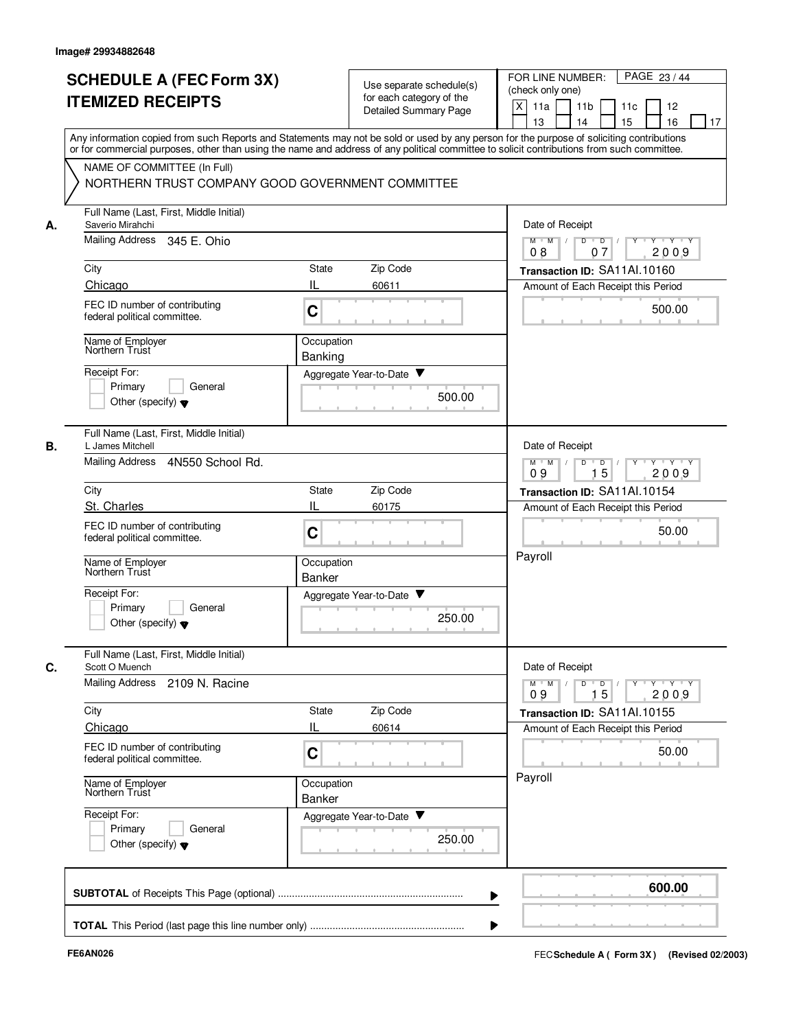Image# 29934882648

# SCHEDULE A (FEC Form 3X)
# ITEMIZED RECEIPTS

Use separate schedule(s) for each category of the Detailed Summary Page

FOR LINE NUMBER: (check only one)

X 11a | 11b | 11c | 12 | 13 | 14 | 15 | 16 | 17

Any information copied from such Reports and Statements may not be sold or used by any person for the purpose of soliciting contributions or for commercial purposes, other than using the name and address of any political committee to solicit contributions from such committee.

NAME OF COMMITTEE (In Full)
NORTHERN TRUST COMPANY GOOD GOVERNMENT COMMITTEE

**A.**

Full Name (Last, First, Middle Initial): Saverio Mirahchi
Mailing Address: 345 E. Ohio
City: Chicago | State: IL | Zip Code: 60611
FEC ID number of contributing federal political committee: C
Name of Employer: Northern Trust
Occupation: Banking
Receipt For: Primary / General / Other (specify)
Aggregate Year-to-Date: 500.00
Date of Receipt: 08 / 07 / 2009
Transaction ID: SA11AI.10160
Amount of Each Receipt this Period: 500.00

**B.**

Full Name (Last, First, Middle Initial): L James Mitchell
Mailing Address: 4N550 School Rd.
City: St. Charles | State: IL | Zip Code: 60175
FEC ID number of contributing federal political committee: C
Name of Employer: Northern Trust
Occupation: Banker
Receipt For: Primary / General / Other (specify)
Aggregate Year-to-Date: 250.00
Date of Receipt: 09 / 15 / 2009
Transaction ID: SA11AI.10154
Amount of Each Receipt this Period: 50.00
Payroll

**C.**

Full Name (Last, First, Middle Initial): Scott O Muench
Mailing Address: 2109 N. Racine
City: Chicago | State: IL | Zip Code: 60614
FEC ID number of contributing federal political committee: C
Name of Employer: Northern Trust
Occupation: Banker
Receipt For: Primary / General / Other (specify)
Aggregate Year-to-Date: 250.00
Date of Receipt: 09 / 15 / 2009
Transaction ID: SA11AI.10155
Amount of Each Receipt this Period: 50.00
Payroll

**SUBTOTAL** of Receipts This Page (optional): **600.00**

**TOTAL** This Period (last page this line number only):

FE6AN026

FEC **Schedule A ( Form 3X )** (Revised 02/2003)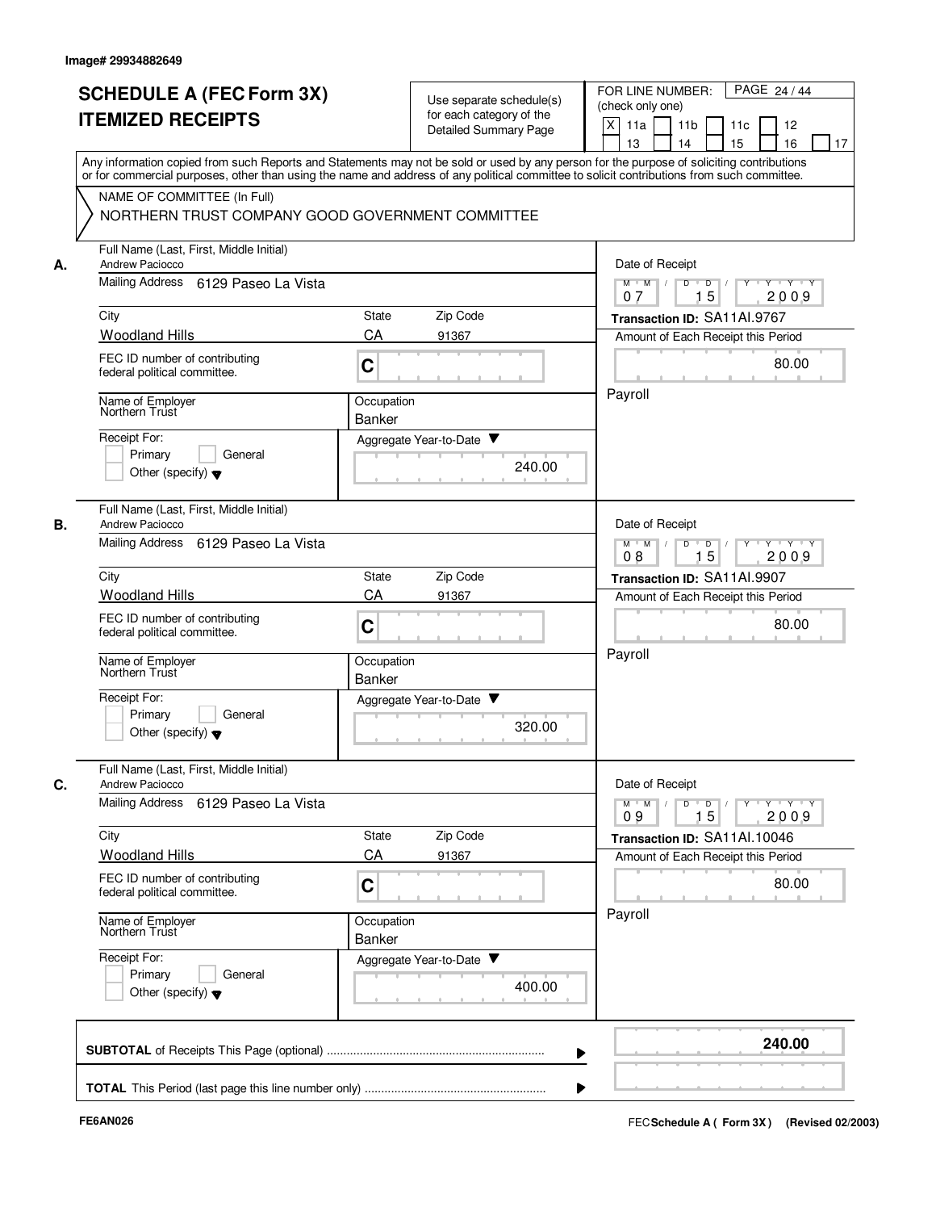Image# 29934882649

# SCHEDULE A (FEC Form 3X)
# ITEMIZED RECEIPTS

Use separate schedule(s) for each category of the Detailed Summary Page

FOR LINE NUMBER: (check only one)

- [X] 11a
- [ ] 11b
- [ ] 11c
- [ ] 12
- [ ] 13
- [ ] 14
- [ ] 15
- [ ] 16
- [ ] 17

PAGE 24 / 44

Any information copied from such Reports and Statements may not be sold or used by any person for the purpose of soliciting contributions or for commercial purposes, other than using the name and address of any political committee to solicit contributions from such committee.

NAME OF COMMITTEE (In Full)
NORTHERN TRUST COMPANY GOOD GOVERNMENT COMMITTEE

## A.

Full Name (Last, First, Middle Initial): Andrew Paciocco
Mailing Address: 6129 Paseo La Vista
City: Woodland Hills | State: CA | Zip Code: 91367
FEC ID number of contributing federal political committee: C
Name of Employer: Northern Trust
Occupation: Banker
Receipt For: Primary / General / Other (specify)
Aggregate Year-to-Date: 240.00

Date of Receipt: 07 / 15 / 2009
Transaction ID: SA11AI.9767
Amount of Each Receipt this Period: 80.00
Payroll

## B.

Full Name (Last, First, Middle Initial): Andrew Paciocco
Mailing Address: 6129 Paseo La Vista
City: Woodland Hills | State: CA | Zip Code: 91367
FEC ID number of contributing federal political committee: C
Name of Employer: Northern Trust
Occupation: Banker
Receipt For: Primary / General / Other (specify)
Aggregate Year-to-Date: 320.00

Date of Receipt: 08 / 15 / 2009
Transaction ID: SA11AI.9907
Amount of Each Receipt this Period: 80.00
Payroll

## C.

Full Name (Last, First, Middle Initial): Andrew Paciocco
Mailing Address: 6129 Paseo La Vista
City: Woodland Hills | State: CA | Zip Code: 91367
FEC ID number of contributing federal political committee: C
Name of Employer: Northern Trust
Occupation: Banker
Receipt For: Primary / General / Other (specify)
Aggregate Year-to-Date: 400.00

Date of Receipt: 09 / 15 / 2009
Transaction ID: SA11AI.10046
Amount of Each Receipt this Period: 80.00
Payroll

**SUBTOTAL** of Receipts This Page (optional) ........ **240.00**

**TOTAL** This Period (last page this line number only) ........

FE6AN026 — FEC **Schedule A ( Form 3X)** (Revised 02/2003)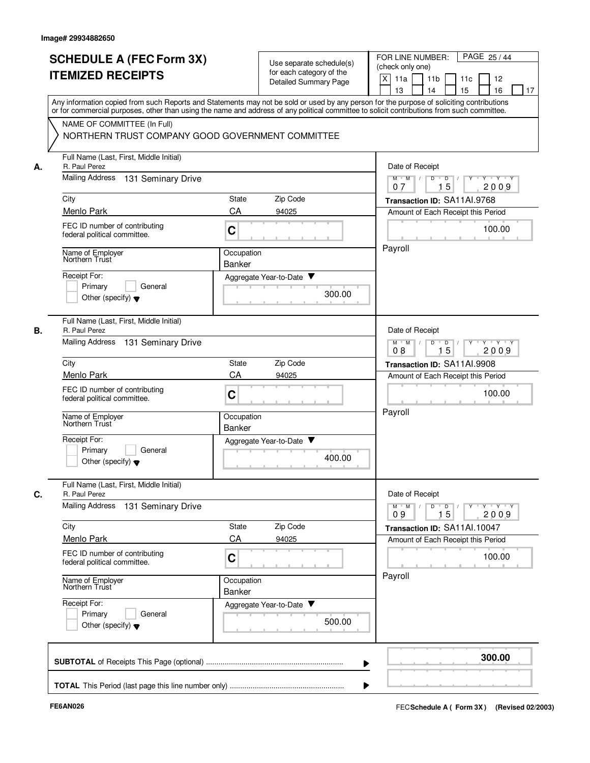Image# 29934882650

# SCHEDULE A (FEC Form 3X) ITEMIZED RECEIPTS

Use separate schedule(s) for each category of the Detailed Summary Page

FOR LINE NUMBER: (check only one)

[X] 11a [ ] 11b [ ] 11c [ ] 12 [ ] 13 [ ] 14 [ ] 15 [ ] 16 [ ] 17

PAGE 25 / 44

Any information copied from such Reports and Statements may not be sold or used by any person for the purpose of soliciting contributions or for commercial purposes, other than using the name and address of any political committee to solicit contributions from such committee.

NAME OF COMMITTEE (In Full)
NORTHERN TRUST COMPANY GOOD GOVERNMENT COMMITTEE

## A.

Full Name (Last, First, Middle Initial): R. Paul Perez
Mailing Address: 131 Seminary Drive
City: Menlo Park
State: CA
Zip Code: 94025
FEC ID number of contributing federal political committee: C
Name of Employer: Northern Trust
Occupation: Banker
Receipt For: [ ] Primary [ ] General [ ] Other (specify)
Aggregate Year-to-Date: 300.00

Date of Receipt: 07 / 15 / 2009
Transaction ID: SA11AI.9768
Amount of Each Receipt this Period: 100.00
Payroll

## B.

Full Name (Last, First, Middle Initial): R. Paul Perez
Mailing Address: 131 Seminary Drive
City: Menlo Park
State: CA
Zip Code: 94025
FEC ID number of contributing federal political committee: C
Name of Employer: Northern Trust
Occupation: Banker
Receipt For: [ ] Primary [ ] General [ ] Other (specify)
Aggregate Year-to-Date: 400.00

Date of Receipt: 08 / 15 / 2009
Transaction ID: SA11AI.9908
Amount of Each Receipt this Period: 100.00
Payroll

## C.

Full Name (Last, First, Middle Initial): R. Paul Perez
Mailing Address: 131 Seminary Drive
City: Menlo Park
State: CA
Zip Code: 94025
FEC ID number of contributing federal political committee: C
Name of Employer: Northern Trust
Occupation: Banker
Receipt For: [ ] Primary [ ] General [ ] Other (specify)
Aggregate Year-to-Date: 500.00

Date of Receipt: 09 / 15 / 2009
Transaction ID: SA11AI.10047
Amount of Each Receipt this Period: 100.00
Payroll

**SUBTOTAL** of Receipts This Page (optional): **300.00**

**TOTAL** This Period (last page this line number only):

FE6AN026

FEC **Schedule A ( Form 3X )** (Revised 02/2003)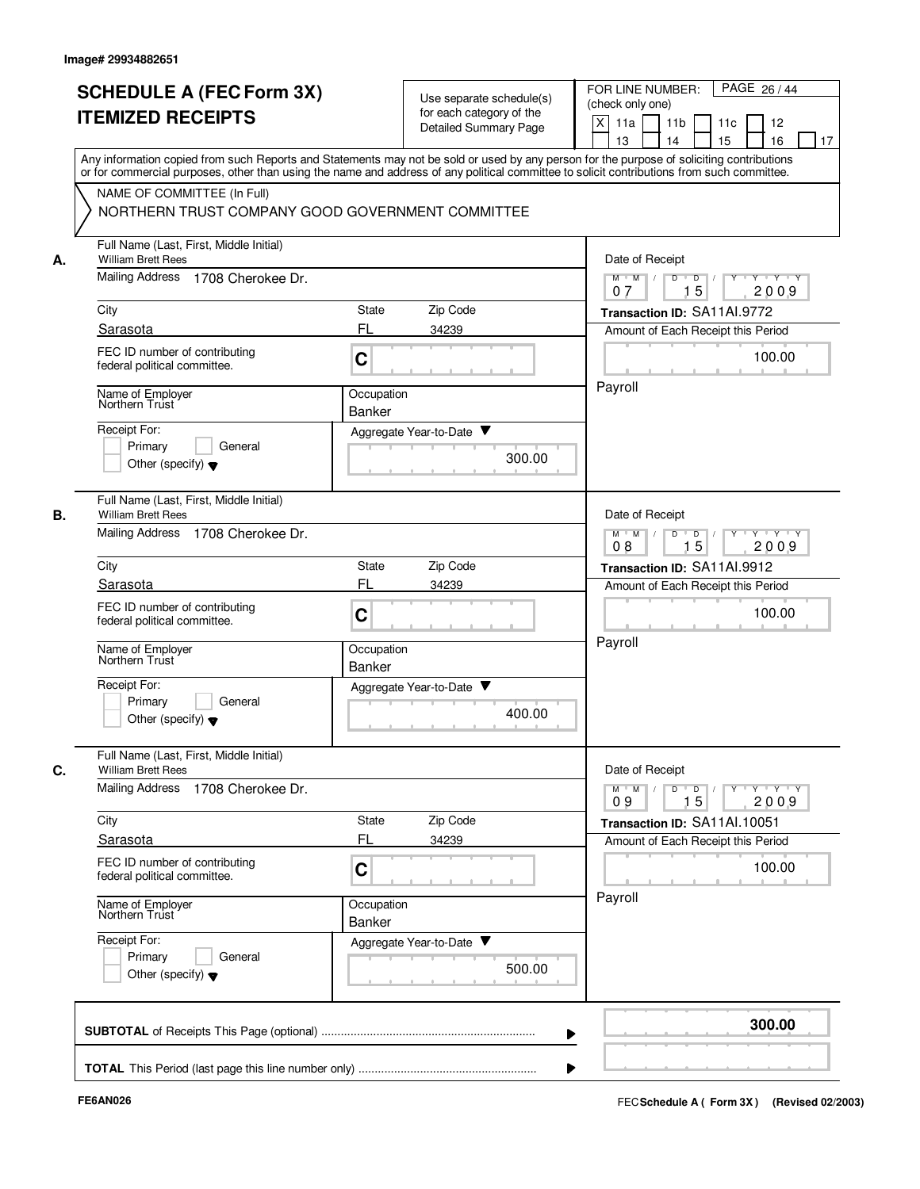Image# 29934882651

# SCHEDULE A (FEC Form 3X) ITEMIZED RECEIPTS

Use separate schedule(s) for each category of the Detailed Summary Page

FOR LINE NUMBER: (check only one)

[X] 11a [ ] 11b [ ] 11c [ ] 12 [ ] 13 [ ] 14 [ ] 15 [ ] 16 [ ] 17

Any information copied from such Reports and Statements may not be sold or used by any person for the purpose of soliciting contributions or for commercial purposes, other than using the name and address of any political committee to solicit contributions from such committee.

NAME OF COMMITTEE (In Full)

NORTHERN TRUST COMPANY GOOD GOVERNMENT COMMITTEE

**A.**

Full Name (Last, First, Middle Initial): William Brett Rees

Mailing Address: 1708 Cherokee Dr.

City: Sarasota | State: FL | Zip Code: 34239

FEC ID number of contributing federal political committee: C

Name of Employer: Northern Trust

Occupation: Banker

Receipt For: [ ] Primary [ ] General [ ] Other (specify)

Aggregate Year-to-Date: 300.00

Date of Receipt: 07/15/2009

Transaction ID: SA11AI.9772

Amount of Each Receipt this Period: 100.00

Payroll

**B.**

Full Name (Last, First, Middle Initial): William Brett Rees

Mailing Address: 1708 Cherokee Dr.

City: Sarasota | State: FL | Zip Code: 34239

FEC ID number of contributing federal political committee: C

Name of Employer: Northern Trust

Occupation: Banker

Receipt For: [ ] Primary [ ] General [ ] Other (specify)

Aggregate Year-to-Date: 400.00

Date of Receipt: 08/15/2009

Transaction ID: SA11AI.9912

Amount of Each Receipt this Period: 100.00

Payroll

**C.**

Full Name (Last, First, Middle Initial): William Brett Rees

Mailing Address: 1708 Cherokee Dr.

City: Sarasota | State: FL | Zip Code: 34239

FEC ID number of contributing federal political committee: C

Name of Employer: Northern Trust

Occupation: Banker

Receipt For: [ ] Primary [ ] General [ ] Other (specify)

Aggregate Year-to-Date: 500.00

Date of Receipt: 09/15/2009

Transaction ID: SA11AI.10051

Amount of Each Receipt this Period: 100.00

Payroll

**SUBTOTAL** of Receipts This Page (optional): **300.00**

**TOTAL** This Period (last page this line number only):

FE6AN026

FEC **Schedule A ( Form 3X)** (Revised 02/2003)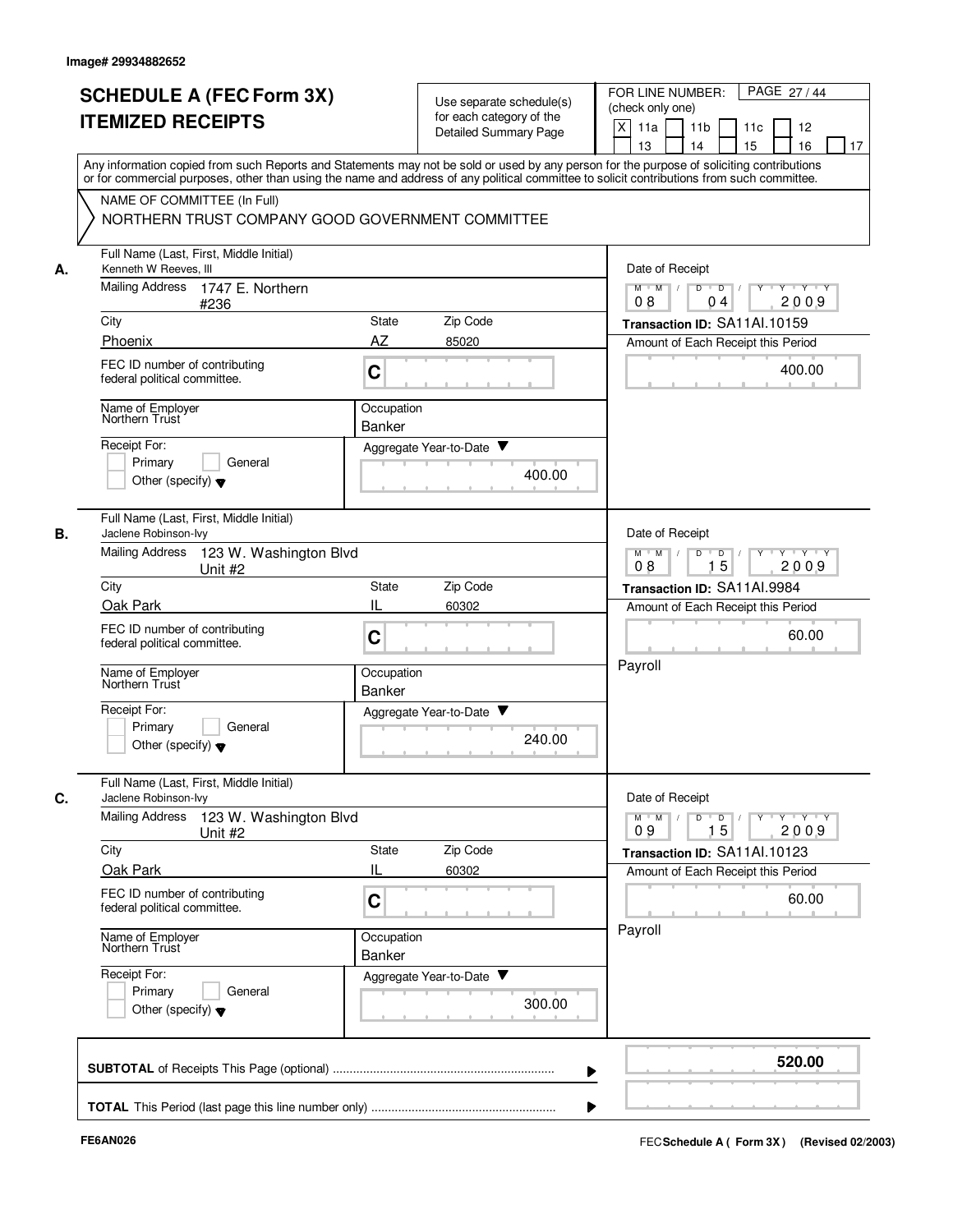Image# 29934882652

# SCHEDULE A (FEC Form 3X) ITEMIZED RECEIPTS

Use separate schedule(s) for each category of the Detailed Summary Page

FOR LINE NUMBER: (check only one)

[X] 11a [ ] 11b [ ] 11c [ ] 12 [ ] 13 [ ] 14 [ ] 15 [ ] 16 [ ] 17

PAGE 27 / 44

Any information copied from such Reports and Statements may not be sold or used by any person for the purpose of soliciting contributions or for commercial purposes, other than using the name and address of any political committee to solicit contributions from such committee.

NAME OF COMMITTEE (In Full)

NORTHERN TRUST COMPANY GOOD GOVERNMENT COMMITTEE

---

**A.**

Full Name (Last, First, Middle Initial): Kenneth W Reeves, III

Mailing Address: 1747 E. Northern #236

City: Phoenix | State: AZ | Zip Code: 85020

FEC ID number of contributing federal political committee: C

Name of Employer: Northern Trust

Occupation: Banker

Receipt For: [ ] Primary [ ] General [ ] Other (specify)

Aggregate Year-to-Date: 400.00

Date of Receipt: 08 04 2009

Transaction ID: SA11AI.10159

Amount of Each Receipt this Period: 400.00

---

**B.**

Full Name (Last, First, Middle Initial): Jaclene Robinson-Ivy

Mailing Address: 123 W. Washington Blvd Unit #2

City: Oak Park | State: IL | Zip Code: 60302

FEC ID number of contributing federal political committee: C

Name of Employer: Northern Trust

Occupation: Banker

Receipt For: [ ] Primary [ ] General [ ] Other (specify)

Aggregate Year-to-Date: 240.00

Date of Receipt: 08 15 2009

Transaction ID: SA11AI.9984

Amount of Each Receipt this Period: 60.00

Payroll

---

**C.**

Full Name (Last, First, Middle Initial): Jaclene Robinson-Ivy

Mailing Address: 123 W. Washington Blvd Unit #2

City: Oak Park | State: IL | Zip Code: 60302

FEC ID number of contributing federal political committee: C

Name of Employer: Northern Trust

Occupation: Banker

Receipt For: [ ] Primary [ ] General [ ] Other (specify)

Aggregate Year-to-Date: 300.00

Date of Receipt: 09 15 2009

Transaction ID: SA11AI.10123

Amount of Each Receipt this Period: 60.00

Payroll

---

**SUBTOTAL** of Receipts This Page (optional): **520.00**

**TOTAL** This Period (last page this line number only):

FE6AN026

FEC **Schedule A ( Form 3X)** (Revised 02/2003)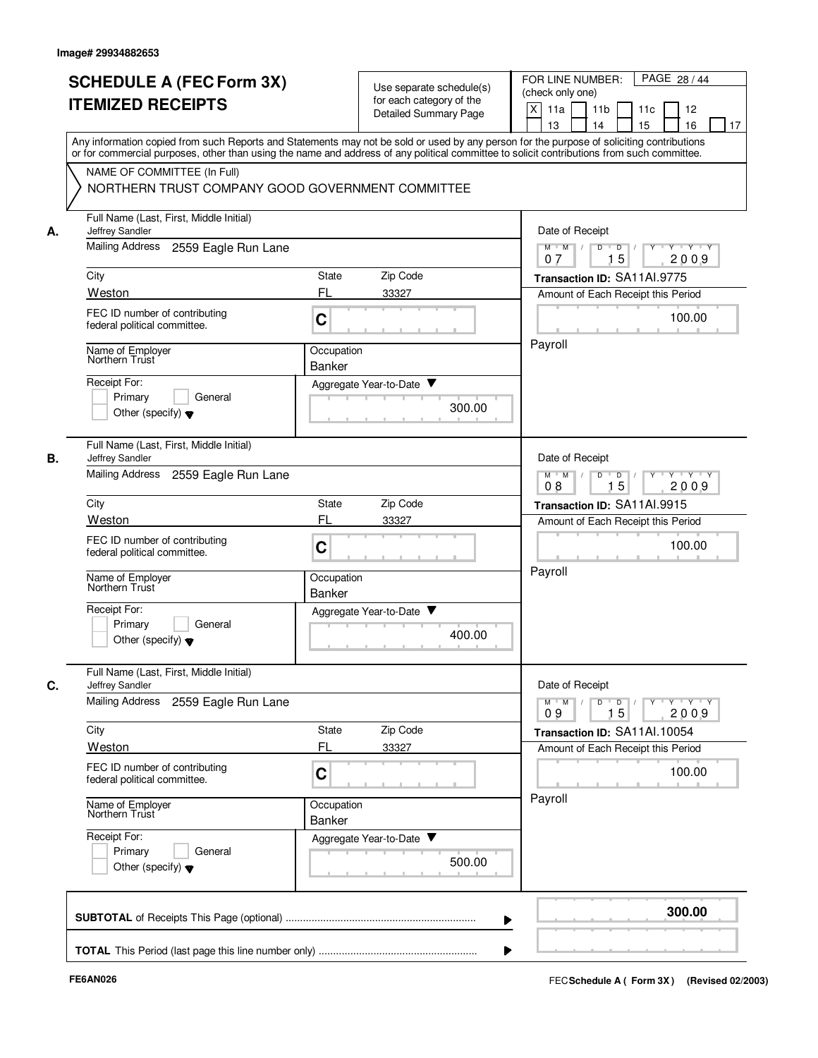Image# 29934882653

# SCHEDULE A (FEC Form 3X)
# ITEMIZED RECEIPTS

Use separate schedule(s) for each category of the Detailed Summary Page

FOR LINE NUMBER: (check only one)
[X] 11a [ ] 11b [ ] 11c [ ] 12 [ ] 13 [ ] 14 [ ] 15 [ ] 16 [ ] 17

PAGE 28 / 44

Any information copied from such Reports and Statements may not be sold or used by any person for the purpose of soliciting contributions or for commercial purposes, other than using the name and address of any political committee to solicit contributions from such committee.

NAME OF COMMITTEE (In Full)
NORTHERN TRUST COMPANY GOOD GOVERNMENT COMMITTEE

**A.**

| Field | Value |
|---|---|
| Full Name (Last, First, Middle Initial) | Jeffrey Sandler |
| Mailing Address | 2559 Eagle Run Lane |
| City | Weston |
| State | FL |
| Zip Code | 33327 |
| FEC ID number of contributing federal political committee. | C |
| Name of Employer | Northern Trust |
| Occupation | Banker |
| Receipt For | Primary / General / Other (specify) |
| Aggregate Year-to-Date | 300.00 |
| Date of Receipt | 07 / 15 / 2009 |
| Transaction ID | SA11AI.9775 |
| Amount of Each Receipt this Period | 100.00 |
| | Payroll |

**B.**

| Field | Value |
|---|---|
| Full Name (Last, First, Middle Initial) | Jeffrey Sandler |
| Mailing Address | 2559 Eagle Run Lane |
| City | Weston |
| State | FL |
| Zip Code | 33327 |
| FEC ID number of contributing federal political committee. | C |
| Name of Employer | Northern Trust |
| Occupation | Banker |
| Receipt For | Primary / General / Other (specify) |
| Aggregate Year-to-Date | 400.00 |
| Date of Receipt | 08 / 15 / 2009 |
| Transaction ID | SA11AI.9915 |
| Amount of Each Receipt this Period | 100.00 |
| | Payroll |

**C.**

| Field | Value |
|---|---|
| Full Name (Last, First, Middle Initial) | Jeffrey Sandler |
| Mailing Address | 2559 Eagle Run Lane |
| City | Weston |
| State | FL |
| Zip Code | 33327 |
| FEC ID number of contributing federal political committee. | C |
| Name of Employer | Northern Trust |
| Occupation | Banker |
| Receipt For | Primary / General / Other (specify) |
| Aggregate Year-to-Date | 500.00 |
| Date of Receipt | 09 / 15 / 2009 |
| Transaction ID | SA11AI.10054 |
| Amount of Each Receipt this Period | 100.00 |
| | Payroll |

**SUBTOTAL** of Receipts This Page (optional) ........ **300.00**

**TOTAL** This Period (last page this line number only) ........

FE6AN026 — FEC **Schedule A ( Form 3X )** (Revised 02/2003)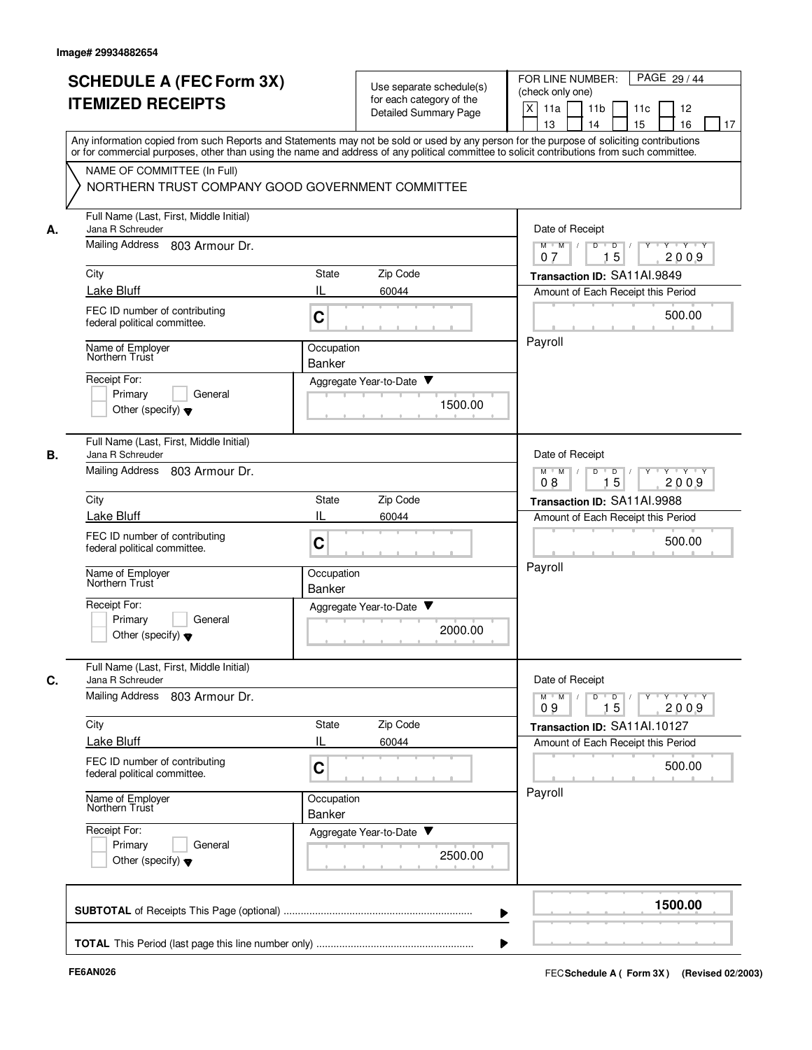Image# 29934882654

# SCHEDULE A (FEC Form 3X) ITEMIZED RECEIPTS

Use separate schedule(s) for each category of the Detailed Summary Page

FOR LINE NUMBER: (check only one)

[X] 11a [ ] 11b [ ] 11c [ ] 12 [ ] 13 [ ] 14 [ ] 15 [ ] 16 [ ] 17

PAGE 29 / 44

Any information copied from such Reports and Statements may not be sold or used by any person for the purpose of soliciting contributions or for commercial purposes, other than using the name and address of any political committee to solicit contributions from such committee.

NAME OF COMMITTEE (In Full)
NORTHERN TRUST COMPANY GOOD GOVERNMENT COMMITTEE

## A.

Full Name (Last, First, Middle Initial): Jana R Schreuder

Mailing Address: 803 Armour Dr.

City: Lake Bluff | State: IL | Zip Code: 60044

FEC ID number of contributing federal political committee: C

Name of Employer: Northern Trust

Occupation: Banker

Receipt For: [ ] Primary [ ] General [ ] Other (specify)

Aggregate Year-to-Date: 1500.00

Date of Receipt: 07 / 15 / 2009

Transaction ID: SA11AI.9849

Amount of Each Receipt this Period: 500.00

Payroll

## B.

Full Name (Last, First, Middle Initial): Jana R Schreuder

Mailing Address: 803 Armour Dr.

City: Lake Bluff | State: IL | Zip Code: 60044

FEC ID number of contributing federal political committee: C

Name of Employer: Northern Trust

Occupation: Banker

Receipt For: [ ] Primary [ ] General [ ] Other (specify)

Aggregate Year-to-Date: 2000.00

Date of Receipt: 08 / 15 / 2009

Transaction ID: SA11AI.9988

Amount of Each Receipt this Period: 500.00

Payroll

## C.

Full Name (Last, First, Middle Initial): Jana R Schreuder

Mailing Address: 803 Armour Dr.

City: Lake Bluff | State: IL | Zip Code: 60044

FEC ID number of contributing federal political committee: C

Name of Employer: Northern Trust

Occupation: Banker

Receipt For: [ ] Primary [ ] General [ ] Other (specify)

Aggregate Year-to-Date: 2500.00

Date of Receipt: 09 / 15 / 2009

Transaction ID: SA11AI.10127

Amount of Each Receipt this Period: 500.00

Payroll

**SUBTOTAL** of Receipts This Page (optional): **1500.00**

**TOTAL** This Period (last page this line number only):

FE6AN026

FEC **Schedule A ( Form 3X )** (Revised 02/2003)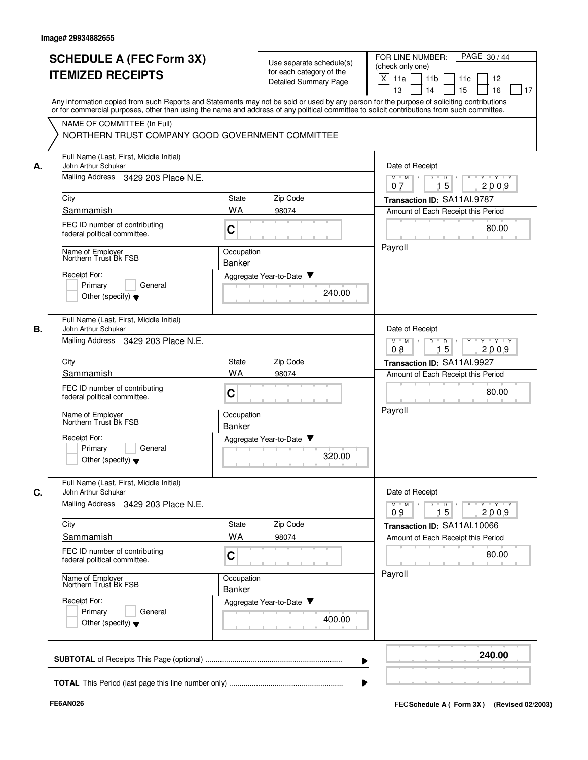Image# 29934882655

# SCHEDULE A (FEC Form 3X) ITEMIZED RECEIPTS

Use separate schedule(s) for each category of the Detailed Summary Page

FOR LINE NUMBER: (check only one)

[X] 11a [ ] 11b [ ] 11c [ ] 12 [ ] 13 [ ] 14 [ ] 15 [ ] 16 [ ] 17

PAGE 30 / 44

Any information copied from such Reports and Statements may not be sold or used by any person for the purpose of soliciting contributions or for commercial purposes, other than using the name and address of any political committee to solicit contributions from such committee.

NAME OF COMMITTEE (In Full)

NORTHERN TRUST COMPANY GOOD GOVERNMENT COMMITTEE

## A.

Full Name (Last, First, Middle Initial): John Arthur Schukar

Mailing Address: 3429 203 Place N.E.

City: Sammamish | State: WA | Zip Code: 98074

FEC ID number of contributing federal political committee: C

Name of Employer: Northern Trust Bk FSB

Occupation: Banker

Receipt For: [ ] Primary [ ] General [ ] Other (specify)

Aggregate Year-to-Date: 240.00

Date of Receipt: 07 15 2009

Transaction ID: SA11AI.9787

Amount of Each Receipt this Period: 80.00

Payroll

## B.

Full Name (Last, First, Middle Initial): John Arthur Schukar

Mailing Address: 3429 203 Place N.E.

City: Sammamish | State: WA | Zip Code: 98074

FEC ID number of contributing federal political committee: C

Name of Employer: Northern Trust Bk FSB

Occupation: Banker

Receipt For: [ ] Primary [ ] General [ ] Other (specify)

Aggregate Year-to-Date: 320.00

Date of Receipt: 08 15 2009

Transaction ID: SA11AI.9927

Amount of Each Receipt this Period: 80.00

Payroll

## C.

Full Name (Last, First, Middle Initial): John Arthur Schukar

Mailing Address: 3429 203 Place N.E.

City: Sammamish | State: WA | Zip Code: 98074

FEC ID number of contributing federal political committee: C

Name of Employer: Northern Trust Bk FSB

Occupation: Banker

Receipt For: [ ] Primary [ ] General [ ] Other (specify)

Aggregate Year-to-Date: 400.00

Date of Receipt: 09 15 2009

Transaction ID: SA11AI.10066

Amount of Each Receipt this Period: 80.00

Payroll

**SUBTOTAL** of Receipts This Page (optional) ........ **240.00**

**TOTAL** This Period (last page this line number only) ........

FE6AN026

FEC **Schedule A ( Form 3X )** (Revised 02/2003)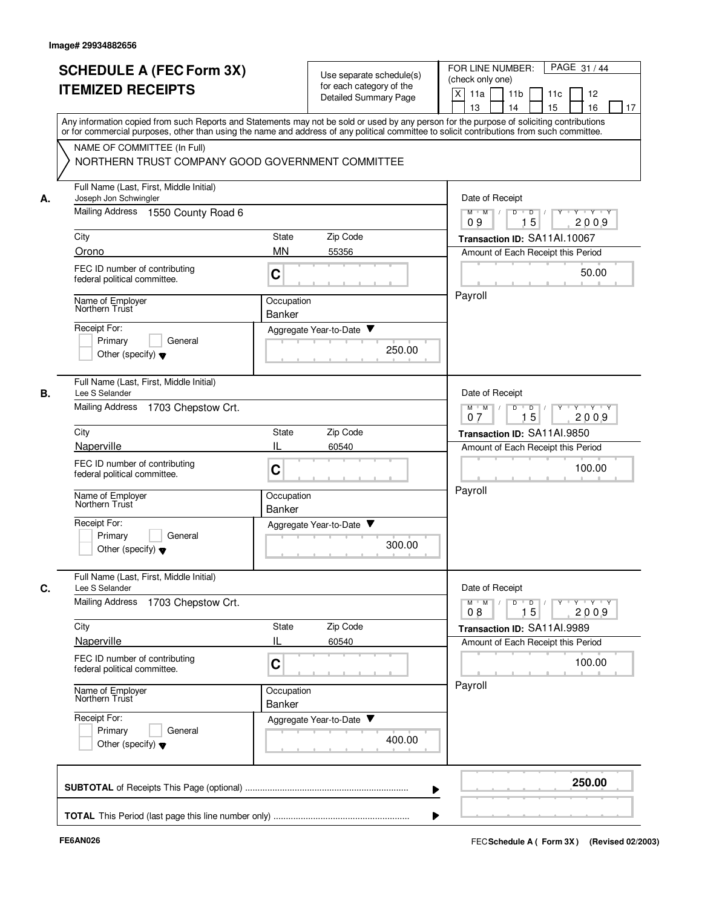Image# 29934882656

# SCHEDULE A (FEC Form 3X)
# ITEMIZED RECEIPTS

Use separate schedule(s) for each category of the Detailed Summary Page

FOR LINE NUMBER: (check only one)

[X] 11a [ ] 11b [ ] 11c [ ] 12
[ ] 13 [ ] 14 [ ] 15 [ ] 16 [ ] 17

PAGE 31 / 44

Any information copied from such Reports and Statements may not be sold or used by any person for the purpose of soliciting contributions or for commercial purposes, other than using the name and address of any political committee to solicit contributions from such committee.

NAME OF COMMITTEE (In Full)
NORTHERN TRUST COMPANY GOOD GOVERNMENT COMMITTEE

## A.

Full Name (Last, First, Middle Initial): Joseph Jon Schwingler

Mailing Address: 1550 County Road 6

City: Orono | State: MN | Zip Code: 55356

FEC ID number of contributing federal political committee: C

Name of Employer: Northern Trust

Occupation: Banker

Receipt For: [ ] Primary [ ] General [ ] Other (specify)

Aggregate Year-to-Date: 250.00

Date of Receipt: 09 / 15 / 2009

Transaction ID: SA11AI.10067

Amount of Each Receipt this Period: 50.00

Payroll

## B.

Full Name (Last, First, Middle Initial): Lee S Selander

Mailing Address: 1703 Chepstow Crt.

City: Naperville | State: IL | Zip Code: 60540

FEC ID number of contributing federal political committee: C

Name of Employer: Northern Trust

Occupation: Banker

Receipt For: [ ] Primary [ ] General [ ] Other (specify)

Aggregate Year-to-Date: 300.00

Date of Receipt: 07 / 15 / 2009

Transaction ID: SA11AI.9850

Amount of Each Receipt this Period: 100.00

Payroll

## C.

Full Name (Last, First, Middle Initial): Lee S Selander

Mailing Address: 1703 Chepstow Crt.

City: Naperville | State: IL | Zip Code: 60540

FEC ID number of contributing federal political committee: C

Name of Employer: Northern Trust

Occupation: Banker

Receipt For: [ ] Primary [ ] General [ ] Other (specify)

Aggregate Year-to-Date: 400.00

Date of Receipt: 08 / 15 / 2009

Transaction ID: SA11AI.9989

Amount of Each Receipt this Period: 100.00

Payroll

**SUBTOTAL** of Receipts This Page (optional) ........ **250.00**

**TOTAL** This Period (last page this line number only) ........

FE6AN026

FEC **Schedule A ( Form 3X )** (Revised 02/2003)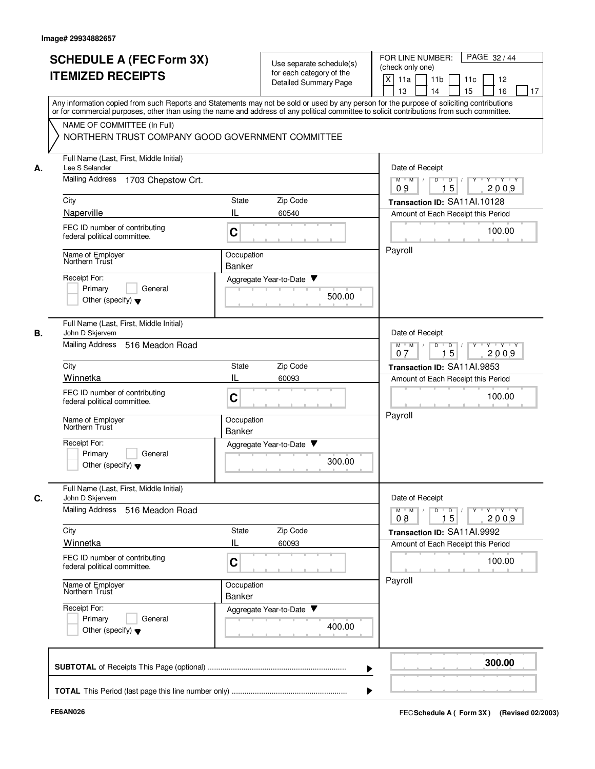Image# 29934882657

# SCHEDULE A (FEC Form 3X) ITEMIZED RECEIPTS

Use separate schedule(s) for each category of the Detailed Summary Page

FOR LINE NUMBER: (check only one)

[X] 11a [ ] 11b [ ] 11c [ ] 12 [ ] 13 [ ] 14 [ ] 15 [ ] 16 [ ] 17

PAGE 32 / 44

Any information copied from such Reports and Statements may not be sold or used by any person for the purpose of soliciting contributions or for commercial purposes, other than using the name and address of any political committee to solicit contributions from such committee.

NAME OF COMMITTEE (In Full)

NORTHERN TRUST COMPANY GOOD GOVERNMENT COMMITTEE

**A.**

Full Name (Last, First, Middle Initial): Lee S Selander

Mailing Address: 1703 Chepstow Crt.

City: Naperville | State: IL | Zip Code: 60540

FEC ID number of contributing federal political committee: C

Name of Employer: Northern Trust

Occupation: Banker

Receipt For: [ ] Primary [ ] General [ ] Other (specify)

Aggregate Year-to-Date: 500.00

Date of Receipt: 09 / 15 / 2009

Transaction ID: SA11AI.10128

Amount of Each Receipt this Period: 100.00

Payroll

**B.**

Full Name (Last, First, Middle Initial): John D Skjervem

Mailing Address: 516 Meadon Road

City: Winnetka | State: IL | Zip Code: 60093

FEC ID number of contributing federal political committee: C

Name of Employer: Northern Trust

Occupation: Banker

Receipt For: [ ] Primary [ ] General [ ] Other (specify)

Aggregate Year-to-Date: 300.00

Date of Receipt: 07 / 15 / 2009

Transaction ID: SA11AI.9853

Amount of Each Receipt this Period: 100.00

Payroll

**C.**

Full Name (Last, First, Middle Initial): John D Skjervem

Mailing Address: 516 Meadon Road

City: Winnetka | State: IL | Zip Code: 60093

FEC ID number of contributing federal political committee: C

Name of Employer: Northern Trust

Occupation: Banker

Receipt For: [ ] Primary [ ] General [ ] Other (specify)

Aggregate Year-to-Date: 400.00

Date of Receipt: 08 / 15 / 2009

Transaction ID: SA11AI.9992

Amount of Each Receipt this Period: 100.00

Payroll

**SUBTOTAL** of Receipts This Page (optional) ........ **300.00**

**TOTAL** This Period (last page this line number only) ........

FE6AN026

FEC **Schedule A ( Form 3X )** (Revised 02/2003)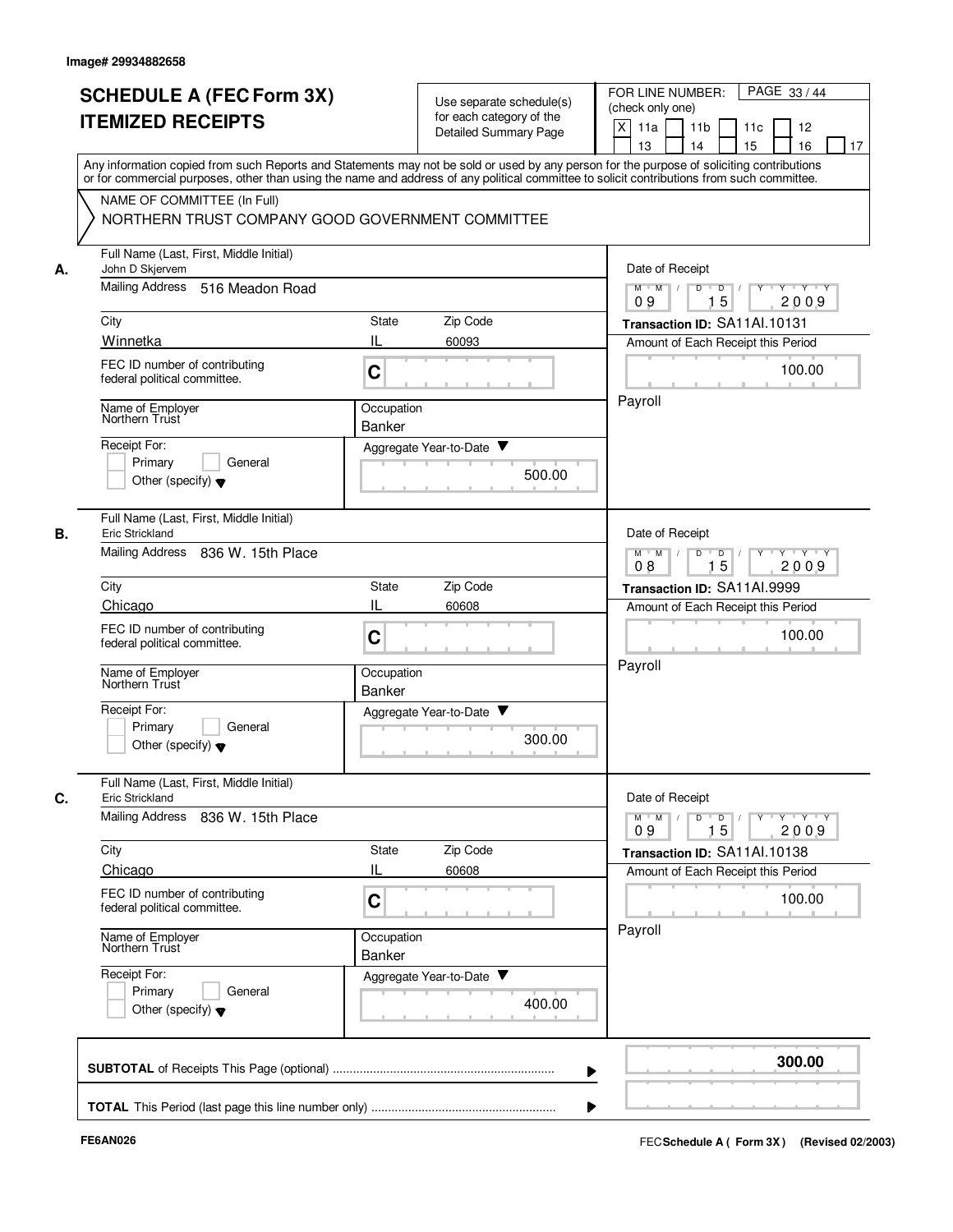Image# 29934882658

# SCHEDULE A (FEC Form 3X) ITEMIZED RECEIPTS

Use separate schedule(s) for each category of the Detailed Summary Page

FOR LINE NUMBER: (check only one)

- [X] 11a
- [ ] 11b
- [ ] 11c
- [ ] 12
- [ ] 13
- [ ] 14
- [ ] 15
- [ ] 16
- [ ] 17

Any information copied from such Reports and Statements may not be sold or used by any person for the purpose of soliciting contributions or for commercial purposes, other than using the name and address of any political committee to solicit contributions from such committee.

**NAME OF COMMITTEE (In Full)**
NORTHERN TRUST COMPANY GOOD GOVERNMENT COMMITTEE

---

**A.**

Full Name (Last, First, Middle Initial): John D Skjervem
Mailing Address: 516 Meadon Road
City: Winnetka | State: IL | Zip Code: 60093
FEC ID number of contributing federal political committee: C
Name of Employer: Northern Trust
Occupation: Banker
Receipt For: Primary / General / Other (specify)
Aggregate Year-to-Date: 500.00

Date of Receipt: 09 / 15 / 2009
Transaction ID: SA11AI.10131
Amount of Each Receipt this Period: 100.00
Payroll

---

**B.**

Full Name (Last, First, Middle Initial): Eric Strickland
Mailing Address: 836 W. 15th Place
City: Chicago | State: IL | Zip Code: 60608
FEC ID number of contributing federal political committee: C
Name of Employer: Northern Trust
Occupation: Banker
Receipt For: Primary / General / Other (specify)
Aggregate Year-to-Date: 300.00

Date of Receipt: 08 / 15 / 2009
Transaction ID: SA11AI.9999
Amount of Each Receipt this Period: 100.00
Payroll

---

**C.**

Full Name (Last, First, Middle Initial): Eric Strickland
Mailing Address: 836 W. 15th Place
City: Chicago | State: IL | Zip Code: 60608
FEC ID number of contributing federal political committee: C
Name of Employer: Northern Trust
Occupation: Banker
Receipt For: Primary / General / Other (specify)
Aggregate Year-to-Date: 400.00

Date of Receipt: 09 / 15 / 2009
Transaction ID: SA11AI.10138
Amount of Each Receipt this Period: 100.00
Payroll

---

**SUBTOTAL** of Receipts This Page (optional) ........ **300.00**

**TOTAL** This Period (last page this line number only) ........

FE6AN026

FEC **Schedule A ( Form 3X )** (Revised 02/2003)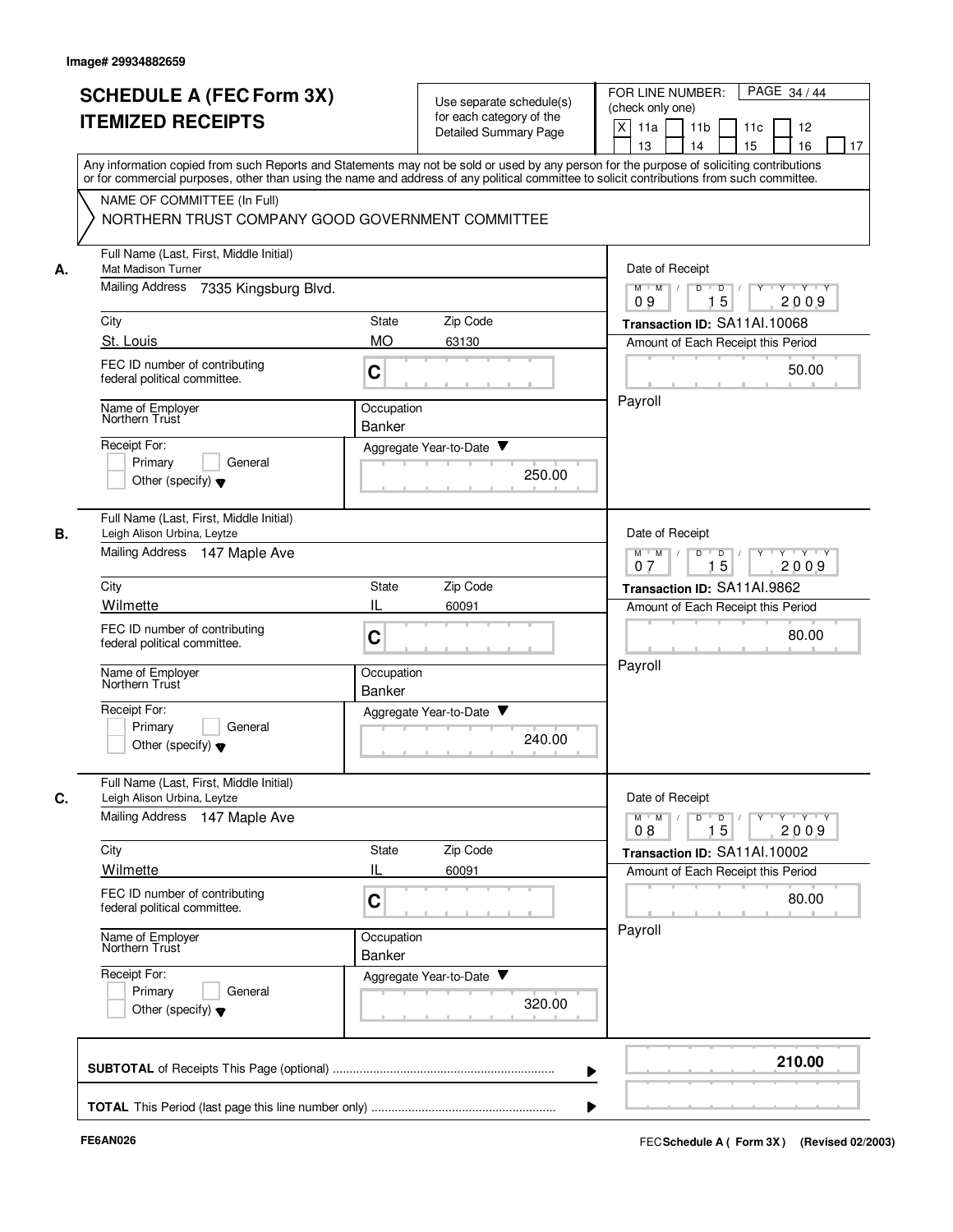Image# 29934882659

# SCHEDULE A (FEC Form 3X)
# ITEMIZED RECEIPTS

Use separate schedule(s) for each category of the Detailed Summary Page

FOR LINE NUMBER: (check only one)

[X] 11a [ ] 11b [ ] 11c [ ] 12 [ ] 13 [ ] 14 [ ] 15 [ ] 16 [ ] 17

Any information copied from such Reports and Statements may not be sold or used by any person for the purpose of soliciting contributions or for commercial purposes, other than using the name and address of any political committee to solicit contributions from such committee.

NAME OF COMMITTEE (In Full)
NORTHERN TRUST COMPANY GOOD GOVERNMENT COMMITTEE

---

**A.**

Full Name (Last, First, Middle Initial): Mat Madison Turner

Mailing Address: 7335 Kingsburg Blvd.

City: St. Louis | State: MO | Zip Code: 63130

FEC ID number of contributing federal political committee: C

Name of Employer: Northern Trust | Occupation: Banker

Receipt For: [ ] Primary [ ] General [ ] Other (specify)

Aggregate Year-to-Date: 250.00

Date of Receipt: 09 / 15 / 2009

Transaction ID: SA11AI.10068

Amount of Each Receipt this Period: 50.00

Payroll

---

**B.**

Full Name (Last, First, Middle Initial): Leigh Alison Urbina, Leytze

Mailing Address: 147 Maple Ave

City: Wilmette | State: IL | Zip Code: 60091

FEC ID number of contributing federal political committee: C

Name of Employer: Northern Trust | Occupation: Banker

Receipt For: [ ] Primary [ ] General [ ] Other (specify)

Aggregate Year-to-Date: 240.00

Date of Receipt: 07 / 15 / 2009

Transaction ID: SA11AI.9862

Amount of Each Receipt this Period: 80.00

Payroll

---

**C.**

Full Name (Last, First, Middle Initial): Leigh Alison Urbina, Leytze

Mailing Address: 147 Maple Ave

City: Wilmette | State: IL | Zip Code: 60091

FEC ID number of contributing federal political committee: C

Name of Employer: Northern Trust | Occupation: Banker

Receipt For: [ ] Primary [ ] General [ ] Other (specify)

Aggregate Year-to-Date: 320.00

Date of Receipt: 08 / 15 / 2009

Transaction ID: SA11AI.10002

Amount of Each Receipt this Period: 80.00

Payroll

---

**SUBTOTAL** of Receipts This Page (optional): **210.00**

**TOTAL** This Period (last page this line number only):

FE6AN026

FEC **Schedule A ( Form 3X)** (Revised 02/2003)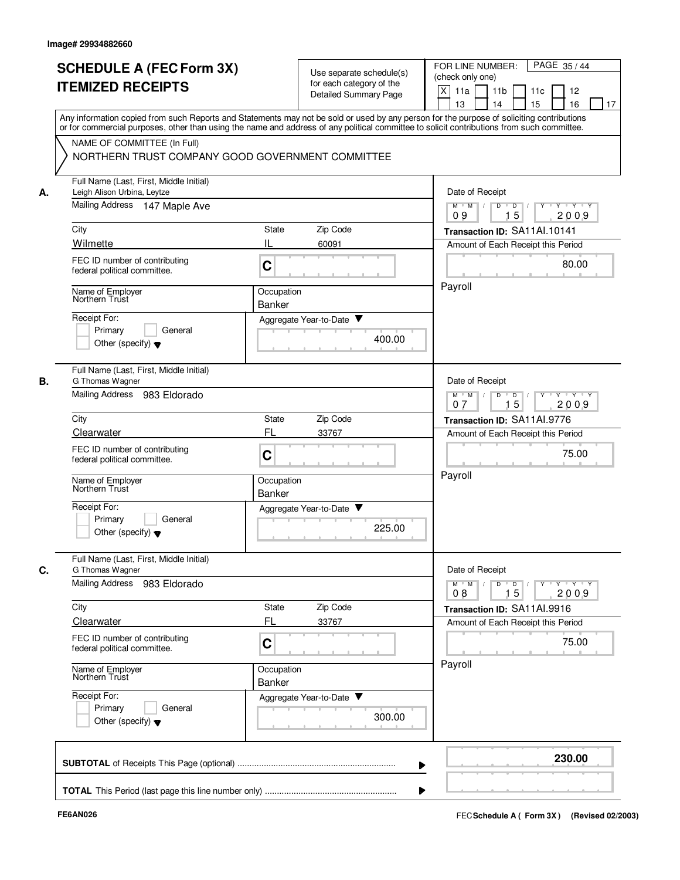Image# 29934882660

# SCHEDULE A (FEC Form 3X)
# ITEMIZED RECEIPTS

Use separate schedule(s) for each category of the Detailed Summary Page

FOR LINE NUMBER: (check only one)

[X] 11a [ ] 11b [ ] 11c [ ] 12 [ ] 13 [ ] 14 [ ] 15 [ ] 16 [ ] 17

PAGE 35 / 44

Any information copied from such Reports and Statements may not be sold or used by any person for the purpose of soliciting contributions or for commercial purposes, other than using the name and address of any political committee to solicit contributions from such committee.

NAME OF COMMITTEE (In Full)
NORTHERN TRUST COMPANY GOOD GOVERNMENT COMMITTEE

---

**A.** Full Name (Last, First, Middle Initial): Leigh Alison Urbina, Leytze

Mailing Address: 147 Maple Ave

City: Wilmette | State: IL | Zip Code: 60091

FEC ID number of contributing federal political committee: C

Name of Employer: Northern Trust | Occupation: Banker

Receipt For: [ ] Primary [ ] General [ ] Other (specify)

Aggregate Year-to-Date: 400.00

Date of Receipt: 09 / 15 / 2009

Transaction ID: SA11AI.10141

Amount of Each Receipt this Period: 80.00

Payroll

---

**B.** Full Name (Last, First, Middle Initial): G Thomas Wagner

Mailing Address: 983 Eldorado

City: Clearwater | State: FL | Zip Code: 33767

FEC ID number of contributing federal political committee: C

Name of Employer: Northern Trust | Occupation: Banker

Receipt For: [ ] Primary [ ] General [ ] Other (specify)

Aggregate Year-to-Date: 225.00

Date of Receipt: 07 / 15 / 2009

Transaction ID: SA11AI.9776

Amount of Each Receipt this Period: 75.00

Payroll

---

**C.** Full Name (Last, First, Middle Initial): G Thomas Wagner

Mailing Address: 983 Eldorado

City: Clearwater | State: FL | Zip Code: 33767

FEC ID number of contributing federal political committee: C

Name of Employer: Northern Trust | Occupation: Banker

Receipt For: [ ] Primary [ ] General [ ] Other (specify)

Aggregate Year-to-Date: 300.00

Date of Receipt: 08 / 15 / 2009

Transaction ID: SA11AI.9916

Amount of Each Receipt this Period: 75.00

Payroll

---

**SUBTOTAL** of Receipts This Page (optional): **230.00**

**TOTAL** This Period (last page this line number only):

FE6AN026

FEC Schedule A ( Form 3X ) (Revised 02/2003)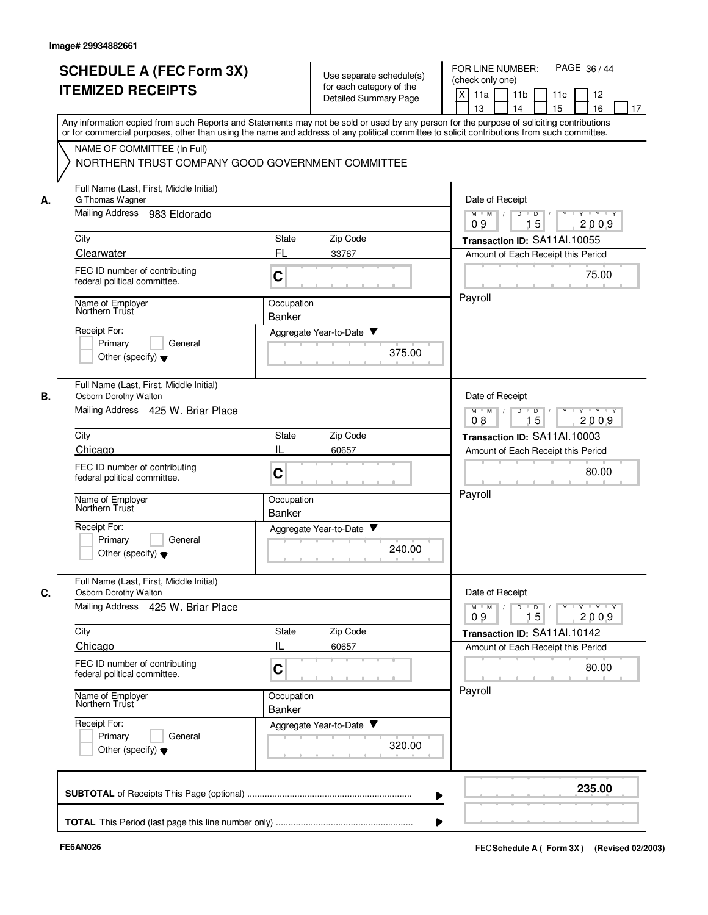Image# 29934882661

# SCHEDULE A (FEC Form 3X)
# ITEMIZED RECEIPTS

Use separate schedule(s) for each category of the Detailed Summary Page

FOR LINE NUMBER: (check only one)
[X] 11a [ ] 11b [ ] 11c [ ] 12 [ ] 13 [ ] 14 [ ] 15 [ ] 16 [ ] 17

Any information copied from such Reports and Statements may not be sold or used by any person for the purpose of soliciting contributions or for commercial purposes, other than using the name and address of any political committee to solicit contributions from such committee.

NAME OF COMMITTEE (In Full)
NORTHERN TRUST COMPANY GOOD GOVERNMENT COMMITTEE

**A.**
Full Name (Last, First, Middle Initial): G Thomas Wagner
Mailing Address: 983 Eldorado
City: Clearwater | State: FL | Zip Code: 33767
FEC ID number of contributing federal political committee: C
Name of Employer: Northern Trust | Occupation: Banker
Receipt For: Primary / General / Other (specify)
Aggregate Year-to-Date: 375.00
Date of Receipt: 09 / 15 / 2009
Transaction ID: SA11AI.10055
Amount of Each Receipt this Period: 75.00
Payroll

**B.**
Full Name (Last, First, Middle Initial): Osborn Dorothy Walton
Mailing Address: 425 W. Briar Place
City: Chicago | State: IL | Zip Code: 60657
FEC ID number of contributing federal political committee: C
Name of Employer: Northern Trust | Occupation: Banker
Receipt For: Primary / General / Other (specify)
Aggregate Year-to-Date: 240.00
Date of Receipt: 08 / 15 / 2009
Transaction ID: SA11AI.10003
Amount of Each Receipt this Period: 80.00
Payroll

**C.**
Full Name (Last, First, Middle Initial): Osborn Dorothy Walton
Mailing Address: 425 W. Briar Place
City: Chicago | State: IL | Zip Code: 60657
FEC ID number of contributing federal political committee: C
Name of Employer: Northern Trust | Occupation: Banker
Receipt For: Primary / General / Other (specify)
Aggregate Year-to-Date: 320.00
Date of Receipt: 09 / 15 / 2009
Transaction ID: SA11AI.10142
Amount of Each Receipt this Period: 80.00
Payroll

**SUBTOTAL** of Receipts This Page (optional) ........ **235.00**

**TOTAL** This Period (last page this line number only) ........

FE6AN026

FEC **Schedule A ( Form 3X )** (Revised 02/2003)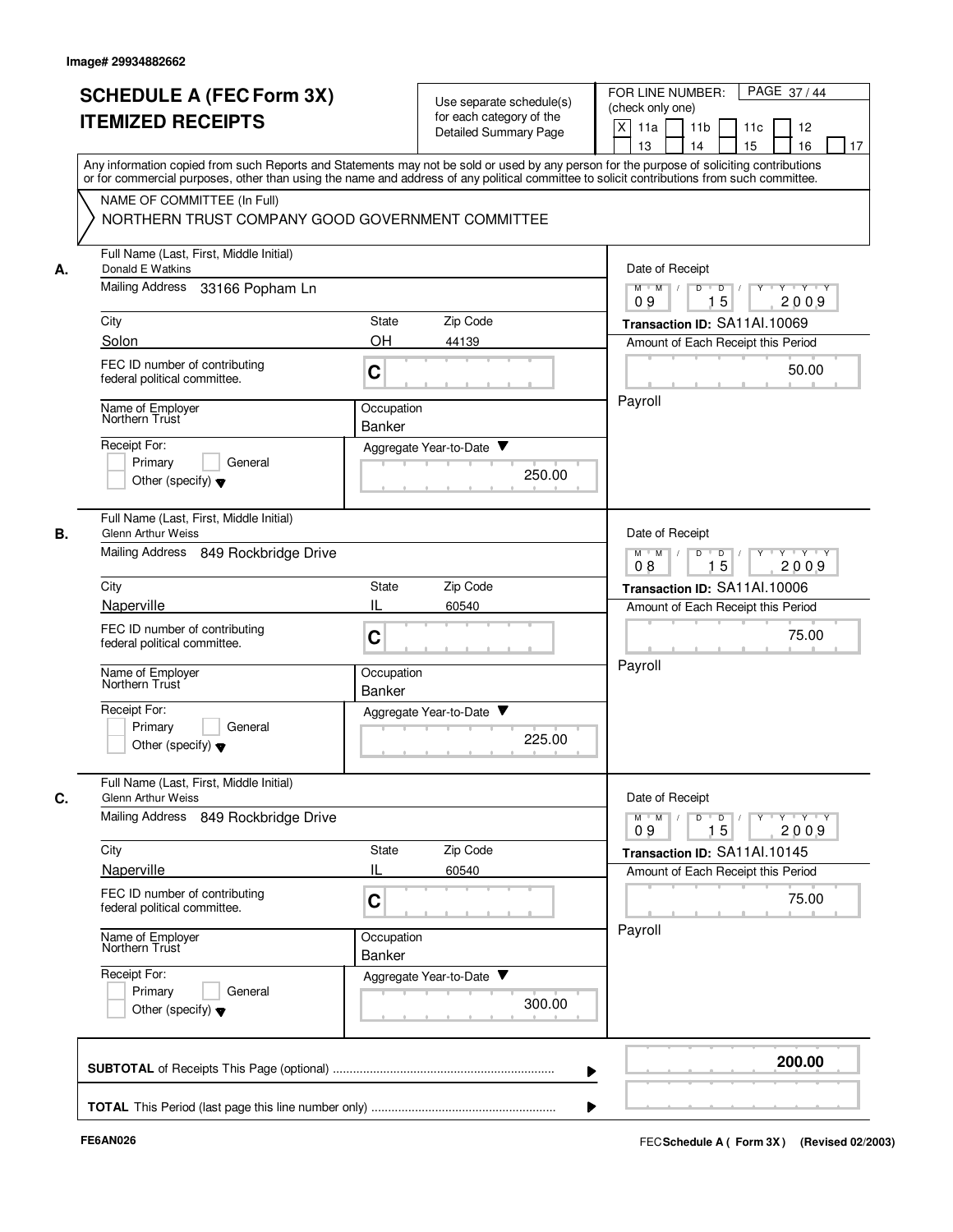Image# 29934882662

# SCHEDULE A (FEC Form 3X) ITEMIZED RECEIPTS

Use separate schedule(s) for each category of the Detailed Summary Page

FOR LINE NUMBER: (check only one)
[X] 11a [ ] 11b [ ] 11c [ ] 12 [ ] 13 [ ] 14 [ ] 15 [ ] 16 [ ] 17

PAGE 37 / 44

Any information copied from such Reports and Statements may not be sold or used by any person for the purpose of soliciting contributions or for commercial purposes, other than using the name and address of any political committee to solicit contributions from such committee.

NAME OF COMMITTEE (In Full)
NORTHERN TRUST COMPANY GOOD GOVERNMENT COMMITTEE

**A.** Full Name (Last, First, Middle Initial): Donald E Watkins
Mailing Address: 33166 Popham Ln
City: Solon | State: OH | Zip Code: 44139
FEC ID number of contributing federal political committee: C
Name of Employer: Northern Trust
Occupation: Banker
Receipt For: Primary / General / Other (specify)
Aggregate Year-to-Date: 250.00
Date of Receipt: 09 15 2009
Transaction ID: SA11AI.10069
Amount of Each Receipt this Period: 50.00
Payroll

**B.** Full Name (Last, First, Middle Initial): Glenn Arthur Weiss
Mailing Address: 849 Rockbridge Drive
City: Naperville | State: IL | Zip Code: 60540
FEC ID number of contributing federal political committee: C
Name of Employer: Northern Trust
Occupation: Banker
Receipt For: Primary / General / Other (specify)
Aggregate Year-to-Date: 225.00
Date of Receipt: 08 15 2009
Transaction ID: SA11AI.10006
Amount of Each Receipt this Period: 75.00
Payroll

**C.** Full Name (Last, First, Middle Initial): Glenn Arthur Weiss
Mailing Address: 849 Rockbridge Drive
City: Naperville | State: IL | Zip Code: 60540
FEC ID number of contributing federal political committee: C
Name of Employer: Northern Trust
Occupation: Banker
Receipt For: Primary / General / Other (specify)
Aggregate Year-to-Date: 300.00
Date of Receipt: 09 15 2009
Transaction ID: SA11AI.10145
Amount of Each Receipt this Period: 75.00
Payroll

**SUBTOTAL** of Receipts This Page (optional): **200.00**

**TOTAL** This Period (last page this line number only):

FE6AN026 — FEC Schedule A (Form 3X) (Revised 02/2003)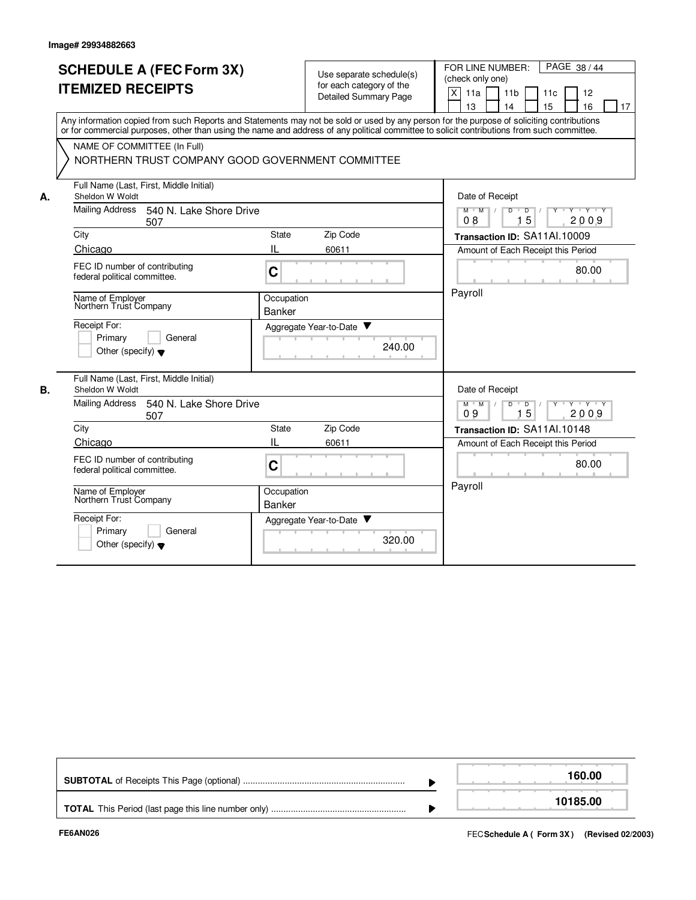Image# 29934882663

# SCHEDULE A (FEC Form 3X)
# ITEMIZED RECEIPTS

Use separate schedule(s) for each category of the Detailed Summary Page

FOR LINE NUMBER: (check only one)

[X] 11a [ ] 11b [ ] 11c [ ] 12 [ ] 13 [ ] 14 [ ] 15 [ ] 16 [ ] 17

PAGE 38 / 44

Any information copied from such Reports and Statements may not be sold or used by any person for the purpose of soliciting contributions or for commercial purposes, other than using the name and address of any political committee to solicit contributions from such committee.

NAME OF COMMITTEE (In Full)
NORTHERN TRUST COMPANY GOOD GOVERNMENT COMMITTEE

**A.**

| Field | Value |
|---|---|
| Full Name (Last, First, Middle Initial) | Sheldon W Woldt |
| Mailing Address | 540 N. Lake Shore Drive 507 |
| City | Chicago |
| State | IL |
| Zip Code | 60611 |
| FEC ID number of contributing federal political committee. | C |
| Name of Employer | Northern Trust Company |
| Occupation | Banker |
| Receipt For | Primary [ ] General [ ] Other (specify) |
| Aggregate Year-to-Date | 240.00 |
| Date of Receipt | 08 15 2009 |
| Transaction ID | SA11AI.10009 |
| Amount of Each Receipt this Period | 80.00 |
| Description | Payroll |

**B.**

| Field | Value |
|---|---|
| Full Name (Last, First, Middle Initial) | Sheldon W Woldt |
| Mailing Address | 540 N. Lake Shore Drive 507 |
| City | Chicago |
| State | IL |
| Zip Code | 60611 |
| FEC ID number of contributing federal political committee. | C |
| Name of Employer | Northern Trust Company |
| Occupation | Banker |
| Receipt For | Primary [ ] General [ ] Other (specify) |
| Aggregate Year-to-Date | 320.00 |
| Date of Receipt | 09 15 2009 |
| Transaction ID | SA11AI.10148 |
| Amount of Each Receipt this Period | 80.00 |
| Description | Payroll |

| | |
|---|---|
| **SUBTOTAL** of Receipts This Page (optional) | **160.00** |
| **TOTAL** This Period (last page this line number only) | **10185.00** |

FE6AN026

FEC **Schedule A ( Form 3X )** (Revised 02/2003)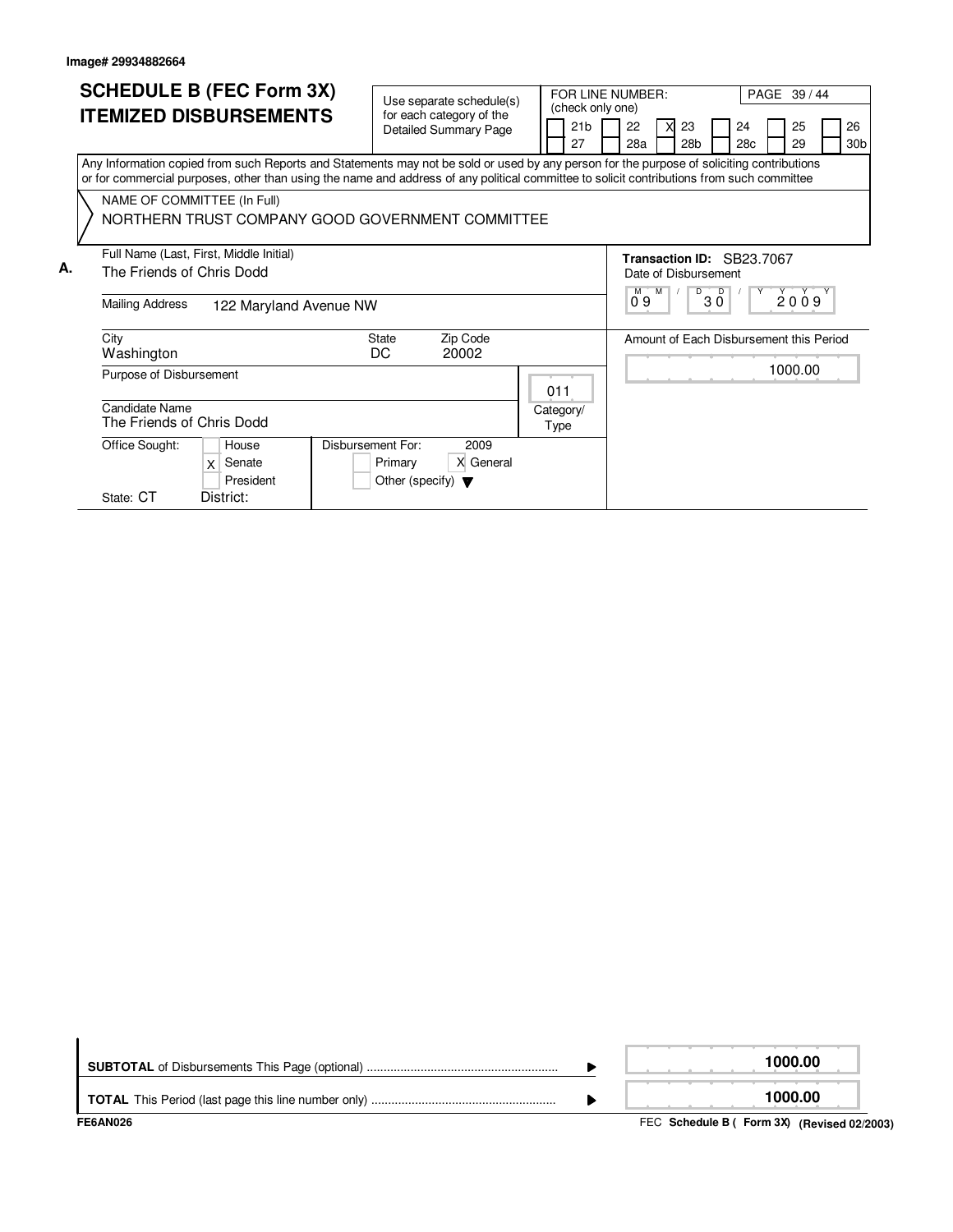Image# 29934882664

# SCHEDULE B (FEC Form 3X) ITEMIZED DISBURSEMENTS

Use separate schedule(s) for each category of the Detailed Summary Page

FOR LINE NUMBER: (check only one)

[ ] 21b [ ] 22 [X] 23 [ ] 24 [ ] 25 [ ] 26
[ ] 27 [ ] 28a [ ] 28b [ ] 28c [ ] 29 [ ] 30b

Any Information copied from such Reports and Statements may not be sold or used by any person for the purpose of soliciting contributions or for commercial purposes, other than using the name and address of any political committee to solicit contributions from such committee

NAME OF COMMITTEE (In Full)
NORTHERN TRUST COMPANY GOOD GOVERNMENT COMMITTEE

**A.**

Full Name (Last, First, Middle Initial): The Friends of Chris Dodd

Mailing Address: 122 Maryland Avenue NW

City: Washington | State: DC | Zip Code: 20002

Transaction ID: SB23.7067

Date of Disbursement: 09 / 30 / 2009

Amount of Each Disbursement this Period: 1000.00

Purpose of Disbursement:

Category/Type: 011

Candidate Name: The Friends of Chris Dodd

Office Sought: [ ] House [X] Senate [ ] President

State: CT District:

Disbursement For: 2009 [ ] Primary [X] General [ ] Other (specify)

| | |
|---|---|
| **SUBTOTAL** of Disbursements This Page (optional) | 1000.00 |
| **TOTAL** This Period (last page this line number only) | 1000.00 |

FE6AN026

FEC **Schedule B ( Form 3X) (Revised 02/2003)**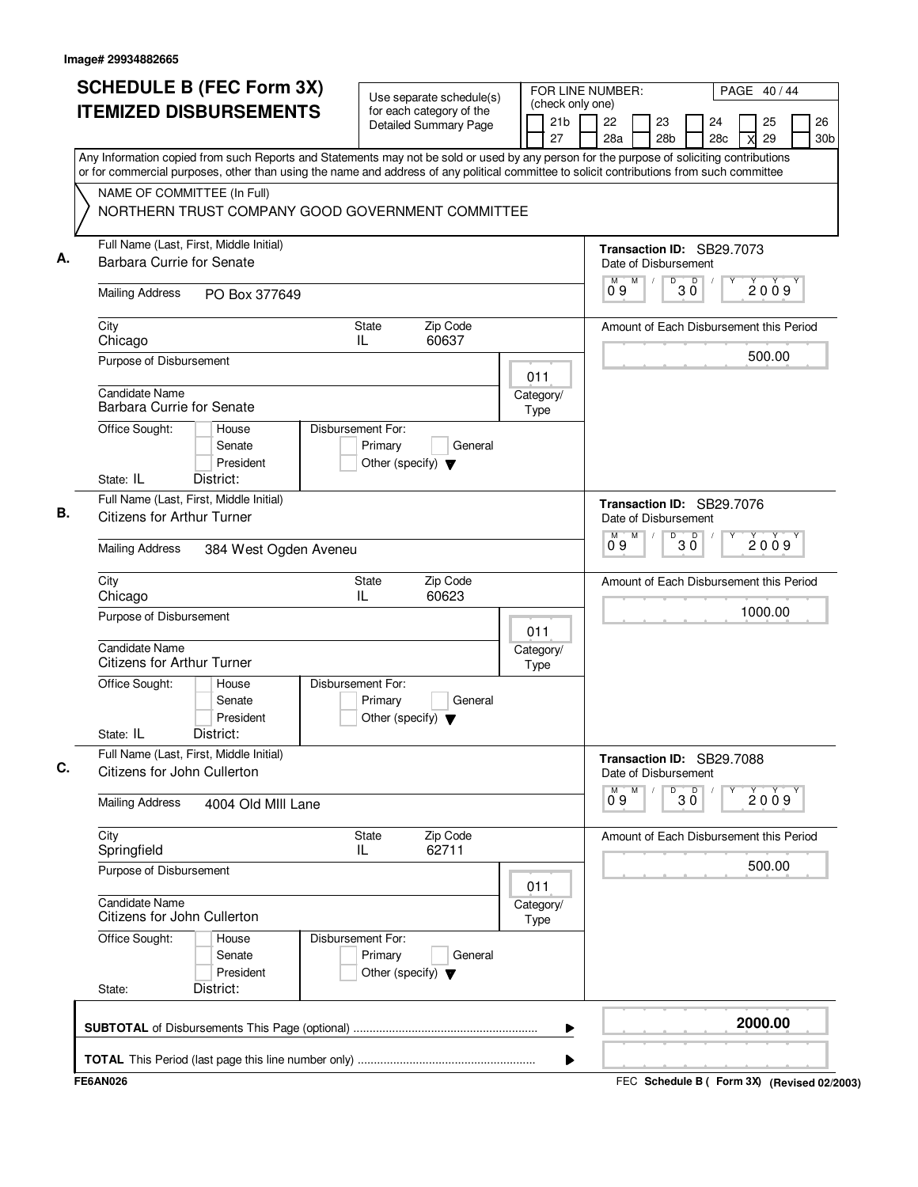Image# 29934882665

# SCHEDULE B (FEC Form 3X) ITEMIZED DISBURSEMENTS

Use separate schedule(s) for each category of the Detailed Summary Page

FOR LINE NUMBER: (check only one)
21b | 22 | 23 | 24 | 25 | 26
27 | 28a | 28b | 28c | X 29 | 30b

PAGE 40 / 44

Any Information copied from such Reports and Statements may not be sold or used by any person for the purpose of soliciting contributions or for commercial purposes, other than using the name and address of any political committee to solicit contributions from such committee

NAME OF COMMITTEE (In Full)
NORTHERN TRUST COMPANY GOOD GOVERNMENT COMMITTEE

**A.**
Full Name (Last, First, Middle Initial): Barbara Currie for Senate
Mailing Address: PO Box 377649
City: Chicago | State: IL | Zip Code: 60637
Purpose of Disbursement:
Category/Type: 011
Candidate Name: Barbara Currie for Senate
Office Sought: House / Senate / President
State: IL | District:
Disbursement For: Primary / General / Other (specify)
Transaction ID: SB29.7073
Date of Disbursement: 09/30/2009
Amount of Each Disbursement this Period: 500.00

**B.**
Full Name (Last, First, Middle Initial): Citizens for Arthur Turner
Mailing Address: 384 West Ogden Aveneu
City: Chicago | State: IL | Zip Code: 60623
Purpose of Disbursement:
Category/Type: 011
Candidate Name: Citizens for Arthur Turner
Office Sought: House / Senate / President
State: IL | District:
Disbursement For: Primary / General / Other (specify)
Transaction ID: SB29.7076
Date of Disbursement: 09/30/2009
Amount of Each Disbursement this Period: 1000.00

**C.**
Full Name (Last, First, Middle Initial): Citizens for John Cullerton
Mailing Address: 4004 Old MIll Lane
City: Springfield | State: IL | Zip Code: 62711
Purpose of Disbursement:
Category/Type: 011
Candidate Name: Citizens for John Cullerton
Office Sought: House / Senate / President
State: | District:
Disbursement For: Primary / General / Other (specify)
Transaction ID: SB29.7088
Date of Disbursement: 09/30/2009
Amount of Each Disbursement this Period: 500.00

**SUBTOTAL** of Disbursements This Page (optional): **2000.00**

**TOTAL** This Period (last page this line number only):

FE6AN026 — FEC Schedule B ( Form 3X) (Revised 02/2003)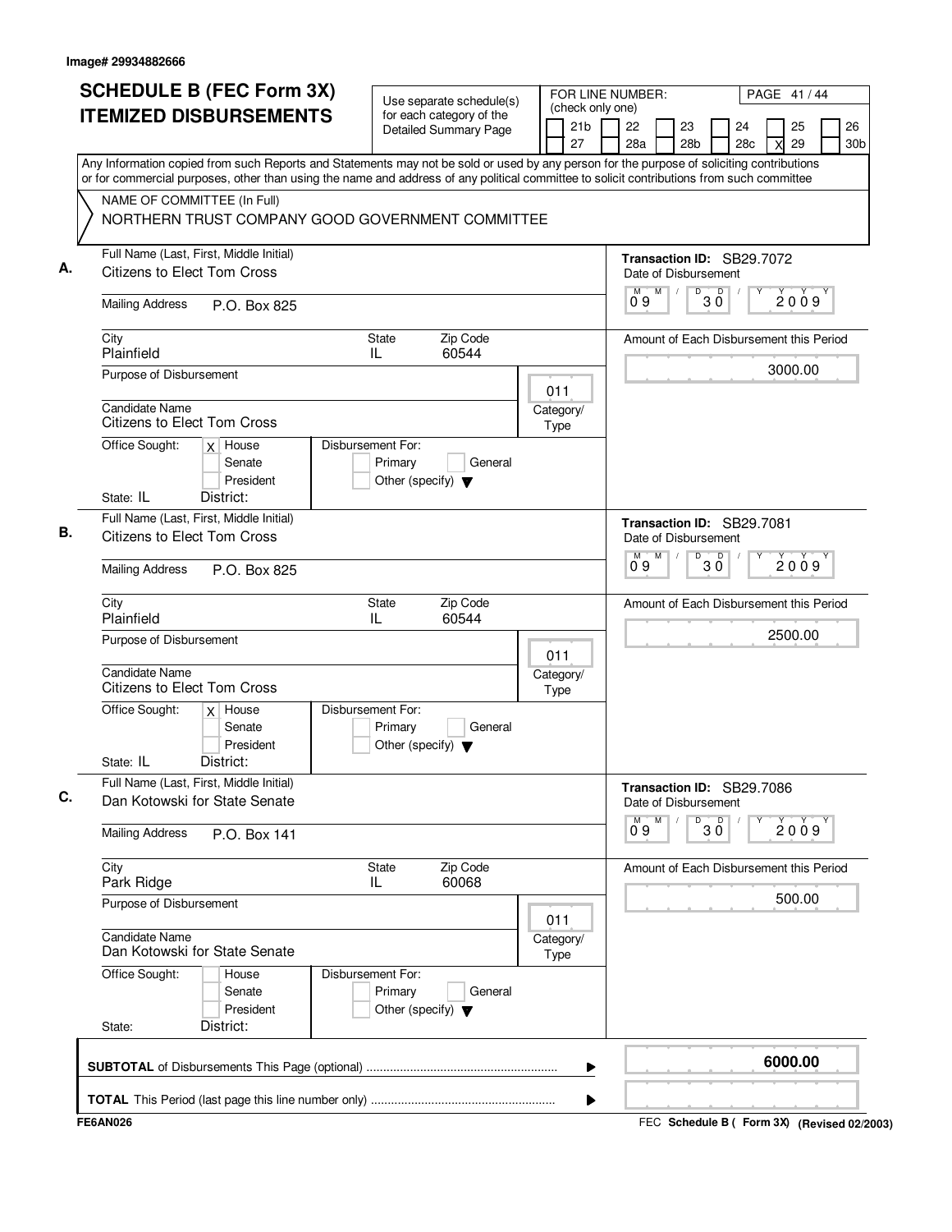Image# 29934882666

# SCHEDULE B (FEC Form 3X) ITEMIZED DISBURSEMENTS

Use separate schedule(s) for each category of the Detailed Summary Page

FOR LINE NUMBER: (check only one)

21b | 22 | 23 | 24 | 25 | 26
27 | 28a | 28b | 28c | X 29 | 30b

PAGE 41 / 44

Any Information copied from such Reports and Statements may not be sold or used by any person for the purpose of soliciting contributions or for commercial purposes, other than using the name and address of any political committee to solicit contributions from such committee

NAME OF COMMITTEE (In Full)
NORTHERN TRUST COMPANY GOOD GOVERNMENT COMMITTEE

## A.

Full Name (Last, First, Middle Initial): Citizens to Elect Tom Cross

Mailing Address: P.O. Box 825

City: Plainfield | State: IL | Zip Code: 60544

Purpose of Disbursement:

Category/Type: 011

Candidate Name: Citizens to Elect Tom Cross

Office Sought: [X] House [ ] Senate [ ] President

State: IL District:

Disbursement For: [ ] Primary [ ] General [ ] Other (specify)

Transaction ID: SB29.7072

Date of Disbursement: 09/30/2009

Amount of Each Disbursement this Period: 3000.00

## B.

Full Name (Last, First, Middle Initial): Citizens to Elect Tom Cross

Mailing Address: P.O. Box 825

City: Plainfield | State: IL | Zip Code: 60544

Purpose of Disbursement:

Category/Type: 011

Candidate Name: Citizens to Elect Tom Cross

Office Sought: [X] House [ ] Senate [ ] President

State: IL District:

Disbursement For: [ ] Primary [ ] General [ ] Other (specify)

Transaction ID: SB29.7081

Date of Disbursement: 09/30/2009

Amount of Each Disbursement this Period: 2500.00

## C.

Full Name (Last, First, Middle Initial): Dan Kotowski for State Senate

Mailing Address: P.O. Box 141

City: Park Ridge | State: IL | Zip Code: 60068

Purpose of Disbursement:

Category/Type: 011

Candidate Name: Dan Kotowski for State Senate

Office Sought: [ ] House [ ] Senate [ ] President

State: District:

Disbursement For: [ ] Primary [ ] General [ ] Other (specify)

Transaction ID: SB29.7086

Date of Disbursement: 09/30/2009

Amount of Each Disbursement this Period: 500.00

**SUBTOTAL** of Disbursements This Page (optional): **6000.00**

**TOTAL** This Period (last page this line number only):

FE6AN026

FEC **Schedule B ( Form 3X)** (Revised 02/2003)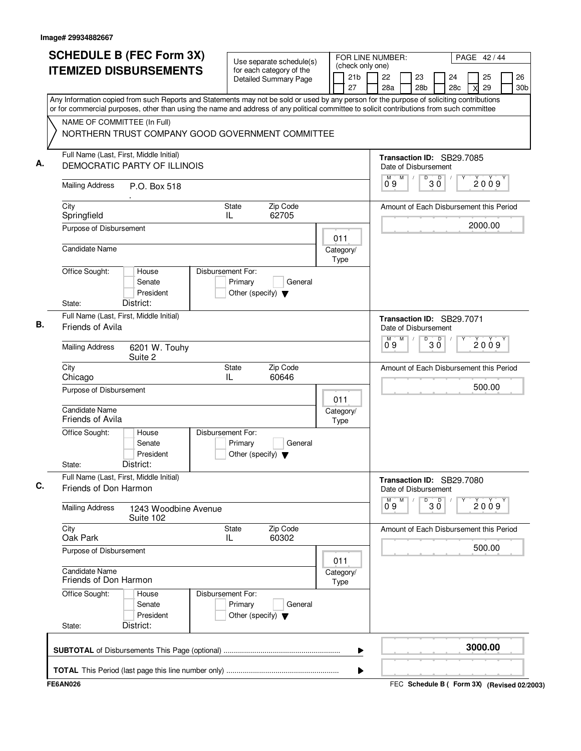Image# 29934882667

# SCHEDULE B (FEC Form 3X) ITEMIZED DISBURSEMENTS

Use separate schedule(s) for each category of the Detailed Summary Page

FOR LINE NUMBER: (check only one)

21b | 22 | 23 | 24 | 25 | 26
27 | 28a | 28b | 28c | X 29 | 30b

PAGE 42 / 44

Any Information copied from such Reports and Statements may not be sold or used by any person for the purpose of soliciting contributions or for commercial purposes, other than using the name and address of any political committee to solicit contributions from such committee

NAME OF COMMITTEE (In Full)
NORTHERN TRUST COMPANY GOOD GOVERNMENT COMMITTEE

**A.**
Full Name (Last, First, Middle Initial): DEMOCRATIC PARTY OF ILLINOIS
Mailing Address: P.O. Box 518
City: Springfield | State: IL | Zip Code: 62705
Purpose of Disbursement:
Candidate Name:
Category/Type: 011
Office Sought: House / Senate / President
State: | District:
Disbursement For: Primary / General / Other (specify)
Transaction ID: SB29.7085
Date of Disbursement: 09/30/2009
Amount of Each Disbursement this Period: 2000.00

**B.**
Full Name (Last, First, Middle Initial): Friends of Avila
Mailing Address: 6201 W. Touhy Suite 2
City: Chicago | State: IL | Zip Code: 60646
Purpose of Disbursement:
Candidate Name: Friends of Avila
Category/Type: 011
Office Sought: House / Senate / President
State: | District:
Disbursement For: Primary / General / Other (specify)
Transaction ID: SB29.7071
Date of Disbursement: 09/30/2009
Amount of Each Disbursement this Period: 500.00

**C.**
Full Name (Last, First, Middle Initial): Friends of Don Harmon
Mailing Address: 1243 Woodbine Avenue Suite 102
City: Oak Park | State: IL | Zip Code: 60302
Purpose of Disbursement:
Candidate Name: Friends of Don Harmon
Category/Type: 011
Office Sought: House / Senate / President
State: | District:
Disbursement For: Primary / General / Other (specify)
Transaction ID: SB29.7080
Date of Disbursement: 09/30/2009
Amount of Each Disbursement this Period: 500.00

**SUBTOTAL** of Disbursements This Page (optional): 3000.00

**TOTAL** This Period (last page this line number only):

FE6AN026 — FEC Schedule B ( Form 3X) (Revised 02/2003)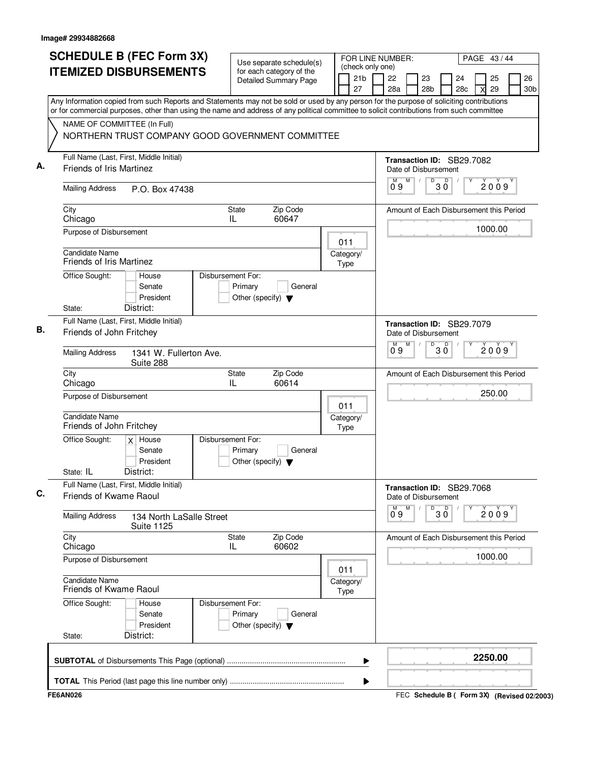Image# 29934882668

# SCHEDULE B (FEC Form 3X) ITEMIZED DISBURSEMENTS

Use separate schedule(s) for each category of the Detailed Summary Page

FOR LINE NUMBER: (check only one)

21b | 22 | 23 | 24 | 25 | 26
27 | 28a | 28b | 28c | X 29 | 30b

PAGE 43 / 44

Any Information copied from such Reports and Statements may not be sold or used by any person for the purpose of soliciting contributions or for commercial purposes, other than using the name and address of any political committee to solicit contributions from such committee

NAME OF COMMITTEE (In Full)
NORTHERN TRUST COMPANY GOOD GOVERNMENT COMMITTEE

## A.

Full Name (Last, First, Middle Initial): Friends of Iris Martinez

Mailing Address: P.O. Box 47438

City: Chicago | State: IL | Zip Code: 60647

Purpose of Disbursement:

Category/Type: 011

Candidate Name: Friends of Iris Martinez

Office Sought: House / Senate / President

State: District:

Disbursement For: Primary / General / Other (specify)

Transaction ID: SB29.7082

Date of Disbursement: 09 / 30 / 2009

Amount of Each Disbursement this Period: 1000.00

## B.

Full Name (Last, First, Middle Initial): Friends of John Fritchey

Mailing Address: 1341 W. Fullerton Ave. Suite 288

City: Chicago | State: IL | Zip Code: 60614

Purpose of Disbursement:

Category/Type: 011

Candidate Name: Friends of John Fritchey

Office Sought: X House / Senate / President

State: IL District:

Disbursement For: Primary / General / Other (specify)

Transaction ID: SB29.7079

Date of Disbursement: 09 / 30 / 2009

Amount of Each Disbursement this Period: 250.00

## C.

Full Name (Last, First, Middle Initial): Friends of Kwame Raoul

Mailing Address: 134 North LaSalle Street Suite 1125

City: Chicago | State: IL | Zip Code: 60602

Purpose of Disbursement:

Category/Type: 011

Candidate Name: Friends of Kwame Raoul

Office Sought: House / Senate / President

State: District:

Disbursement For: Primary / General / Other (specify)

Transaction ID: SB29.7068

Date of Disbursement: 09 / 30 / 2009

Amount of Each Disbursement this Period: 1000.00

**SUBTOTAL** of Disbursements This Page (optional): **2250.00**

**TOTAL** This Period (last page this line number only):

FE6AN026 FEC **Schedule B ( Form 3X) (Revised 02/2003)**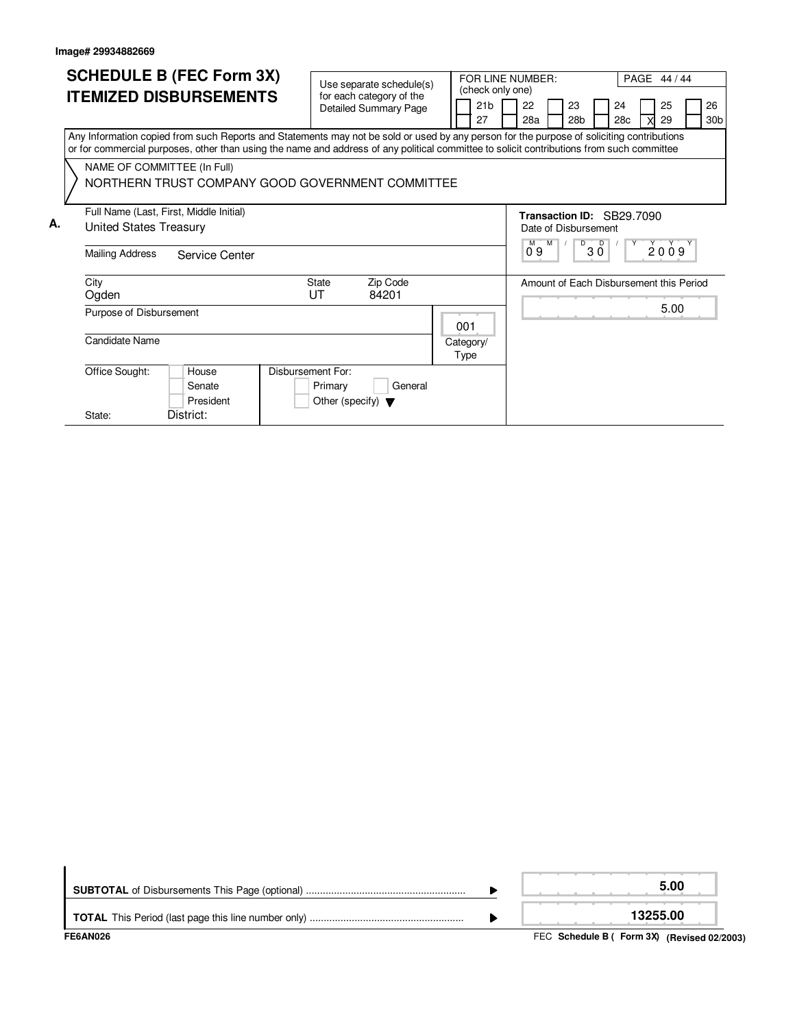Image# 29934882669

# SCHEDULE B (FEC Form 3X) ITEMIZED DISBURSEMENTS

Use separate schedule(s) for each category of the Detailed Summary Page

FOR LINE NUMBER: (check only one)

| | | | | | |
|---|---|---|---|---|---|
| [ ] 21b | [ ] 22 | [ ] 23 | [ ] 24 | [ ] 25 | [ ] 26 |
| [ ] 27 | [ ] 28a | [ ] 28b | [ ] 28c | [X] 29 | [ ] 30b |

Any Information copied from such Reports and Statements may not be sold or used by any person for the purpose of soliciting contributions or for commercial purposes, other than using the name and address of any political committee to solicit contributions from such committee

NAME OF COMMITTEE (In Full)
NORTHERN TRUST COMPANY GOOD GOVERNMENT COMMITTEE

**A.** Full Name (Last, First, Middle Initial): United States Treasury

Transaction ID: SB29.7090

Date of Disbursement: 09 / 30 / 2009

Mailing Address: Service Center

City: Ogden | State: UT | Zip Code: 84201

Amount of Each Disbursement this Period: 5.00

Purpose of Disbursement:

Category/Type: 001

Candidate Name:

Office Sought: [ ] House [ ] Senate [ ] President

State: District:

Disbursement For: [ ] Primary [ ] General [ ] Other (specify)

| | |
|---|---|
| **SUBTOTAL** of Disbursements This Page (optional) | 5.00 |
| **TOTAL** This Period (last page this line number only) | 13255.00 |

FE6AN026 FEC **Schedule B ( Form 3X) (Revised 02/2003)**